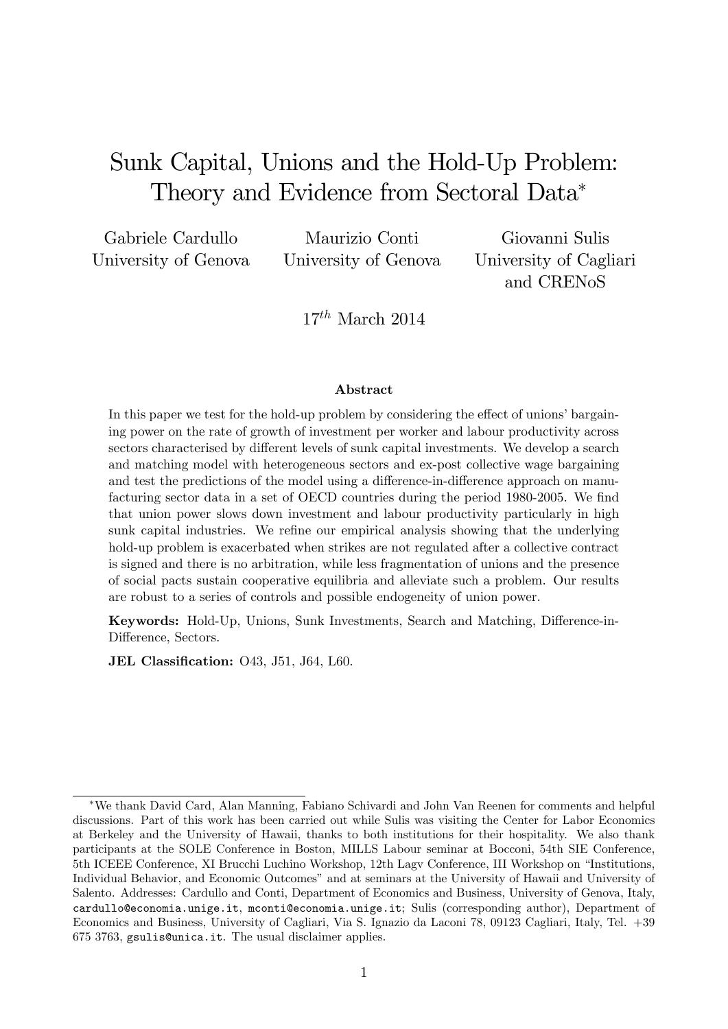# Sunk Capital, Unions and the Hold-Up Problem: Theory and Evidence from Sectoral Data*

Gabriele Cardullo
University of Genova

Maurizio Conti
University of Genova

Giovanni Sulis
University of Cagliari
and CRENoS

$17^{th}$ March 2014

## Abstract

In this paper we test for the hold-up problem by considering the effect of unions' bargaining power on the rate of growth of investment per worker and labour productivity across sectors characterised by different levels of sunk capital investments. We develop a search and matching model with heterogeneous sectors and ex-post collective wage bargaining and test the predictions of the model using a difference-in-difference approach on manufacturing sector data in a set of OECD countries during the period 1980-2005. We find that union power slows down investment and labour productivity particularly in high sunk capital industries. We refine our empirical analysis showing that the underlying hold-up problem is exacerbated when strikes are not regulated after a collective contract is signed and there is no arbitration, while less fragmentation of unions and the presence of social pacts sustain cooperative equilibria and alleviate such a problem. Our results are robust to a series of controls and possible endogeneity of union power.

**Keywords:** Hold-Up, Unions, Sunk Investments, Search and Matching, Difference-in-Difference, Sectors.

**JEL Classification:** O43, J51, J64, L60.

---

*We thank David Card, Alan Manning, Fabiano Schivardi and John Van Reenen for comments and helpful discussions. Part of this work has been carried out while Sulis was visiting the Center for Labor Economics at Berkeley and the University of Hawaii, thanks to both institutions for their hospitality. We also thank participants at the SOLE Conference in Boston, MILLS Labour seminar at Bocconi, 54th SIE Conference, 5th ICEEE Conference, XI Brucchi Luchino Workshop, 12th Lagv Conference, III Workshop on "Institutions, Individual Behavior, and Economic Outcomes" and at seminars at the University of Hawaii and University of Salento. Addresses: Cardullo and Conti, Department of Economics and Business, University of Genova, Italy, cardullo@economia.unige.it, mconti@economia.unige.it; Sulis (corresponding author), Department of Economics and Business, University of Cagliari, Via S. Ignazio da Laconi 78, 09123 Cagliari, Italy, Tel. +39 675 3763, gsulis@unica.it. The usual disclaimer applies.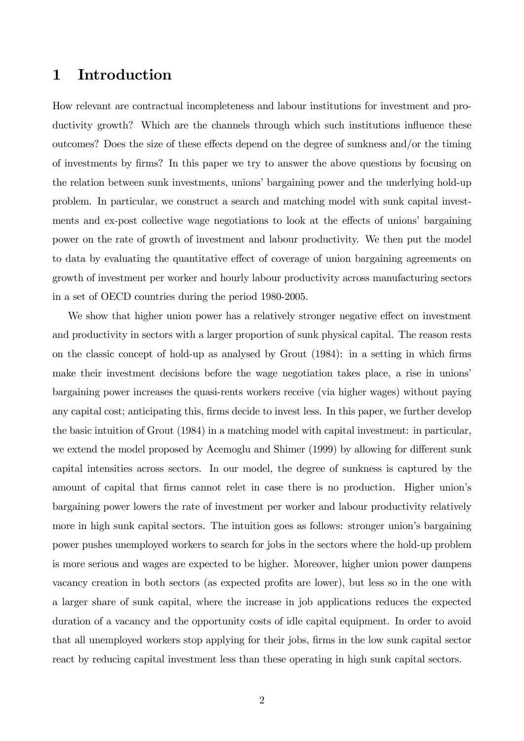# 1 Introduction

How relevant are contractual incompleteness and labour institutions for investment and productivity growth? Which are the channels through which such institutions influence these outcomes? Does the size of these effects depend on the degree of sunkness and/or the timing of investments by firms? In this paper we try to answer the above questions by focusing on the relation between sunk investments, unions' bargaining power and the underlying hold-up problem. In particular, we construct a search and matching model with sunk capital investments and ex-post collective wage negotiations to look at the effects of unions' bargaining power on the rate of growth of investment and labour productivity. We then put the model to data by evaluating the quantitative effect of coverage of union bargaining agreements on growth of investment per worker and hourly labour productivity across manufacturing sectors in a set of OECD countries during the period 1980-2005.

We show that higher union power has a relatively stronger negative effect on investment and productivity in sectors with a larger proportion of sunk physical capital. The reason rests on the classic concept of hold-up as analysed by Grout (1984): in a setting in which firms make their investment decisions before the wage negotiation takes place, a rise in unions' bargaining power increases the quasi-rents workers receive (via higher wages) without paying any capital cost; anticipating this, firms decide to invest less. In this paper, we further develop the basic intuition of Grout (1984) in a matching model with capital investment: in particular, we extend the model proposed by Acemoglu and Shimer (1999) by allowing for different sunk capital intensities across sectors. In our model, the degree of sunkness is captured by the amount of capital that firms cannot relet in case there is no production. Higher union's bargaining power lowers the rate of investment per worker and labour productivity relatively more in high sunk capital sectors. The intuition goes as follows: stronger union's bargaining power pushes unemployed workers to search for jobs in the sectors where the hold-up problem is more serious and wages are expected to be higher. Moreover, higher union power dampens vacancy creation in both sectors (as expected profits are lower), but less so in the one with a larger share of sunk capital, where the increase in job applications reduces the expected duration of a vacancy and the opportunity costs of idle capital equipment. In order to avoid that all unemployed workers stop applying for their jobs, firms in the low sunk capital sector react by reducing capital investment less than these operating in high sunk capital sectors.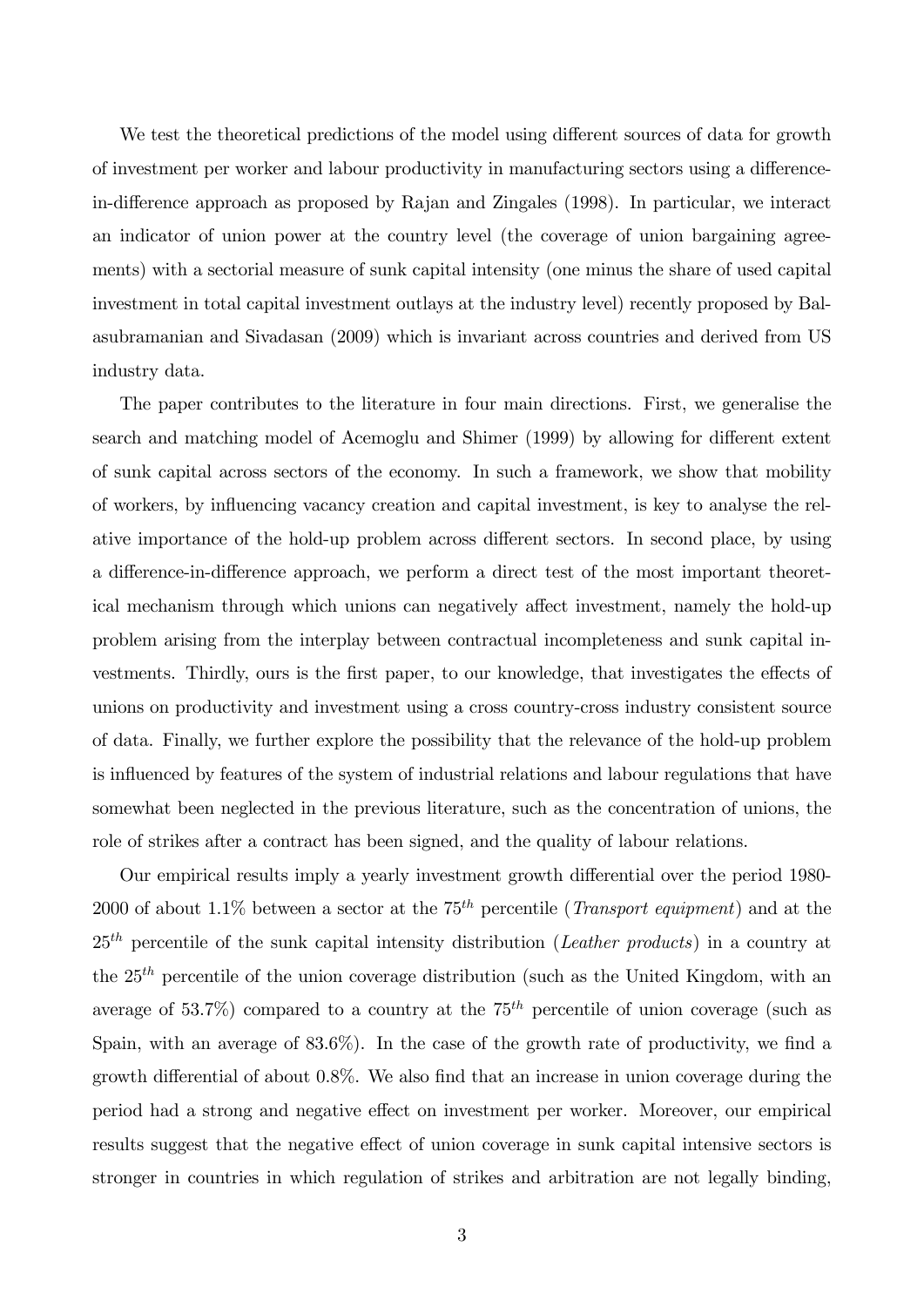We test the theoretical predictions of the model using different sources of data for growth of investment per worker and labour productivity in manufacturing sectors using a difference-in-difference approach as proposed by Rajan and Zingales (1998). In particular, we interact an indicator of union power at the country level (the coverage of union bargaining agreements) with a sectorial measure of sunk capital intensity (one minus the share of used capital investment in total capital investment outlays at the industry level) recently proposed by Balasubramanian and Sivadasan (2009) which is invariant across countries and derived from US industry data.

The paper contributes to the literature in four main directions. First, we generalise the search and matching model of Acemoglu and Shimer (1999) by allowing for different extent of sunk capital across sectors of the economy. In such a framework, we show that mobility of workers, by influencing vacancy creation and capital investment, is key to analyse the relative importance of the hold-up problem across different sectors. In second place, by using a difference-in-difference approach, we perform a direct test of the most important theoretical mechanism through which unions can negatively affect investment, namely the hold-up problem arising from the interplay between contractual incompleteness and sunk capital investments. Thirdly, ours is the first paper, to our knowledge, that investigates the effects of unions on productivity and investment using a cross country-cross industry consistent source of data. Finally, we further explore the possibility that the relevance of the hold-up problem is influenced by features of the system of industrial relations and labour regulations that have somewhat been neglected in the previous literature, such as the concentration of unions, the role of strikes after a contract has been signed, and the quality of labour relations.

Our empirical results imply a yearly investment growth differential over the period 1980-2000 of about 1.1% between a sector at the $75^{th}$ percentile (*Transport equipment*) and at the $25^{th}$ percentile of the sunk capital intensity distribution (*Leather products*) in a country at the $25^{th}$ percentile of the union coverage distribution (such as the United Kingdom, with an average of 53.7%) compared to a country at the $75^{th}$ percentile of union coverage (such as Spain, with an average of 83.6%). In the case of the growth rate of productivity, we find a growth differential of about 0.8%. We also find that an increase in union coverage during the period had a strong and negative effect on investment per worker. Moreover, our empirical results suggest that the negative effect of union coverage in sunk capital intensive sectors is stronger in countries in which regulation of strikes and arbitration are not legally binding,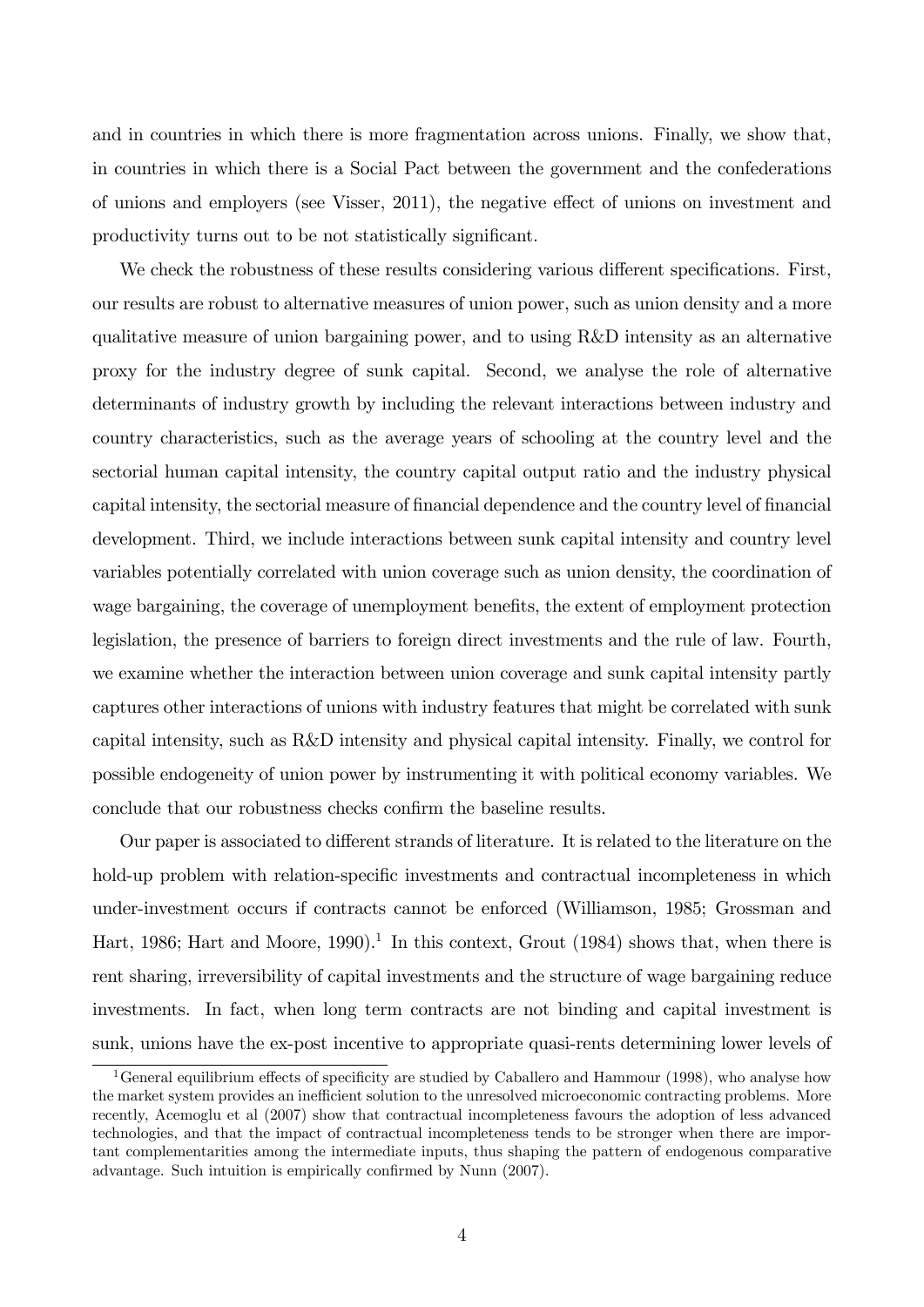and in countries in which there is more fragmentation across unions. Finally, we show that, in countries in which there is a Social Pact between the government and the confederations of unions and employers (see Visser, 2011), the negative effect of unions on investment and productivity turns out to be not statistically significant.

We check the robustness of these results considering various different specifications. First, our results are robust to alternative measures of union power, such as union density and a more qualitative measure of union bargaining power, and to using R&D intensity as an alternative proxy for the industry degree of sunk capital. Second, we analyse the role of alternative determinants of industry growth by including the relevant interactions between industry and country characteristics, such as the average years of schooling at the country level and the sectorial human capital intensity, the country capital output ratio and the industry physical capital intensity, the sectorial measure of financial dependence and the country level of financial development. Third, we include interactions between sunk capital intensity and country level variables potentially correlated with union coverage such as union density, the coordination of wage bargaining, the coverage of unemployment benefits, the extent of employment protection legislation, the presence of barriers to foreign direct investments and the rule of law. Fourth, we examine whether the interaction between union coverage and sunk capital intensity partly captures other interactions of unions with industry features that might be correlated with sunk capital intensity, such as R&D intensity and physical capital intensity. Finally, we control for possible endogeneity of union power by instrumenting it with political economy variables. We conclude that our robustness checks confirm the baseline results.

Our paper is associated to different strands of literature. It is related to the literature on the hold-up problem with relation-specific investments and contractual incompleteness in which under-investment occurs if contracts cannot be enforced (Williamson, 1985; Grossman and Hart, 1986; Hart and Moore, 1990).[1] In this context, Grout (1984) shows that, when there is rent sharing, irreversibility of capital investments and the structure of wage bargaining reduce investments. In fact, when long term contracts are not binding and capital investment is sunk, unions have the ex-post incentive to appropriate quasi-rents determining lower levels of

[1] General equilibrium effects of specificity are studied by Caballero and Hammour (1998), who analyse how the market system provides an inefficient solution to the unresolved microeconomic contracting problems. More recently, Acemoglu et al (2007) show that contractual incompleteness favours the adoption of less advanced technologies, and that the impact of contractual incompleteness tends to be stronger when there are important complementarities among the intermediate inputs, thus shaping the pattern of endogenous comparative advantage. Such intuition is empirically confirmed by Nunn (2007).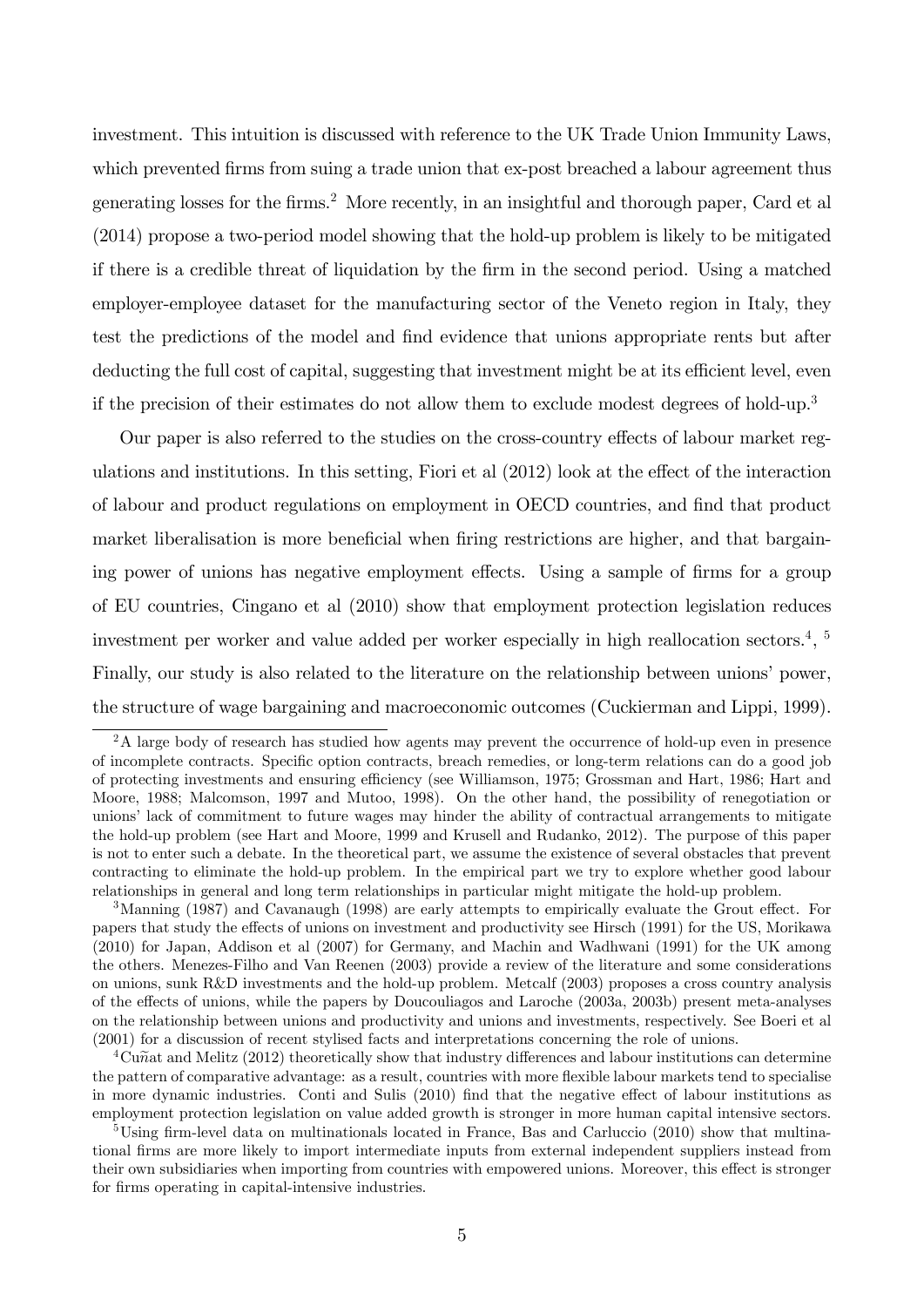investment. This intuition is discussed with reference to the UK Trade Union Immunity Laws, which prevented firms from suing a trade union that ex-post breached a labour agreement thus generating losses for the firms.[2] More recently, in an insightful and thorough paper, Card et al (2014) propose a two-period model showing that the hold-up problem is likely to be mitigated if there is a credible threat of liquidation by the firm in the second period. Using a matched employer-employee dataset for the manufacturing sector of the Veneto region in Italy, they test the predictions of the model and find evidence that unions appropriate rents but after deducting the full cost of capital, suggesting that investment might be at its efficient level, even if the precision of their estimates do not allow them to exclude modest degrees of hold-up.[3]

Our paper is also referred to the studies on the cross-country effects of labour market regulations and institutions. In this setting, Fiori et al (2012) look at the effect of the interaction of labour and product regulations on employment in OECD countries, and find that product market liberalisation is more beneficial when firing restrictions are higher, and that bargaining power of unions has negative employment effects. Using a sample of firms for a group of EU countries, Cingano et al (2010) show that employment protection legislation reduces investment per worker and value added per worker especially in high reallocation sectors.[4], [5] Finally, our study is also related to the literature on the relationship between unions' power, the structure of wage bargaining and macroeconomic outcomes (Cuckierman and Lippi, 1999).

[2] A large body of research has studied how agents may prevent the occurrence of hold-up even in presence of incomplete contracts. Specific option contracts, breach remedies, or long-term relations can do a good job of protecting investments and ensuring efficiency (see Williamson, 1975; Grossman and Hart, 1986; Hart and Moore, 1988; Malcomson, 1997 and Mutoo, 1998). On the other hand, the possibility of renegotiation or unions' lack of commitment to future wages may hinder the ability of contractual arrangements to mitigate the hold-up problem (see Hart and Moore, 1999 and Krusell and Rudanko, 2012). The purpose of this paper is not to enter such a debate. In the theoretical part, we assume the existence of several obstacles that prevent contracting to eliminate the hold-up problem. In the empirical part we try to explore whether good labour relationships in general and long term relationships in particular might mitigate the hold-up problem.

[3] Manning (1987) and Cavanaugh (1998) are early attempts to empirically evaluate the Grout effect. For papers that study the effects of unions on investment and productivity see Hirsch (1991) for the US, Morikawa (2010) for Japan, Addison et al (2007) for Germany, and Machin and Wadhwani (1991) for the UK among the others. Menezes-Filho and Van Reenen (2003) provide a review of the literature and some considerations on unions, sunk R&D investments and the hold-up problem. Metcalf (2003) proposes a cross country analysis of the effects of unions, while the papers by Doucouliagos and Laroche (2003a, 2003b) present meta-analyses on the relationship between unions and productivity and unions and investments, respectively. See Boeri et al (2001) for a discussion of recent stylised facts and interpretations concerning the role of unions.

[4] Cuñat and Melitz (2012) theoretically show that industry differences and labour institutions can determine the pattern of comparative advantage: as a result, countries with more flexible labour markets tend to specialise in more dynamic industries. Conti and Sulis (2010) find that the negative effect of labour institutions as employment protection legislation on value added growth is stronger in more human capital intensive sectors.

[5] Using firm-level data on multinationals located in France, Bas and Carluccio (2010) show that multinational firms are more likely to import intermediate inputs from external independent suppliers instead from their own subsidiaries when importing from countries with empowered unions. Moreover, this effect is stronger for firms operating in capital-intensive industries.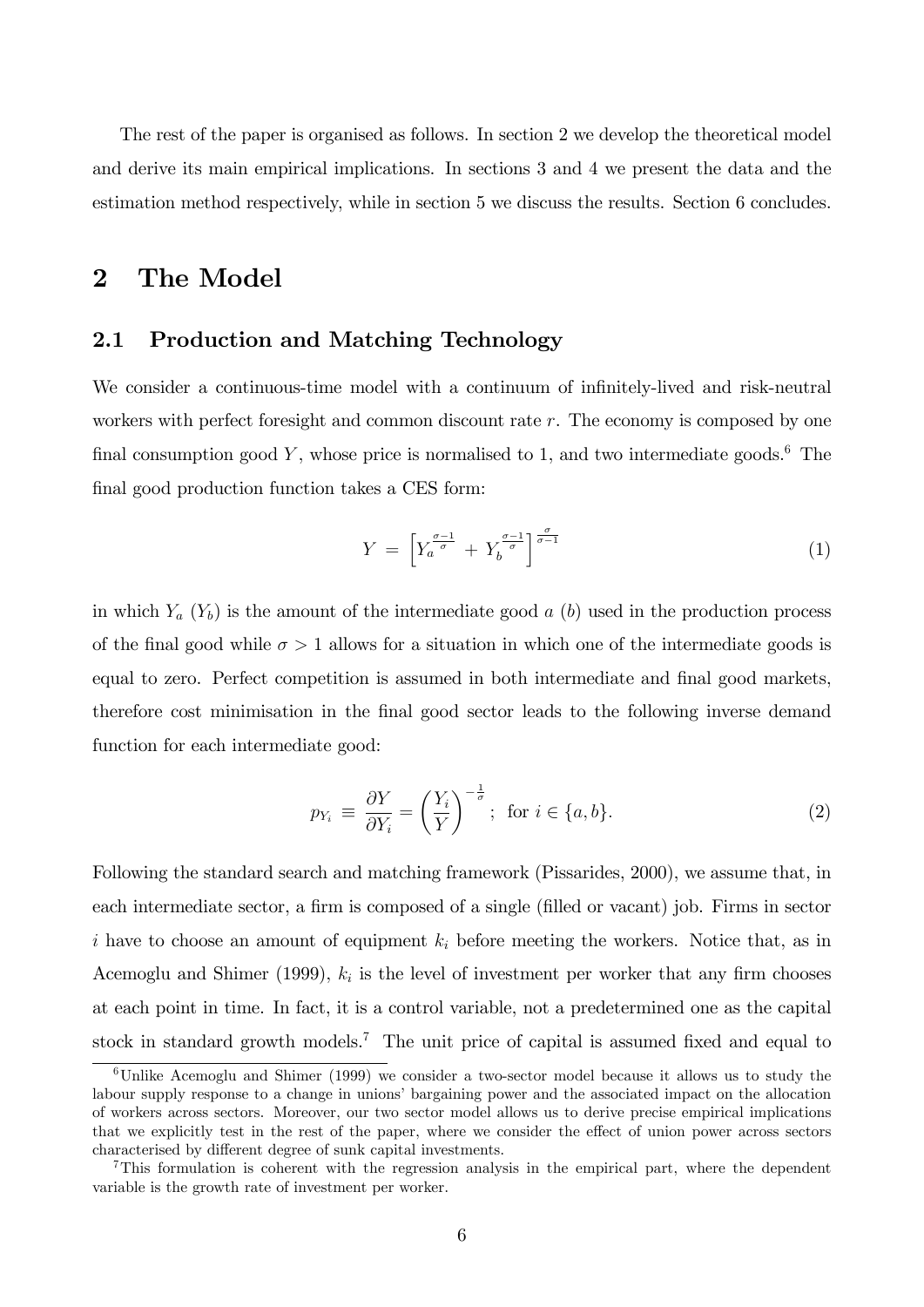The rest of the paper is organised as follows. In section 2 we develop the theoretical model and derive its main empirical implications. In sections 3 and 4 we present the data and the estimation method respectively, while in section 5 we discuss the results. Section 6 concludes.

# 2 The Model

## 2.1 Production and Matching Technology

We consider a continuous-time model with a continuum of infinitely-lived and risk-neutral workers with perfect foresight and common discount rate $r$. The economy is composed by one final consumption good $Y$, whose price is normalised to 1, and two intermediate goods.[6] The final good production function takes a CES form:

$$Y = \left[ Y_a^{\frac{\sigma-1}{\sigma}} + Y_b^{\frac{\sigma-1}{\sigma}} \right]^{\frac{\sigma}{\sigma-1}} \tag{1}$$

in which $Y_a$ ($Y_b$) is the amount of the intermediate good $a$ ($b$) used in the production process of the final good while $\sigma > 1$ allows for a situation in which one of the intermediate goods is equal to zero. Perfect competition is assumed in both intermediate and final good markets, therefore cost minimisation in the final good sector leads to the following inverse demand function for each intermediate good:

$$p_{Y_i} \equiv \frac{\partial Y}{\partial Y_i} = \left( \frac{Y_i}{Y} \right)^{-\frac{1}{\sigma}}; \text{ for } i \in \{a, b\}. \tag{2}$$

Following the standard search and matching framework (Pissarides, 2000), we assume that, in each intermediate sector, a firm is composed of a single (filled or vacant) job. Firms in sector $i$ have to choose an amount of equipment $k_i$ before meeting the workers. Notice that, as in Acemoglu and Shimer (1999), $k_i$ is the level of investment per worker that any firm chooses at each point in time. In fact, it is a control variable, not a predetermined one as the capital stock in standard growth models.[7] The unit price of capital is assumed fixed and equal to

---

[6] Unlike Acemoglu and Shimer (1999) we consider a two-sector model because it allows us to study the labour supply response to a change in unions' bargaining power and the associated impact on the allocation of workers across sectors. Moreover, our two sector model allows us to derive precise empirical implications that we explicitly test in the rest of the paper, where we consider the effect of union power across sectors characterised by different degree of sunk capital investments.

[7] This formulation is coherent with the regression analysis in the empirical part, where the dependent variable is the growth rate of investment per worker.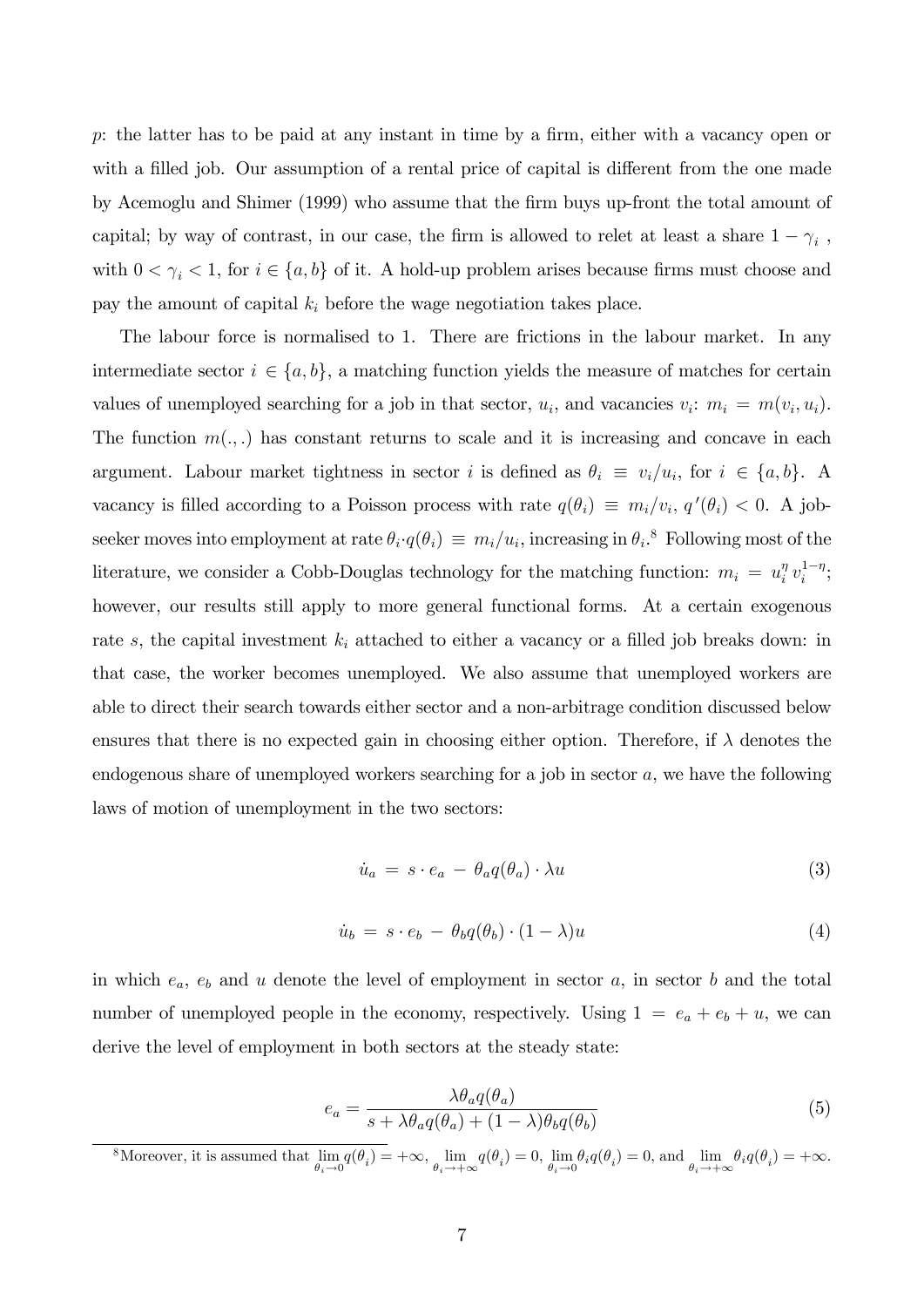$p$: the latter has to be paid at any instant in time by a firm, either with a vacancy open or with a filled job. Our assumption of a rental price of capital is different from the one made by Acemoglu and Shimer (1999) who assume that the firm buys up-front the total amount of capital; by way of contrast, in our case, the firm is allowed to relet at least a share $1-\gamma_i$ , with $0<\gamma_i<1$, for $i \in \{a,b\}$ of it. A hold-up problem arises because firms must choose and pay the amount of capital $k_i$ before the wage negotiation takes place.

The labour force is normalised to 1. There are frictions in the labour market. In any intermediate sector $i \in \{a,b\}$, a matching function yields the measure of matches for certain values of unemployed searching for a job in that sector, $u_i$, and vacancies $v_i$: $m_i = m(v_i, u_i)$. The function $m(.,.)$ has constant returns to scale and it is increasing and concave in each argument. Labour market tightness in sector $i$ is defined as $\theta_i \equiv v_i/u_i$, for $i \in \{a,b\}$. A vacancy is filled according to a Poisson process with rate $q(\theta_i) \equiv m_i/v_i$, $q'(\theta_i)<0$. A job-seeker moves into employment at rate $\theta_i \cdot q(\theta_i) \equiv m_i/u_i$, increasing in $\theta_i$.[8] Following most of the literature, we consider a Cobb-Douglas technology for the matching function: $m_i = u_i^{\eta} v_i^{1-\eta}$; however, our results still apply to more general functional forms. At a certain exogenous rate $s$, the capital investment $k_i$ attached to either a vacancy or a filled job breaks down: in that case, the worker becomes unemployed. We also assume that unemployed workers are able to direct their search towards either sector and a non-arbitrage condition discussed below ensures that there is no expected gain in choosing either option. Therefore, if $\lambda$ denotes the endogenous share of unemployed workers searching for a job in sector $a$, we have the following laws of motion of unemployment in the two sectors:

$$\dot{u}_a = s \cdot e_a - \theta_a q(\theta_a) \cdot \lambda u \tag{3}$$

$$\dot{u}_b = s \cdot e_b - \theta_b q(\theta_b) \cdot (1-\lambda) u \tag{4}$$

in which $e_a$, $e_b$ and $u$ denote the level of employment in sector $a$, in sector $b$ and the total number of unemployed people in the economy, respectively. Using $1 = e_a + e_b + u$, we can derive the level of employment in both sectors at the steady state:

$$e_a = \frac{\lambda \theta_a q(\theta_a)}{s + \lambda \theta_a q(\theta_a) + (1-\lambda)\theta_b q(\theta_b)} \tag{5}$$

[8] Moreover, it is assumed that $\lim_{\theta_i \to 0} q(\theta_i) = +\infty$, $\lim_{\theta_i \to +\infty} q(\theta_i) = 0$, $\lim_{\theta_i \to 0} \theta_i q(\theta_i) = 0$, and $\lim_{\theta_i \to +\infty} \theta_i q(\theta_i) = +\infty$.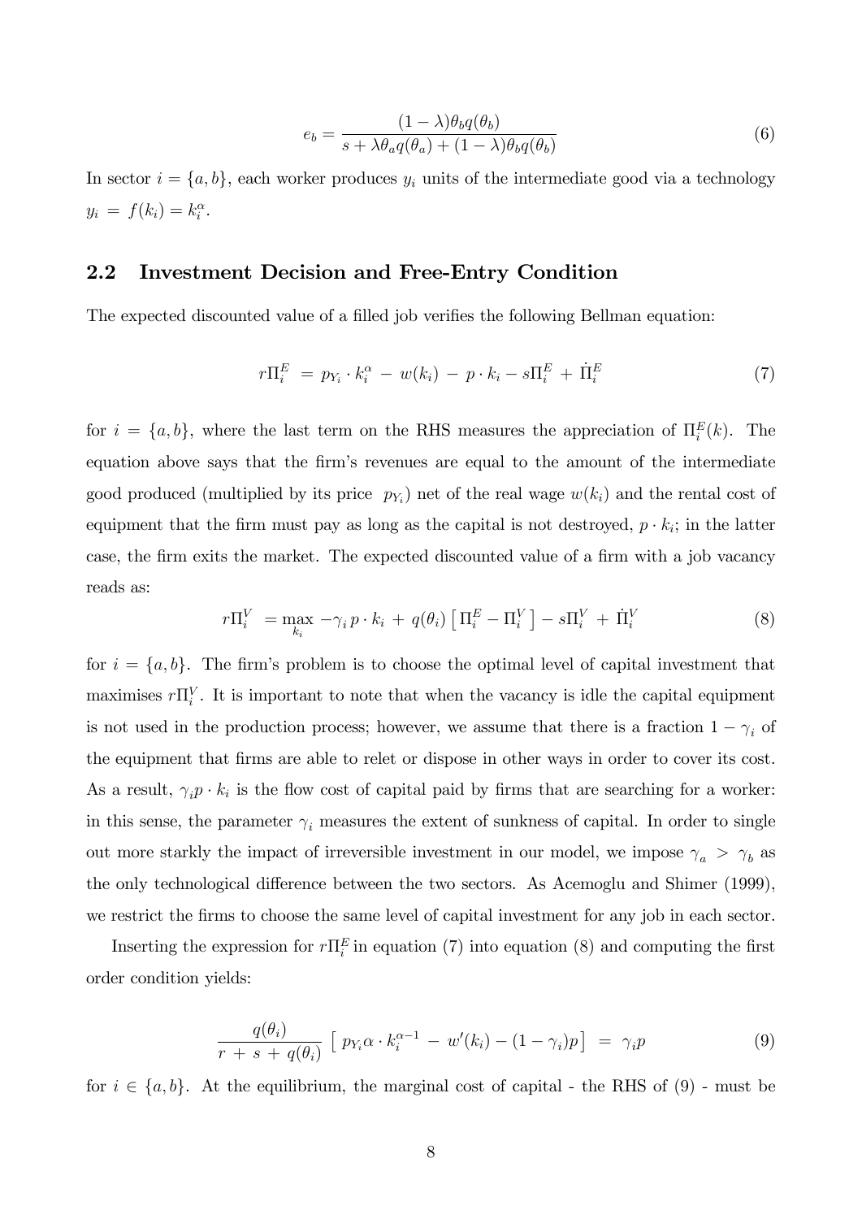$$e_b = \frac{(1-\lambda)\theta_b q(\theta_b)}{s + \lambda\theta_a q(\theta_a) + (1-\lambda)\theta_b q(\theta_b)} \tag{6}$$

In sector $i = \{a, b\}$, each worker produces $y_i$ units of the intermediate good via a technology $y_i = f(k_i) = k_i^{\alpha}$.

## 2.2 Investment Decision and Free-Entry Condition

The expected discounted value of a filled job verifies the following Bellman equation:

$$r\Pi_i^E = p_{Y_i} \cdot k_i^{\alpha} - w(k_i) - p \cdot k_i - s\Pi_i^E + \dot{\Pi}_i^E \tag{7}$$

for $i = \{a, b\}$, where the last term on the RHS measures the appreciation of $\Pi_i^E(k)$. The equation above says that the firm's revenues are equal to the amount of the intermediate good produced (multiplied by its price $p_{Y_i}$) net of the real wage $w(k_i)$ and the rental cost of equipment that the firm must pay as long as the capital is not destroyed, $p \cdot k_i$; in the latter case, the firm exits the market. The expected discounted value of a firm with a job vacancy reads as:

$$r\Pi_i^V = \max_{k_i} -\gamma_i p \cdot k_i + q(\theta_i)\left[\Pi_i^E - \Pi_i^V\right] - s\Pi_i^V + \dot{\Pi}_i^V \tag{8}$$

for $i = \{a, b\}$. The firm's problem is to choose the optimal level of capital investment that maximises $r\Pi_i^V$. It is important to note that when the vacancy is idle the capital equipment is not used in the production process; however, we assume that there is a fraction $1 - \gamma_i$ of the equipment that firms are able to relet or dispose in other ways in order to cover its cost. As a result, $\gamma_i p \cdot k_i$ is the flow cost of capital paid by firms that are searching for a worker: in this sense, the parameter $\gamma_i$ measures the extent of sunkness of capital. In order to single out more starkly the impact of irreversible investment in our model, we impose $\gamma_a > \gamma_b$ as the only technological difference between the two sectors. As Acemoglu and Shimer (1999), we restrict the firms to choose the same level of capital investment for any job in each sector.

Inserting the expression for $r\Pi_i^E$ in equation (7) into equation (8) and computing the first order condition yields:

$$\frac{q(\theta_i)}{r + s + q(\theta_i)}\left[p_{Y_i}\alpha \cdot k_i^{\alpha-1} - w'(k_i) - (1-\gamma_i)p\right] = \gamma_i p \tag{9}$$

for $i \in \{a, b\}$. At the equilibrium, the marginal cost of capital - the RHS of (9) - must be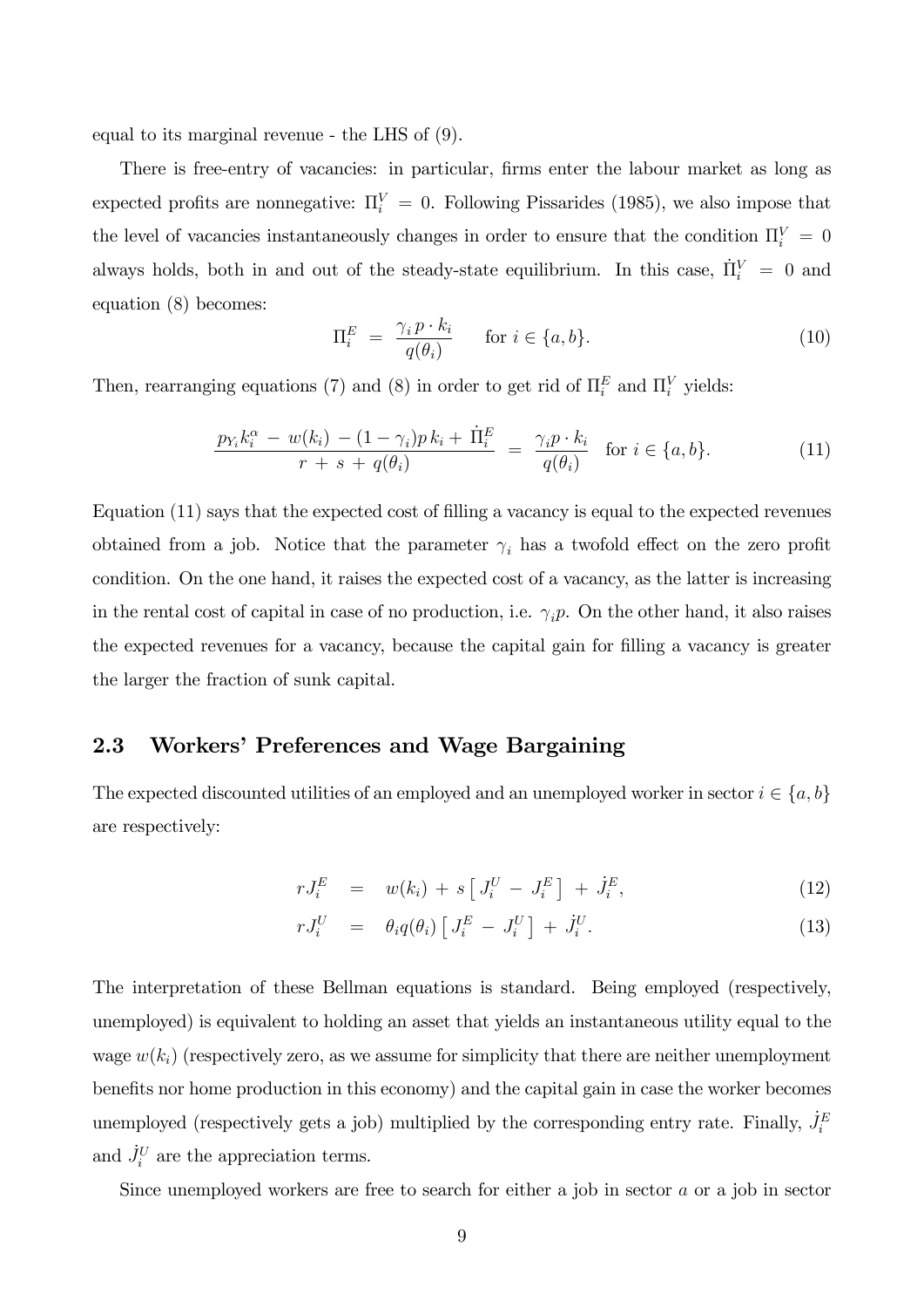equal to its marginal revenue - the LHS of (9).

There is free-entry of vacancies: in particular, firms enter the labour market as long as expected profits are nonnegative: $\Pi_i^V = 0$. Following Pissarides (1985), we also impose that the level of vacancies instantaneously changes in order to ensure that the condition $\Pi_i^V = 0$ always holds, both in and out of the steady-state equilibrium. In this case, $\dot{\Pi}_i^V = 0$ and equation (8) becomes:

$$\Pi_i^E = \frac{\gamma_i \, p \cdot k_i}{q(\theta_i)} \qquad \text{for } i \in \{a, b\}. \tag{10}$$

Then, rearranging equations (7) and (8) in order to get rid of $\Pi_i^E$ and $\Pi_i^V$ yields:

$$\frac{p_{Y_i} k_i^{\alpha} - w(k_i) - (1-\gamma_i) p \, k_i + \dot{\Pi}_i^E}{r + s + q(\theta_i)} = \frac{\gamma_i p \cdot k_i}{q(\theta_i)} \quad \text{for } i \in \{a, b\}. \tag{11}$$

Equation (11) says that the expected cost of filling a vacancy is equal to the expected revenues obtained from a job. Notice that the parameter $\gamma_i$ has a twofold effect on the zero profit condition. On the one hand, it raises the expected cost of a vacancy, as the latter is increasing in the rental cost of capital in case of no production, i.e. $\gamma_i p$. On the other hand, it also raises the expected revenues for a vacancy, because the capital gain for filling a vacancy is greater the larger the fraction of sunk capital.

## 2.3 Workers' Preferences and Wage Bargaining

The expected discounted utilities of an employed and an unemployed worker in sector $i \in \{a, b\}$ are respectively:

$$rJ_i^E = w(k_i) + s \left[ J_i^U - J_i^E \right] + \dot{J}_i^E, \tag{12}$$

$$rJ_i^U = \theta_i q(\theta_i) \left[ J_i^E - J_i^U \right] + \dot{J}_i^U. \tag{13}$$

The interpretation of these Bellman equations is standard. Being employed (respectively, unemployed) is equivalent to holding an asset that yields an instantaneous utility equal to the wage $w(k_i)$ (respectively zero, as we assume for simplicity that there are neither unemployment benefits nor home production in this economy) and the capital gain in case the worker becomes unemployed (respectively gets a job) multiplied by the corresponding entry rate. Finally, $\dot{J}_i^E$ and $\dot{J}_i^U$ are the appreciation terms.

Since unemployed workers are free to search for either a job in sector $a$ or a job in sector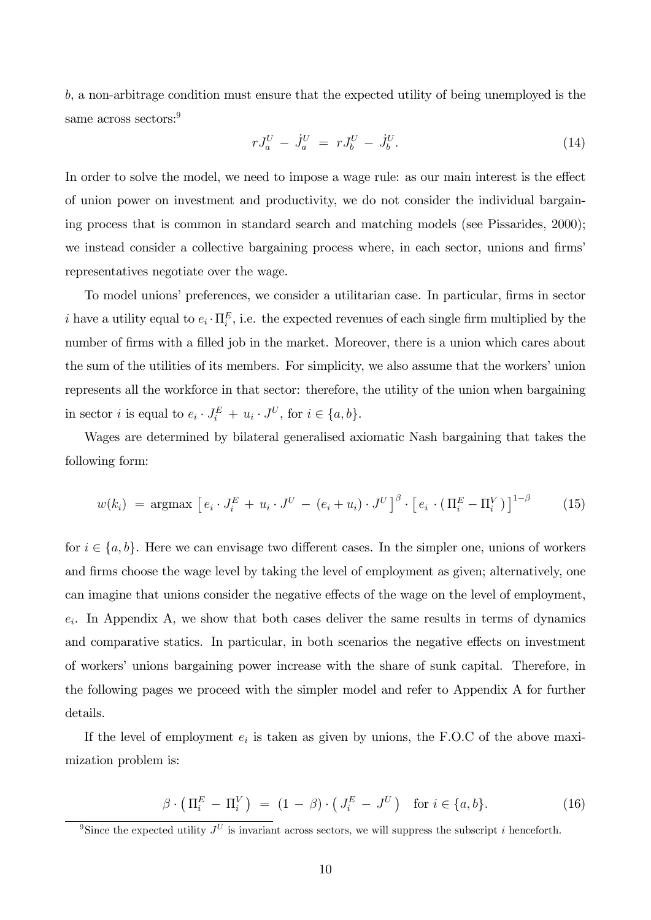$b$, a non-arbitrage condition must ensure that the expected utility of being unemployed is the same across sectors:[9]

$$r J_a^U \; - \; \dot{J}_a^U \; = \; r J_b^U \; - \; \dot{J}_b^U . \tag{14}$$

In order to solve the model, we need to impose a wage rule: as our main interest is the effect of union power on investment and productivity, we do not consider the individual bargaining process that is common in standard search and matching models (see Pissarides, 2000); we instead consider a collective bargaining process where, in each sector, unions and firms' representatives negotiate over the wage.

To model unions' preferences, we consider a utilitarian case. In particular, firms in sector $i$ have a utility equal to $e_i \cdot \Pi_i^E$, i.e. the expected revenues of each single firm multiplied by the number of firms with a filled job in the market. Moreover, there is a union which cares about the sum of the utilities of its members. For simplicity, we also assume that the workers' union represents all the workforce in that sector: therefore, the utility of the union when bargaining in sector $i$ is equal to $e_i \cdot J_i^E \, + \, u_i \cdot J^U$, for $i \in \{a, b\}$.

Wages are determined by bilateral generalised axiomatic Nash bargaining that takes the following form:

$$w(k_i) \;=\; \text{argmax} \; \left[ \, e_i \cdot J_i^E \, + \, u_i \cdot J^U \, - \, (e_i + u_i) \cdot J^U \, \right]^{\beta} \cdot \left[ \, e_i \, \cdot \, ( \, \Pi_i^E - \Pi_i^V \, ) \, \right]^{1-\beta} \tag{15}$$

for $i \in \{a, b\}$. Here we can envisage two different cases. In the simpler one, unions of workers and firms choose the wage level by taking the level of employment as given; alternatively, one can imagine that unions consider the negative effects of the wage on the level of employment, $e_i$. In Appendix A, we show that both cases deliver the same results in terms of dynamics and comparative statics. In particular, in both scenarios the negative effects on investment of workers' unions bargaining power increase with the share of sunk capital. Therefore, in the following pages we proceed with the simpler model and refer to Appendix A for further details.

If the level of employment $e_i$ is taken as given by unions, the F.O.C of the above maximization problem is:

$$\beta \cdot \left( \, \Pi_i^E \, - \, \Pi_i^V \, \right) \; = \; (1 \, - \, \beta) \cdot \left( \, J_i^E \, - \, J^U \, \right) \quad \text{for } i \in \{a, b\}. \tag{16}$$

[9] Since the expected utility $J^U$ is invariant across sectors, we will suppress the subscript $i$ henceforth.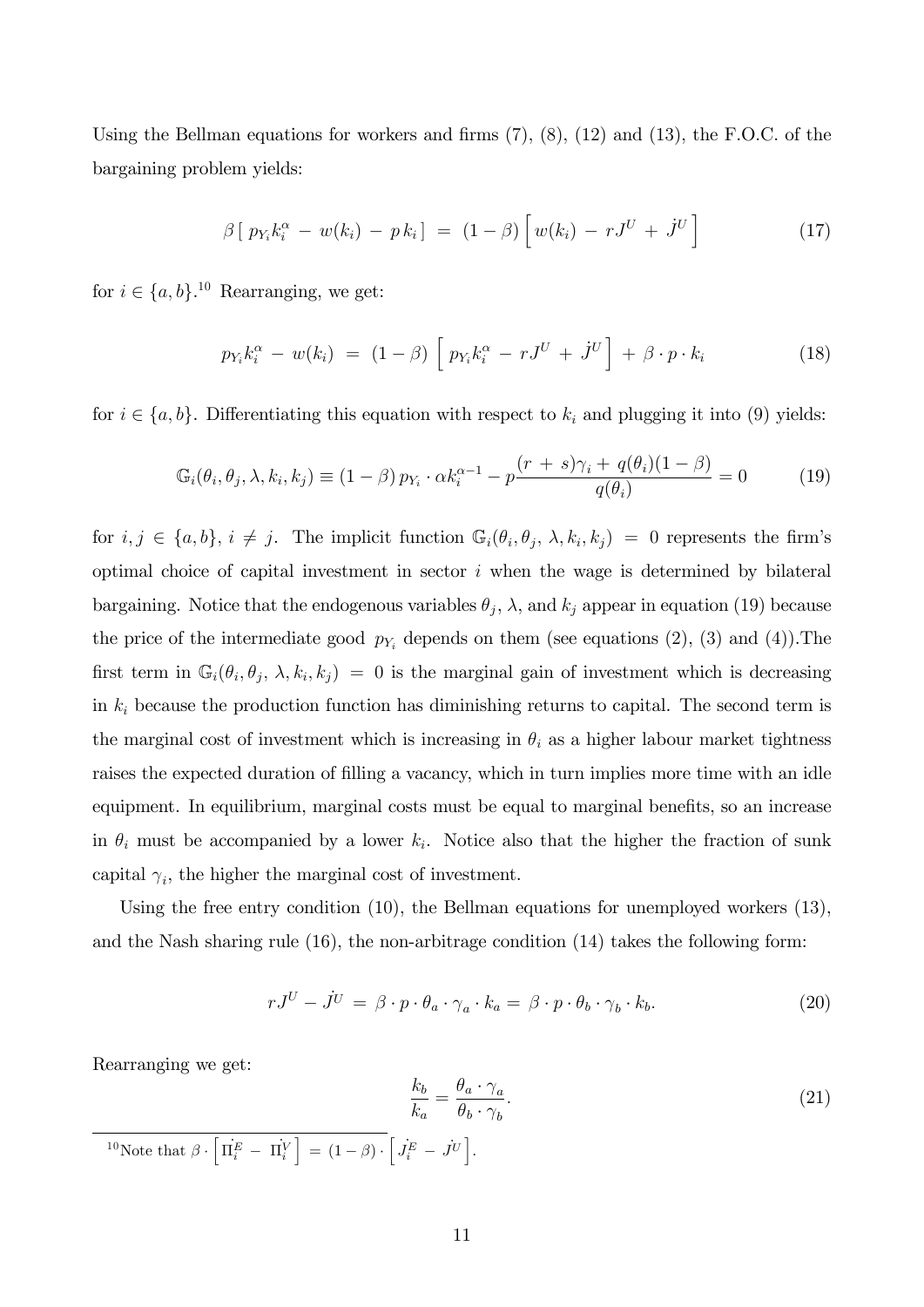Using the Bellman equations for workers and firms (7), (8), (12) and (13), the F.O.C. of the bargaining problem yields:

$$\beta \left[\, p_{Y_i} k_i^{\alpha} \,-\, w(k_i) \,-\, p\, k_i \,\right] \;=\; (1-\beta)\left[\, w(k_i) \,-\, rJ^U \,+\, \dot{J}^U \,\right] \tag{17}$$

for $i \in \{a, b\}$.[10] Rearranging, we get:

$$p_{Y_i} k_i^{\alpha} \,-\, w(k_i) \;=\; (1-\beta)\left[\, p_{Y_i} k_i^{\alpha} \,-\, rJ^U \,+\, \dot{J}^U \,\right] \,+\, \beta \cdot p \cdot k_i \tag{18}$$

for $i \in \{a, b\}$. Differentiating this equation with respect to $k_i$ and plugging it into (9) yields:

$$\mathbb{G}_i(\theta_i, \theta_j, \lambda, k_i, k_j) \equiv (1-\beta)\, p_{Y_i} \cdot \alpha k_i^{\alpha-1} - p\frac{(r\,+\,s)\gamma_i + q(\theta_i)(1-\beta)}{q(\theta_i)} = 0 \tag{19}$$

for $i, j \in \{a, b\}$, $i \neq j$. The implicit function $\mathbb{G}_i(\theta_i, \theta_j, \lambda, k_i, k_j) = 0$ represents the firm's optimal choice of capital investment in sector $i$ when the wage is determined by bilateral bargaining. Notice that the endogenous variables $\theta_j$, $\lambda$, and $k_j$ appear in equation (19) because the price of the intermediate good $p_{Y_i}$ depends on them (see equations (2), (3) and (4)).The first term in $\mathbb{G}_i(\theta_i, \theta_j, \lambda, k_i, k_j) = 0$ is the marginal gain of investment which is decreasing in $k_i$ because the production function has diminishing returns to capital. The second term is the marginal cost of investment which is increasing in $\theta_i$ as a higher labour market tightness raises the expected duration of filling a vacancy, which in turn implies more time with an idle equipment. In equilibrium, marginal costs must be equal to marginal benefits, so an increase in $\theta_i$ must be accompanied by a lower $k_i$. Notice also that the higher the fraction of sunk capital $\gamma_i$, the higher the marginal cost of investment.

Using the free entry condition (10), the Bellman equations for unemployed workers (13), and the Nash sharing rule (16), the non-arbitrage condition (14) takes the following form:

$$rJ^U - \dot{J}^U \;=\; \beta \cdot p \cdot \theta_a \cdot \gamma_a \cdot k_a = \beta \cdot p \cdot \theta_b \cdot \gamma_b \cdot k_b. \tag{20}$$

Rearranging we get:

$$\frac{k_b}{k_a} = \frac{\theta_a \cdot \gamma_a}{\theta_b \cdot \gamma_b}. \tag{21}$$

[10] Note that $\beta \cdot \left[\, \dot{\Pi_i^E} \,-\, \dot{\Pi_i^V} \,\right] \,=\, (1-\beta) \cdot \left[\, \dot{J_i^E} \,-\, \dot{J^U} \,\right]$.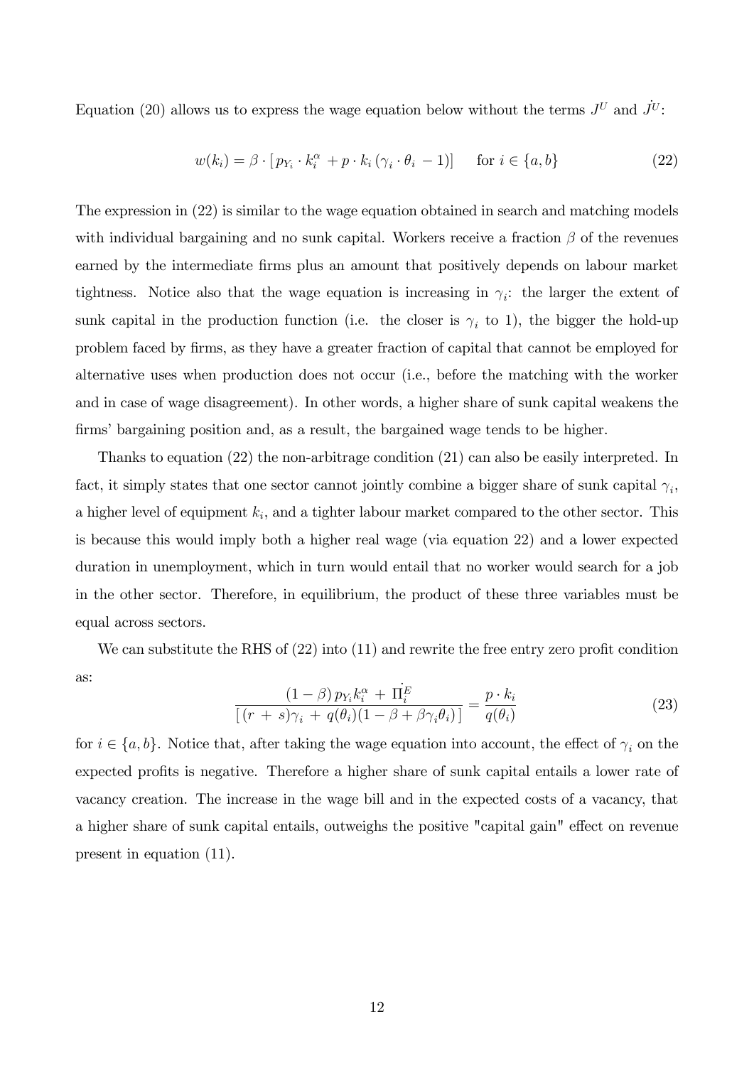Equation (20) allows us to express the wage equation below without the terms $J^U$ and $\dot{J}^U$:

$$w(k_i) = \beta \cdot [\, p_{Y_i} \cdot k_i^{\alpha} + p \cdot k_i \,(\gamma_i \cdot \theta_i - 1)] \qquad \text{for } i \in \{a, b\} \tag{22}$$

The expression in (22) is similar to the wage equation obtained in search and matching models with individual bargaining and no sunk capital. Workers receive a fraction $\beta$ of the revenues earned by the intermediate firms plus an amount that positively depends on labour market tightness. Notice also that the wage equation is increasing in $\gamma_i$: the larger the extent of sunk capital in the production function (i.e. the closer is $\gamma_i$ to 1), the bigger the hold-up problem faced by firms, as they have a greater fraction of capital that cannot be employed for alternative uses when production does not occur (i.e., before the matching with the worker and in case of wage disagreement). In other words, a higher share of sunk capital weakens the firms' bargaining position and, as a result, the bargained wage tends to be higher.

Thanks to equation (22) the non-arbitrage condition (21) can also be easily interpreted. In fact, it simply states that one sector cannot jointly combine a bigger share of sunk capital $\gamma_i$, a higher level of equipment $k_i$, and a tighter labour market compared to the other sector. This is because this would imply both a higher real wage (via equation 22) and a lower expected duration in unemployment, which in turn would entail that no worker would search for a job in the other sector. Therefore, in equilibrium, the product of these three variables must be equal across sectors.

We can substitute the RHS of (22) into (11) and rewrite the free entry zero profit condition as:

$$\frac{(1-\beta)\, p_{Y_i} k_i^{\alpha} + \dot{\Pi}_i^E}{[\,(r + s)\gamma_i + q(\theta_i)(1 - \beta + \beta\gamma_i\theta_i)\,]} = \frac{p \cdot k_i}{q(\theta_i)} \tag{23}$$

for $i \in \{a, b\}$. Notice that, after taking the wage equation into account, the effect of $\gamma_i$ on the expected profits is negative. Therefore a higher share of sunk capital entails a lower rate of vacancy creation. The increase in the wage bill and in the expected costs of a vacancy, that a higher share of sunk capital entails, outweighs the positive "capital gain" effect on revenue present in equation (11).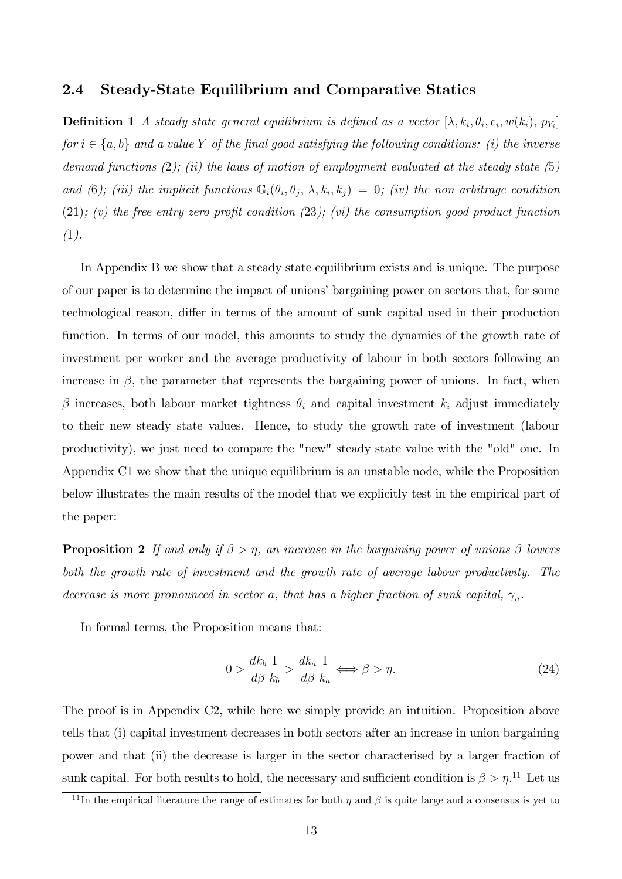### 2.4 Steady-State Equilibrium and Comparative Statics

**Definition 1** *A steady state general equilibrium is defined as a vector* $[\lambda, k_i, \theta_i, e_i, w(k_i), p_{Y_i}]$ *for* $i \in \{a, b\}$ *and a value* $Y$ *of the final good satisfying the following conditions: (i) the inverse demand functions (2); (ii) the laws of motion of employment evaluated at the steady state (5) and (6); (iii) the implicit functions* $\mathbb{G}_i(\theta_i, \theta_j, \lambda, k_i, k_j) = 0$*; (iv) the non arbitrage condition (21); (v) the free entry zero profit condition (23); (vi) the consumption good product function (1).*

In Appendix B we show that a steady state equilibrium exists and is unique. The purpose of our paper is to determine the impact of unions' bargaining power on sectors that, for some technological reason, differ in terms of the amount of sunk capital used in their production function. In terms of our model, this amounts to study the dynamics of the growth rate of investment per worker and the average productivity of labour in both sectors following an increase in $\beta$, the parameter that represents the bargaining power of unions. In fact, when $\beta$ increases, both labour market tightness $\theta_i$ and capital investment $k_i$ adjust immediately to their new steady state values. Hence, to study the growth rate of investment (labour productivity), we just need to compare the "new" steady state value with the "old" one. In Appendix C1 we show that the unique equilibrium is an unstable node, while the Proposition below illustrates the main results of the model that we explicitly test in the empirical part of the paper:

**Proposition 2** *If and only if* $\beta > \eta$*, an increase in the bargaining power of unions* $\beta$ *lowers both the growth rate of investment and the growth rate of average labour productivity. The decrease is more pronounced in sector* $a$*, that has a higher fraction of sunk capital,* $\gamma_a$*.*

In formal terms, the Proposition means that:

$$0 > \frac{dk_b}{d\beta}\frac{1}{k_b} > \frac{dk_a}{d\beta}\frac{1}{k_a} \Longleftrightarrow \beta > \eta. \tag{24}$$

The proof is in Appendix C2, while here we simply provide an intuition. Proposition above tells that (i) capital investment decreases in both sectors after an increase in union bargaining power and that (ii) the decrease is larger in the sector characterised by a larger fraction of sunk capital. For both results to hold, the necessary and sufficient condition is $\beta > \eta$.[11] Let us

[11] In the empirical literature the range of estimates for both $\eta$ and $\beta$ is quite large and a consensus is yet to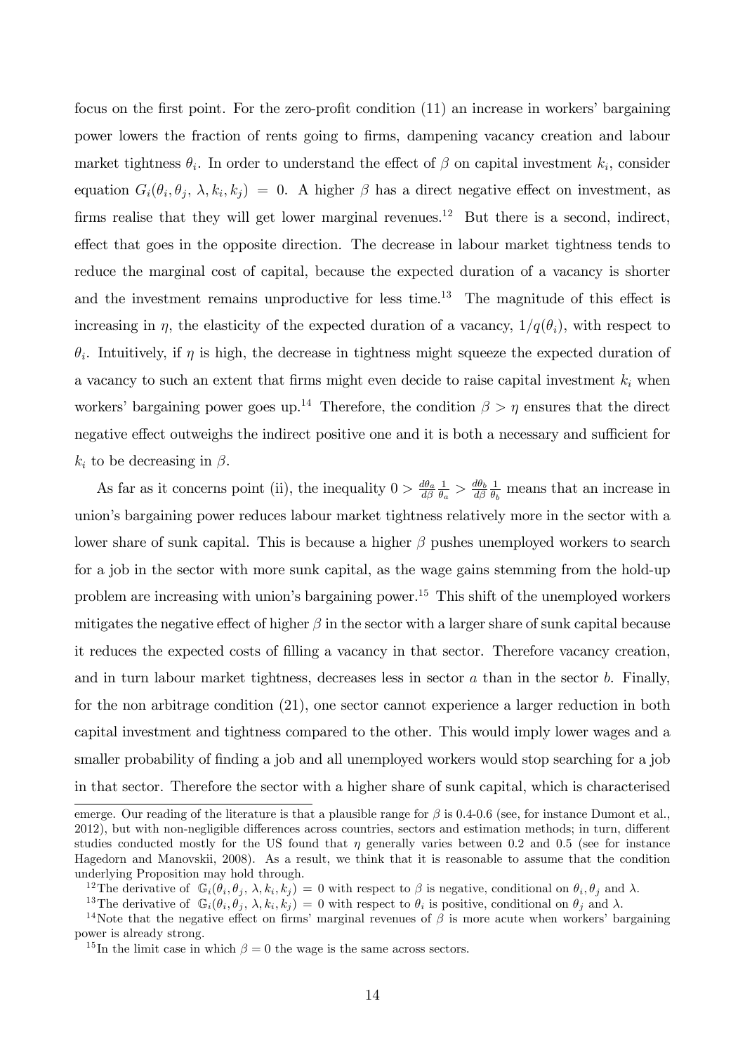focus on the first point. For the zero-profit condition (11) an increase in workers' bargaining power lowers the fraction of rents going to firms, dampening vacancy creation and labour market tightness $\theta_i$. In order to understand the effect of $\beta$ on capital investment $k_i$, consider equation $G_i(\theta_i, \theta_j, \lambda, k_i, k_j) = 0$. A higher $\beta$ has a direct negative effect on investment, as firms realise that they will get lower marginal revenues.[12] But there is a second, indirect, effect that goes in the opposite direction. The decrease in labour market tightness tends to reduce the marginal cost of capital, because the expected duration of a vacancy is shorter and the investment remains unproductive for less time.[13] The magnitude of this effect is increasing in $\eta$, the elasticity of the expected duration of a vacancy, $1/q(\theta_i)$, with respect to $\theta_i$. Intuitively, if $\eta$ is high, the decrease in tightness might squeeze the expected duration of a vacancy to such an extent that firms might even decide to raise capital investment $k_i$ when workers' bargaining power goes up.[14] Therefore, the condition $\beta > \eta$ ensures that the direct negative effect outweighs the indirect positive one and it is both a necessary and sufficient for $k_i$ to be decreasing in $\beta$.

As far as it concerns point (ii), the inequality $0 > \frac{d\theta_a}{d\beta}\frac{1}{\theta_a} > \frac{d\theta_b}{d\beta}\frac{1}{\theta_b}$ means that an increase in union's bargaining power reduces labour market tightness relatively more in the sector with a lower share of sunk capital. This is because a higher $\beta$ pushes unemployed workers to search for a job in the sector with more sunk capital, as the wage gains stemming from the hold-up problem are increasing with union's bargaining power.[15] This shift of the unemployed workers mitigates the negative effect of higher $\beta$ in the sector with a larger share of sunk capital because it reduces the expected costs of filling a vacancy in that sector. Therefore vacancy creation, and in turn labour market tightness, decreases less in sector $a$ than in the sector $b$. Finally, for the non arbitrage condition (21), one sector cannot experience a larger reduction in both capital investment and tightness compared to the other. This would imply lower wages and a smaller probability of finding a job and all unemployed workers would stop searching for a job in that sector. Therefore the sector with a higher share of sunk capital, which is characterised

---

emerge. Our reading of the literature is that a plausible range for $\beta$ is 0.4-0.6 (see, for instance Dumont et al., 2012), but with non-negligible differences across countries, sectors and estimation methods; in turn, different studies conducted mostly for the US found that $\eta$ generally varies between 0.2 and 0.5 (see for instance Hagedorn and Manovskii, 2008). As a result, we think that it is reasonable to assume that the condition underlying Proposition may hold through.

[12] The derivative of $\mathbb{G}_i(\theta_i, \theta_j, \lambda, k_i, k_j) = 0$ with respect to $\beta$ is negative, conditional on $\theta_i, \theta_j$ and $\lambda$.

[13] The derivative of $\mathbb{G}_i(\theta_i, \theta_j, \lambda, k_i, k_j) = 0$ with respect to $\theta_i$ is positive, conditional on $\theta_j$ and $\lambda$.

[14] Note that the negative effect on firms' marginal revenues of $\beta$ is more acute when workers' bargaining power is already strong.

[15] In the limit case in which $\beta = 0$ the wage is the same across sectors.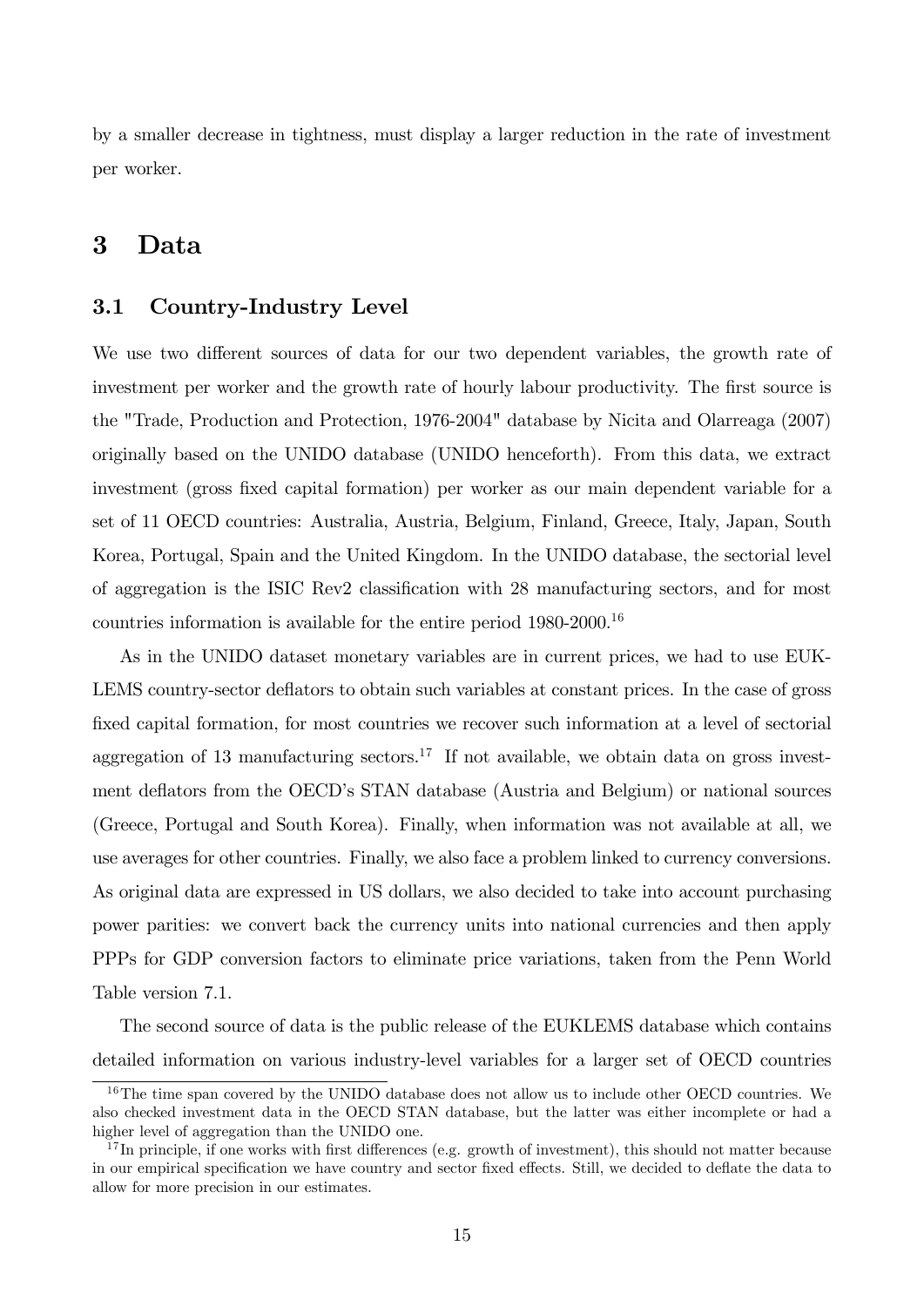by a smaller decrease in tightness, must display a larger reduction in the rate of investment per worker.

# 3 Data

## 3.1 Country-Industry Level

We use two different sources of data for our two dependent variables, the growth rate of investment per worker and the growth rate of hourly labour productivity. The first source is the "Trade, Production and Protection, 1976-2004" database by Nicita and Olarreaga (2007) originally based on the UNIDO database (UNIDO henceforth). From this data, we extract investment (gross fixed capital formation) per worker as our main dependent variable for a set of 11 OECD countries: Australia, Austria, Belgium, Finland, Greece, Italy, Japan, South Korea, Portugal, Spain and the United Kingdom. In the UNIDO database, the sectorial level of aggregation is the ISIC Rev2 classification with 28 manufacturing sectors, and for most countries information is available for the entire period 1980-2000.[16]

As in the UNIDO dataset monetary variables are in current prices, we had to use EUKLEMS country-sector deflators to obtain such variables at constant prices. In the case of gross fixed capital formation, for most countries we recover such information at a level of sectorial aggregation of 13 manufacturing sectors.[17] If not available, we obtain data on gross investment deflators from the OECD's STAN database (Austria and Belgium) or national sources (Greece, Portugal and South Korea). Finally, when information was not available at all, we use averages for other countries. Finally, we also face a problem linked to currency conversions. As original data are expressed in US dollars, we also decided to take into account purchasing power parities: we convert back the currency units into national currencies and then apply PPPs for GDP conversion factors to eliminate price variations, taken from the Penn World Table version 7.1.

The second source of data is the public release of the EUKLEMS database which contains detailed information on various industry-level variables for a larger set of OECD countries

[16] The time span covered by the UNIDO database does not allow us to include other OECD countries. We also checked investment data in the OECD STAN database, but the latter was either incomplete or had a higher level of aggregation than the UNIDO one.

[17] In principle, if one works with first differences (e.g. growth of investment), this should not matter because in our empirical specification we have country and sector fixed effects. Still, we decided to deflate the data to allow for more precision in our estimates.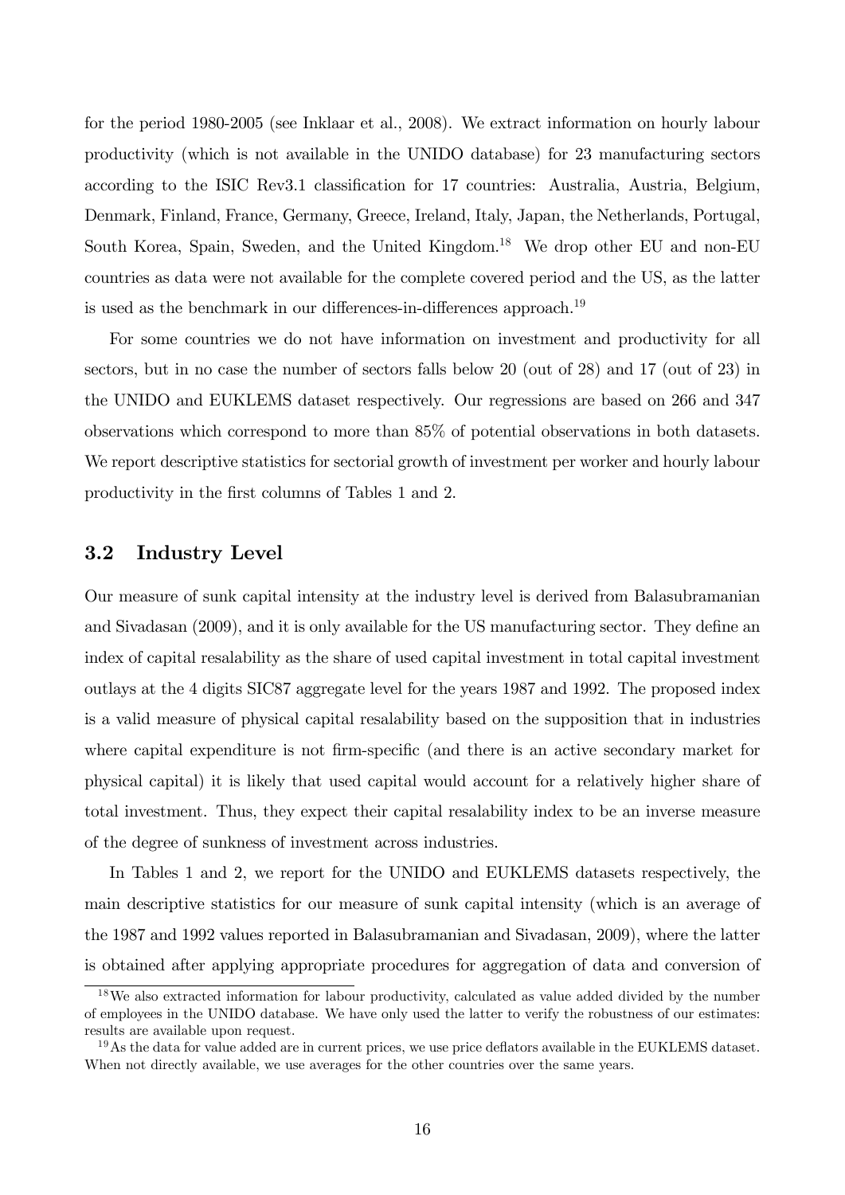for the period 1980-2005 (see Inklaar et al., 2008). We extract information on hourly labour productivity (which is not available in the UNIDO database) for 23 manufacturing sectors according to the ISIC Rev3.1 classification for 17 countries: Australia, Austria, Belgium, Denmark, Finland, France, Germany, Greece, Ireland, Italy, Japan, the Netherlands, Portugal, South Korea, Spain, Sweden, and the United Kingdom.[18] We drop other EU and non-EU countries as data were not available for the complete covered period and the US, as the latter is used as the benchmark in our differences-in-differences approach.[19]

For some countries we do not have information on investment and productivity for all sectors, but in no case the number of sectors falls below 20 (out of 28) and 17 (out of 23) in the UNIDO and EUKLEMS dataset respectively. Our regressions are based on 266 and 347 observations which correspond to more than 85% of potential observations in both datasets. We report descriptive statistics for sectorial growth of investment per worker and hourly labour productivity in the first columns of Tables 1 and 2.

## 3.2 Industry Level

Our measure of sunk capital intensity at the industry level is derived from Balasubramanian and Sivadasan (2009), and it is only available for the US manufacturing sector. They define an index of capital resalability as the share of used capital investment in total capital investment outlays at the 4 digits SIC87 aggregate level for the years 1987 and 1992. The proposed index is a valid measure of physical capital resalability based on the supposition that in industries where capital expenditure is not firm-specific (and there is an active secondary market for physical capital) it is likely that used capital would account for a relatively higher share of total investment. Thus, they expect their capital resalability index to be an inverse measure of the degree of sunkness of investment across industries.

In Tables 1 and 2, we report for the UNIDO and EUKLEMS datasets respectively, the main descriptive statistics for our measure of sunk capital intensity (which is an average of the 1987 and 1992 values reported in Balasubramanian and Sivadasan, 2009), where the latter is obtained after applying appropriate procedures for aggregation of data and conversion of

[18] We also extracted information for labour productivity, calculated as value added divided by the number of employees in the UNIDO database. We have only used the latter to verify the robustness of our estimates: results are available upon request.

[19] As the data for value added are in current prices, we use price deflators available in the EUKLEMS dataset. When not directly available, we use averages for the other countries over the same years.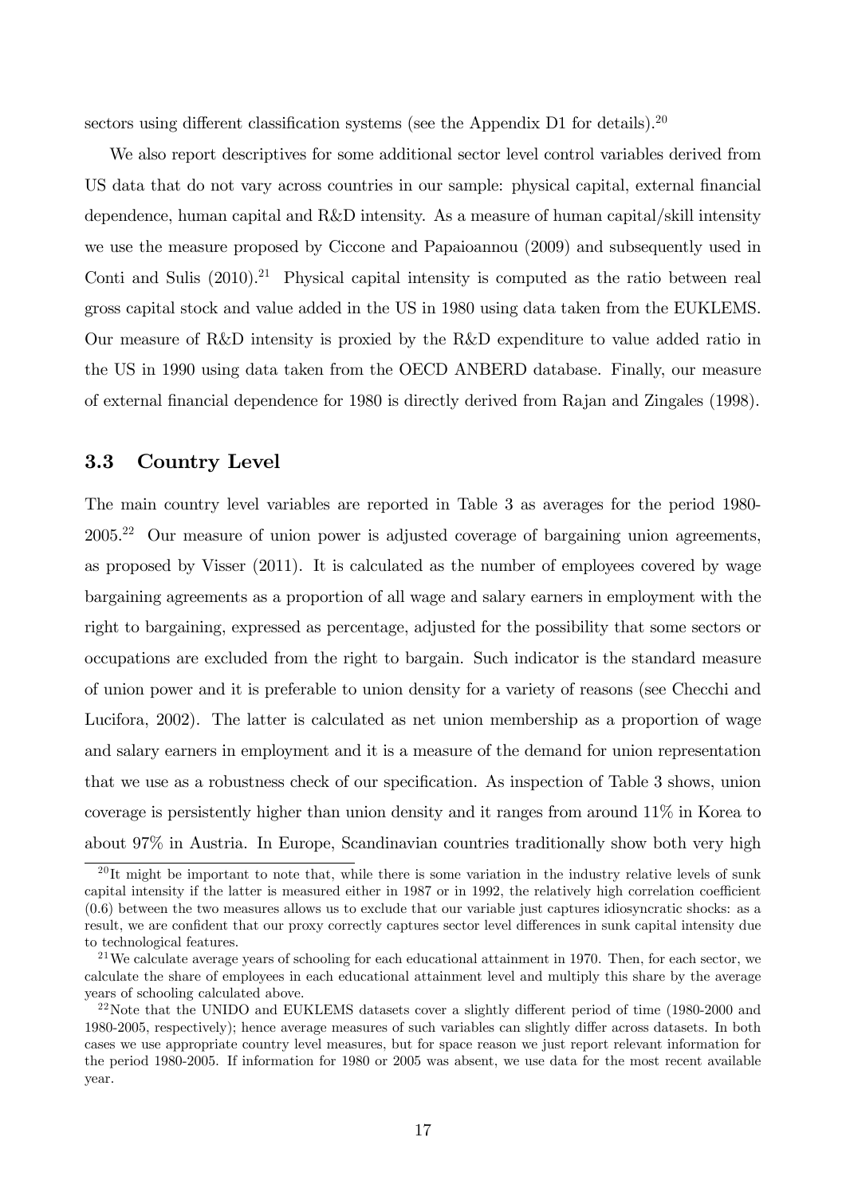sectors using different classification systems (see the Appendix D1 for details).[20]

We also report descriptives for some additional sector level control variables derived from US data that do not vary across countries in our sample: physical capital, external financial dependence, human capital and R&D intensity. As a measure of human capital/skill intensity we use the measure proposed by Ciccone and Papaioannou (2009) and subsequently used in Conti and Sulis (2010).[21] Physical capital intensity is computed as the ratio between real gross capital stock and value added in the US in 1980 using data taken from the EUKLEMS. Our measure of R&D intensity is proxied by the R&D expenditure to value added ratio in the US in 1990 using data taken from the OECD ANBERD database. Finally, our measure of external financial dependence for 1980 is directly derived from Rajan and Zingales (1998).

### 3.3 Country Level

The main country level variables are reported in Table 3 as averages for the period 1980-2005.[22] Our measure of union power is adjusted coverage of bargaining union agreements, as proposed by Visser (2011). It is calculated as the number of employees covered by wage bargaining agreements as a proportion of all wage and salary earners in employment with the right to bargaining, expressed as percentage, adjusted for the possibility that some sectors or occupations are excluded from the right to bargain. Such indicator is the standard measure of union power and it is preferable to union density for a variety of reasons (see Checchi and Lucifora, 2002). The latter is calculated as net union membership as a proportion of wage and salary earners in employment and it is a measure of the demand for union representation that we use as a robustness check of our specification. As inspection of Table 3 shows, union coverage is persistently higher than union density and it ranges from around 11% in Korea to about 97% in Austria. In Europe, Scandinavian countries traditionally show both very high

[20] It might be important to note that, while there is some variation in the industry relative levels of sunk capital intensity if the latter is measured either in 1987 or in 1992, the relatively high correlation coefficient (0.6) between the two measures allows us to exclude that our variable just captures idiosyncratic shocks: as a result, we are confident that our proxy correctly captures sector level differences in sunk capital intensity due to technological features.

[21] We calculate average years of schooling for each educational attainment in 1970. Then, for each sector, we calculate the share of employees in each educational attainment level and multiply this share by the average years of schooling calculated above.

[22] Note that the UNIDO and EUKLEMS datasets cover a slightly different period of time (1980-2000 and 1980-2005, respectively); hence average measures of such variables can slightly differ across datasets. In both cases we use appropriate country level measures, but for space reason we just report relevant information for the period 1980-2005. If information for 1980 or 2005 was absent, we use data for the most recent available year.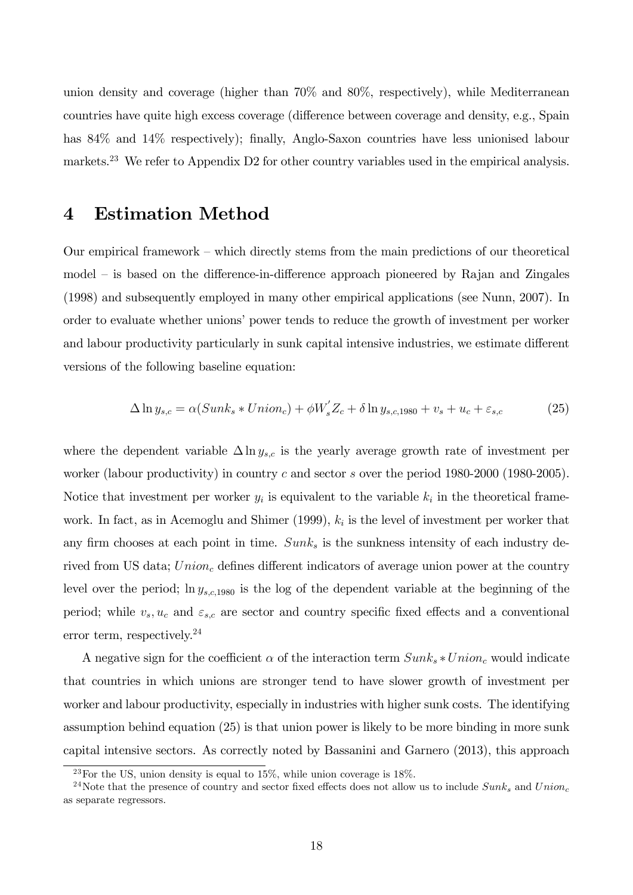union density and coverage (higher than 70% and 80%, respectively), while Mediterranean countries have quite high excess coverage (difference between coverage and density, e.g., Spain has 84% and 14% respectively); finally, Anglo-Saxon countries have less unionised labour markets.[23] We refer to Appendix D2 for other country variables used in the empirical analysis.

# 4 Estimation Method

Our empirical framework – which directly stems from the main predictions of our theoretical model – is based on the difference-in-difference approach pioneered by Rajan and Zingales (1998) and subsequently employed in many other empirical applications (see Nunn, 2007). In order to evaluate whether unions' power tends to reduce the growth of investment per worker and labour productivity particularly in sunk capital intensive industries, we estimate different versions of the following baseline equation:

$$\Delta \ln y_{s,c} = \alpha(Sunk_s * Union_c) + \phi W_s^{'} Z_c + \delta \ln y_{s,c,1980} + v_s + u_c + \varepsilon_{s,c} \tag{25}$$

where the dependent variable $\Delta \ln y_{s,c}$ is the yearly average growth rate of investment per worker (labour productivity) in country $c$ and sector $s$ over the period 1980-2000 (1980-2005). Notice that investment per worker $y_i$ is equivalent to the variable $k_i$ in the theoretical framework. In fact, as in Acemoglu and Shimer (1999), $k_i$ is the level of investment per worker that any firm chooses at each point in time. $Sunk_s$ is the sunkness intensity of each industry derived from US data; $Union_c$ defines different indicators of average union power at the country level over the period; $\ln y_{s,c,1980}$ is the log of the dependent variable at the beginning of the period; while $v_s, u_c$ and $\varepsilon_{s,c}$ are sector and country specific fixed effects and a conventional error term, respectively.[24]

A negative sign for the coefficient $\alpha$ of the interaction term $Sunk_s * Union_c$ would indicate that countries in which unions are stronger tend to have slower growth of investment per worker and labour productivity, especially in industries with higher sunk costs. The identifying assumption behind equation (25) is that union power is likely to be more binding in more sunk capital intensive sectors. As correctly noted by Bassanini and Garnero (2013), this approach

[23] For the US, union density is equal to 15%, while union coverage is 18%.

[24] Note that the presence of country and sector fixed effects does not allow us to include $Sunk_s$ and $Union_c$ as separate regressors.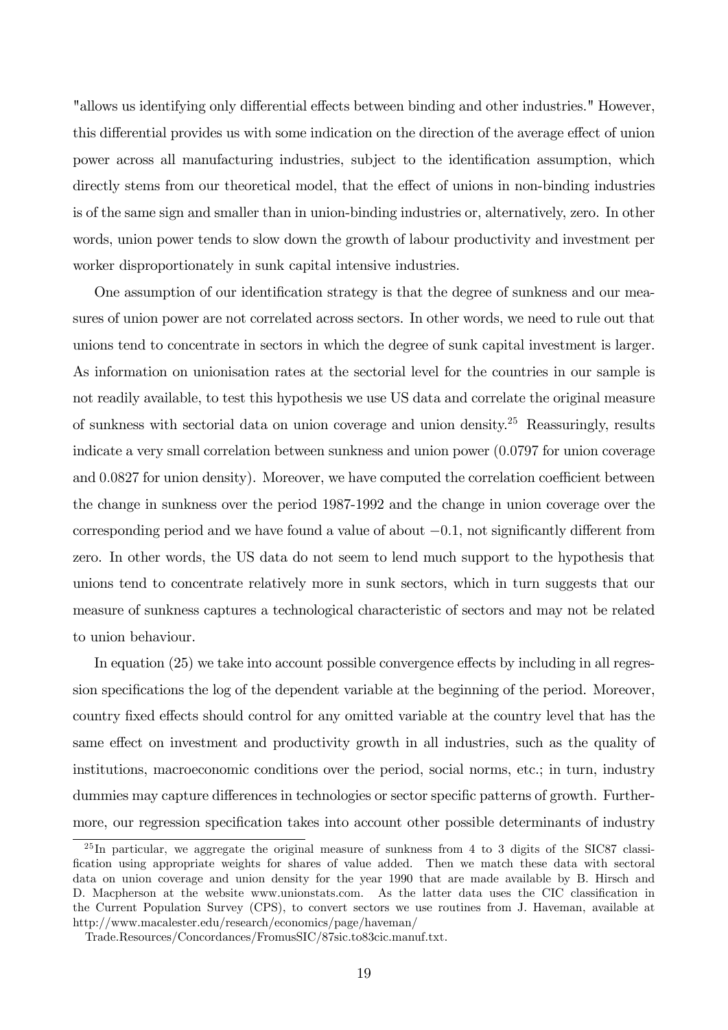"allows us identifying only differential effects between binding and other industries." However, this differential provides us with some indication on the direction of the average effect of union power across all manufacturing industries, subject to the identification assumption, which directly stems from our theoretical model, that the effect of unions in non-binding industries is of the same sign and smaller than in union-binding industries or, alternatively, zero. In other words, union power tends to slow down the growth of labour productivity and investment per worker disproportionately in sunk capital intensive industries.

One assumption of our identification strategy is that the degree of sunkness and our measures of union power are not correlated across sectors. In other words, we need to rule out that unions tend to concentrate in sectors in which the degree of sunk capital investment is larger. As information on unionisation rates at the sectorial level for the countries in our sample is not readily available, to test this hypothesis we use US data and correlate the original measure of sunkness with sectorial data on union coverage and union density.[25] Reassuringly, results indicate a very small correlation between sunkness and union power (0.0797 for union coverage and 0.0827 for union density). Moreover, we have computed the correlation coefficient between the change in sunkness over the period 1987-1992 and the change in union coverage over the corresponding period and we have found a value of about $-0.1$, not significantly different from zero. In other words, the US data do not seem to lend much support to the hypothesis that unions tend to concentrate relatively more in sunk sectors, which in turn suggests that our measure of sunkness captures a technological characteristic of sectors and may not be related to union behaviour.

In equation (25) we take into account possible convergence effects by including in all regression specifications the log of the dependent variable at the beginning of the period. Moreover, country fixed effects should control for any omitted variable at the country level that has the same effect on investment and productivity growth in all industries, such as the quality of institutions, macroeconomic conditions over the period, social norms, etc.; in turn, industry dummies may capture differences in technologies or sector specific patterns of growth. Furthermore, our regression specification takes into account other possible determinants of industry

[25] In particular, we aggregate the original measure of sunkness from 4 to 3 digits of the SIC87 classification using appropriate weights for shares of value added. Then we match these data with sectoral data on union coverage and union density for the year 1990 that are made available by B. Hirsch and D. Macpherson at the website www.unionstats.com. As the latter data uses the CIC classification in the Current Population Survey (CPS), to convert sectors we use routines from J. Haveman, available at http://www.macalester.edu/research/economics/page/haveman/Trade.Resources/Concordances/FromusSIC/87sic.to83cic.manuf.txt.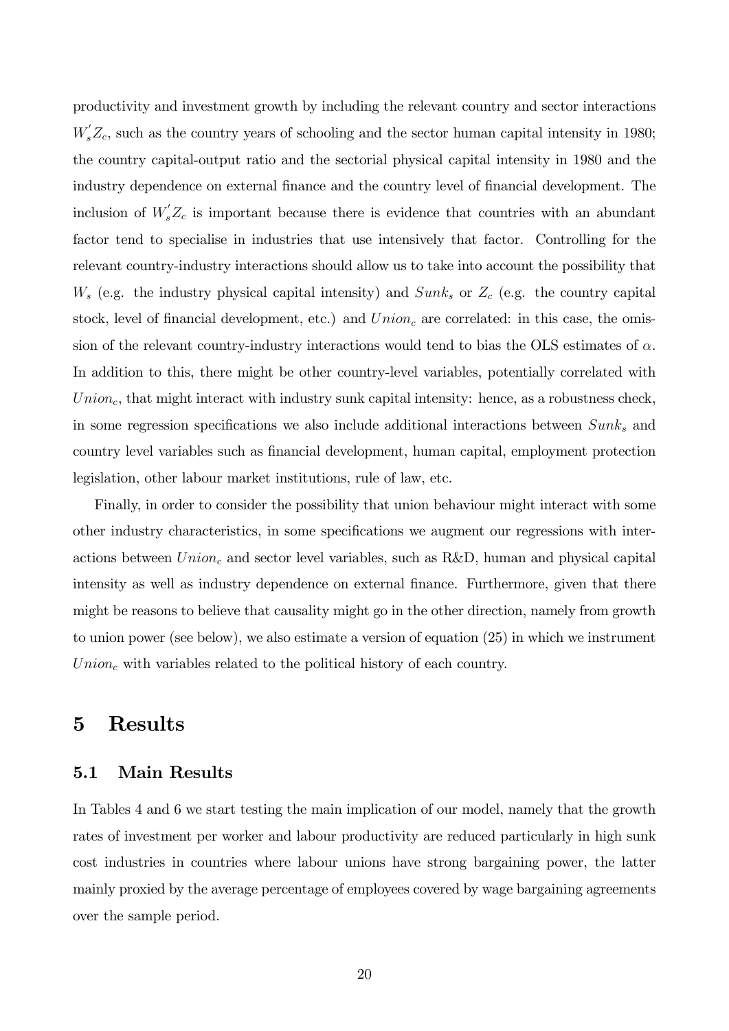productivity and investment growth by including the relevant country and sector interactions $W_s^{'}Z_c$, such as the country years of schooling and the sector human capital intensity in 1980; the country capital-output ratio and the sectorial physical capital intensity in 1980 and the industry dependence on external finance and the country level of financial development. The inclusion of $W_s^{'}Z_c$ is important because there is evidence that countries with an abundant factor tend to specialise in industries that use intensively that factor. Controlling for the relevant country-industry interactions should allow us to take into account the possibility that $W_s$ (e.g. the industry physical capital intensity) and $Sunk_s$ or $Z_c$ (e.g. the country capital stock, level of financial development, etc.) and $Union_c$ are correlated: in this case, the omission of the relevant country-industry interactions would tend to bias the OLS estimates of $\alpha$. In addition to this, there might be other country-level variables, potentially correlated with $Union_c$, that might interact with industry sunk capital intensity: hence, as a robustness check, in some regression specifications we also include additional interactions between $Sunk_s$ and country level variables such as financial development, human capital, employment protection legislation, other labour market institutions, rule of law, etc.

Finally, in order to consider the possibility that union behaviour might interact with some other industry characteristics, in some specifications we augment our regressions with interactions between $Union_c$ and sector level variables, such as R&D, human and physical capital intensity as well as industry dependence on external finance. Furthermore, given that there might be reasons to believe that causality might go in the other direction, namely from growth to union power (see below), we also estimate a version of equation (25) in which we instrument $Union_c$ with variables related to the political history of each country.

# 5 Results

## 5.1 Main Results

In Tables 4 and 6 we start testing the main implication of our model, namely that the growth rates of investment per worker and labour productivity are reduced particularly in high sunk cost industries in countries where labour unions have strong bargaining power, the latter mainly proxied by the average percentage of employees covered by wage bargaining agreements over the sample period.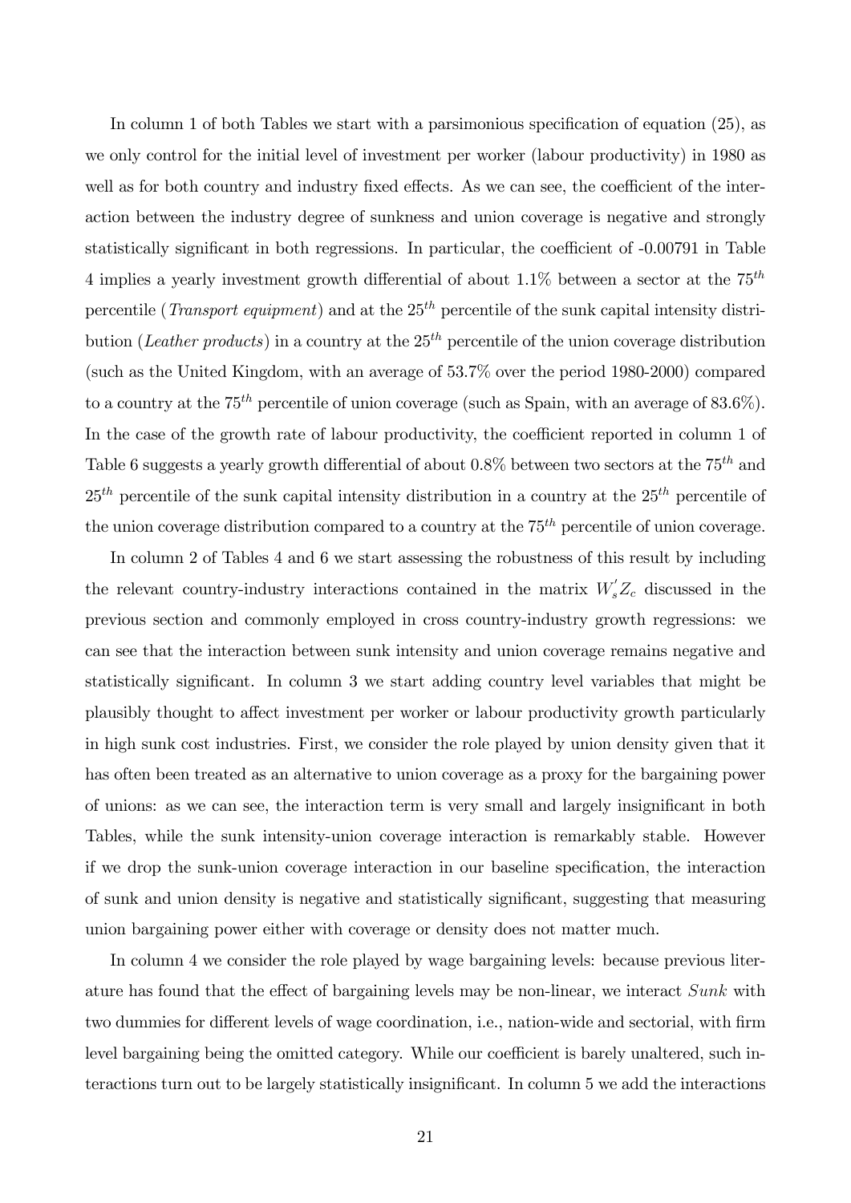In column 1 of both Tables we start with a parsimonious specification of equation (25), as we only control for the initial level of investment per worker (labour productivity) in 1980 as well as for both country and industry fixed effects. As we can see, the coefficient of the interaction between the industry degree of sunkness and union coverage is negative and strongly statistically significant in both regressions. In particular, the coefficient of -0.00791 in Table 4 implies a yearly investment growth differential of about 1.1% between a sector at the $75^{th}$ percentile (*Transport equipment*) and at the $25^{th}$ percentile of the sunk capital intensity distribution (*Leather products*) in a country at the $25^{th}$ percentile of the union coverage distribution (such as the United Kingdom, with an average of 53.7% over the period 1980-2000) compared to a country at the $75^{th}$ percentile of union coverage (such as Spain, with an average of 83.6%). In the case of the growth rate of labour productivity, the coefficient reported in column 1 of Table 6 suggests a yearly growth differential of about 0.8% between two sectors at the $75^{th}$ and $25^{th}$ percentile of the sunk capital intensity distribution in a country at the $25^{th}$ percentile of the union coverage distribution compared to a country at the $75^{th}$ percentile of union coverage.

In column 2 of Tables 4 and 6 we start assessing the robustness of this result by including the relevant country-industry interactions contained in the matrix $W_s^{'}Z_c$ discussed in the previous section and commonly employed in cross country-industry growth regressions: we can see that the interaction between sunk intensity and union coverage remains negative and statistically significant. In column 3 we start adding country level variables that might be plausibly thought to affect investment per worker or labour productivity growth particularly in high sunk cost industries. First, we consider the role played by union density given that it has often been treated as an alternative to union coverage as a proxy for the bargaining power of unions: as we can see, the interaction term is very small and largely insignificant in both Tables, while the sunk intensity-union coverage interaction is remarkably stable. However if we drop the sunk-union coverage interaction in our baseline specification, the interaction of sunk and union density is negative and statistically significant, suggesting that measuring union bargaining power either with coverage or density does not matter much.

In column 4 we consider the role played by wage bargaining levels: because previous literature has found that the effect of bargaining levels may be non-linear, we interact *Sunk* with two dummies for different levels of wage coordination, i.e., nation-wide and sectorial, with firm level bargaining being the omitted category. While our coefficient is barely unaltered, such interactions turn out to be largely statistically insignificant. In column 5 we add the interactions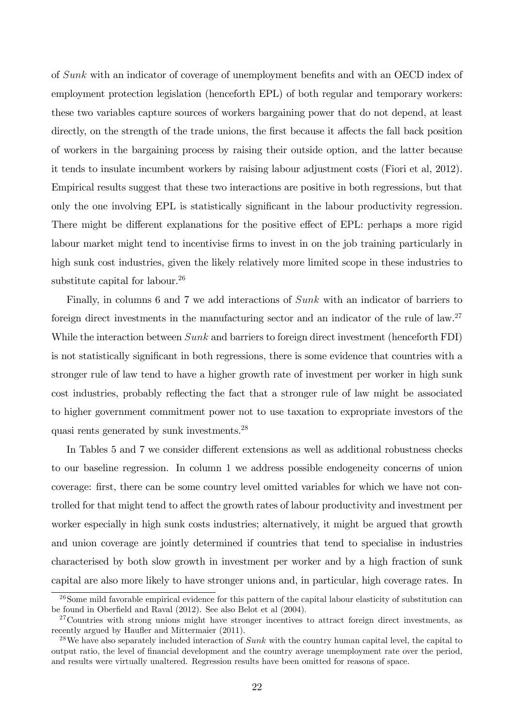of *Sunk* with an indicator of coverage of unemployment benefits and with an OECD index of employment protection legislation (henceforth EPL) of both regular and temporary workers: these two variables capture sources of workers bargaining power that do not depend, at least directly, on the strength of the trade unions, the first because it affects the fall back position of workers in the bargaining process by raising their outside option, and the latter because it tends to insulate incumbent workers by raising labour adjustment costs (Fiori et al, 2012). Empirical results suggest that these two interactions are positive in both regressions, but that only the one involving EPL is statistically significant in the labour productivity regression. There might be different explanations for the positive effect of EPL: perhaps a more rigid labour market might tend to incentivise firms to invest in on the job training particularly in high sunk cost industries, given the likely relatively more limited scope in these industries to substitute capital for labour.[26]

Finally, in columns 6 and 7 we add interactions of *Sunk* with an indicator of barriers to foreign direct investments in the manufacturing sector and an indicator of the rule of law.[27] While the interaction between *Sunk* and barriers to foreign direct investment (henceforth FDI) is not statistically significant in both regressions, there is some evidence that countries with a stronger rule of law tend to have a higher growth rate of investment per worker in high sunk cost industries, probably reflecting the fact that a stronger rule of law might be associated to higher government commitment power not to use taxation to expropriate investors of the quasi rents generated by sunk investments.[28]

In Tables 5 and 7 we consider different extensions as well as additional robustness checks to our baseline regression. In column 1 we address possible endogeneity concerns of union coverage: first, there can be some country level omitted variables for which we have not controlled for that might tend to affect the growth rates of labour productivity and investment per worker especially in high sunk costs industries; alternatively, it might be argued that growth and union coverage are jointly determined if countries that tend to specialise in industries characterised by both slow growth in investment per worker and by a high fraction of sunk capital are also more likely to have stronger unions and, in particular, high coverage rates. In

[26]Some mild favorable empirical evidence for this pattern of the capital labour elasticity of substitution can be found in Oberfield and Raval (2012). See also Belot et al (2004).

[27]Countries with strong unions might have stronger incentives to attract foreign direct investments, as recently argued by Haufler and Mittermaier (2011).

[28]We have also separately included interaction of *Sunk* with the country human capital level, the capital to output ratio, the level of financial development and the country average unemployment rate over the period, and results were virtually unaltered. Regression results have been omitted for reasons of space.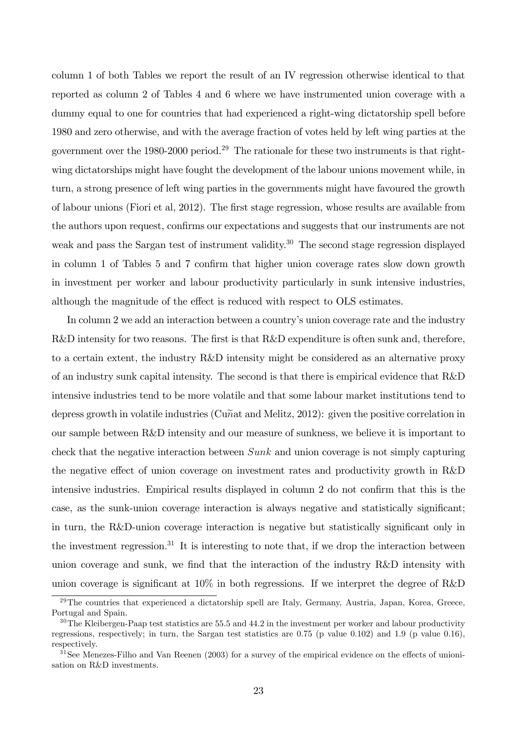column 1 of both Tables we report the result of an IV regression otherwise identical to that reported as column 2 of Tables 4 and 6 where we have instrumented union coverage with a dummy equal to one for countries that had experienced a right-wing dictatorship spell before 1980 and zero otherwise, and with the average fraction of votes held by left wing parties at the government over the 1980-2000 period.[29] The rationale for these two instruments is that right-wing dictatorships might have fought the development of the labour unions movement while, in turn, a strong presence of left wing parties in the governments might have favoured the growth of labour unions (Fiori et al, 2012). The first stage regression, whose results are available from the authors upon request, confirms our expectations and suggests that our instruments are not weak and pass the Sargan test of instrument validity.[30] The second stage regression displayed in column 1 of Tables 5 and 7 confirm that higher union coverage rates slow down growth in investment per worker and labour productivity particularly in sunk intensive industries, although the magnitude of the effect is reduced with respect to OLS estimates.

In column 2 we add an interaction between a country's union coverage rate and the industry R&D intensity for two reasons. The first is that R&D expenditure is often sunk and, therefore, to a certain extent, the industry R&D intensity might be considered as an alternative proxy of an industry sunk capital intensity. The second is that there is empirical evidence that R&D intensive industries tend to be more volatile and that some labour market institutions tend to depress growth in volatile industries (Cuñat and Melitz, 2012): given the positive correlation in our sample between R&D intensity and our measure of sunkness, we believe it is important to check that the negative interaction between *Sunk* and union coverage is not simply capturing the negative effect of union coverage on investment rates and productivity growth in R&D intensive industries. Empirical results displayed in column 2 do not confirm that this is the case, as the sunk-union coverage interaction is always negative and statistically significant; in turn, the R&D-union coverage interaction is negative but statistically significant only in the investment regression.[31] It is interesting to note that, if we drop the interaction between union coverage and sunk, we find that the interaction of the industry R&D intensity with union coverage is significant at 10% in both regressions. If we interpret the degree of R&D

[29] The countries that experienced a dictatorship spell are Italy, Germany, Austria, Japan, Korea, Greece, Portugal and Spain.

[30] The Kleibergen-Paap test statistics are 55.5 and 44.2 in the investment per worker and labour productivity regressions, respectively; in turn, the Sargan test statistics are 0.75 (p value 0.102) and 1.9 (p value 0.16), respectively.

[31] See Menezes-Filho and Van Reenen (2003) for a survey of the empirical evidence on the effects of unionisation on R&D investments.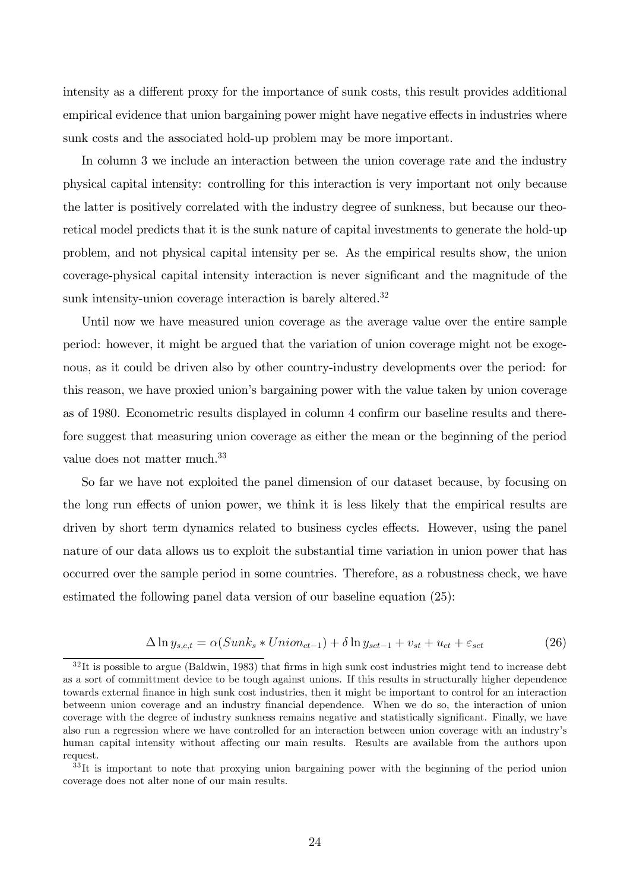intensity as a different proxy for the importance of sunk costs, this result provides additional empirical evidence that union bargaining power might have negative effects in industries where sunk costs and the associated hold-up problem may be more important.

In column 3 we include an interaction between the union coverage rate and the industry physical capital intensity: controlling for this interaction is very important not only because the latter is positively correlated with the industry degree of sunkness, but because our theoretical model predicts that it is the sunk nature of capital investments to generate the hold-up problem, and not physical capital intensity per se. As the empirical results show, the union coverage-physical capital intensity interaction is never significant and the magnitude of the sunk intensity-union coverage interaction is barely altered.[32]

Until now we have measured union coverage as the average value over the entire sample period: however, it might be argued that the variation of union coverage might not be exogenous, as it could be driven also by other country-industry developments over the period: for this reason, we have proxied union's bargaining power with the value taken by union coverage as of 1980. Econometric results displayed in column 4 confirm our baseline results and therefore suggest that measuring union coverage as either the mean or the beginning of the period value does not matter much.[33]

So far we have not exploited the panel dimension of our dataset because, by focusing on the long run effects of union power, we think it is less likely that the empirical results are driven by short term dynamics related to business cycles effects. However, using the panel nature of our data allows us to exploit the substantial time variation in union power that has occurred over the sample period in some countries. Therefore, as a robustness check, we have estimated the following panel data version of our baseline equation (25):

$$\Delta \ln y_{s,c,t} = \alpha(Sunk_s * Union_{ct-1}) + \delta \ln y_{sct-1} + v_{st} + u_{ct} + \varepsilon_{sct} \tag{26}$$

[32] It is possible to argue (Baldwin, 1983) that firms in high sunk cost industries might tend to increase debt as a sort of committment device to be tough against unions. If this results in structurally higher dependence towards external finance in high sunk cost industries, then it might be important to control for an interaction betweenn union coverage and an industry financial dependence. When we do so, the interaction of union coverage with the degree of industry sunkness remains negative and statistically significant. Finally, we have also run a regression where we have controlled for an interaction between union coverage with an industry's human capital intensity without affecting our main results. Results are available from the authors upon request.

[33] It is important to note that proxying union bargaining power with the beginning of the period union coverage does not alter none of our main results.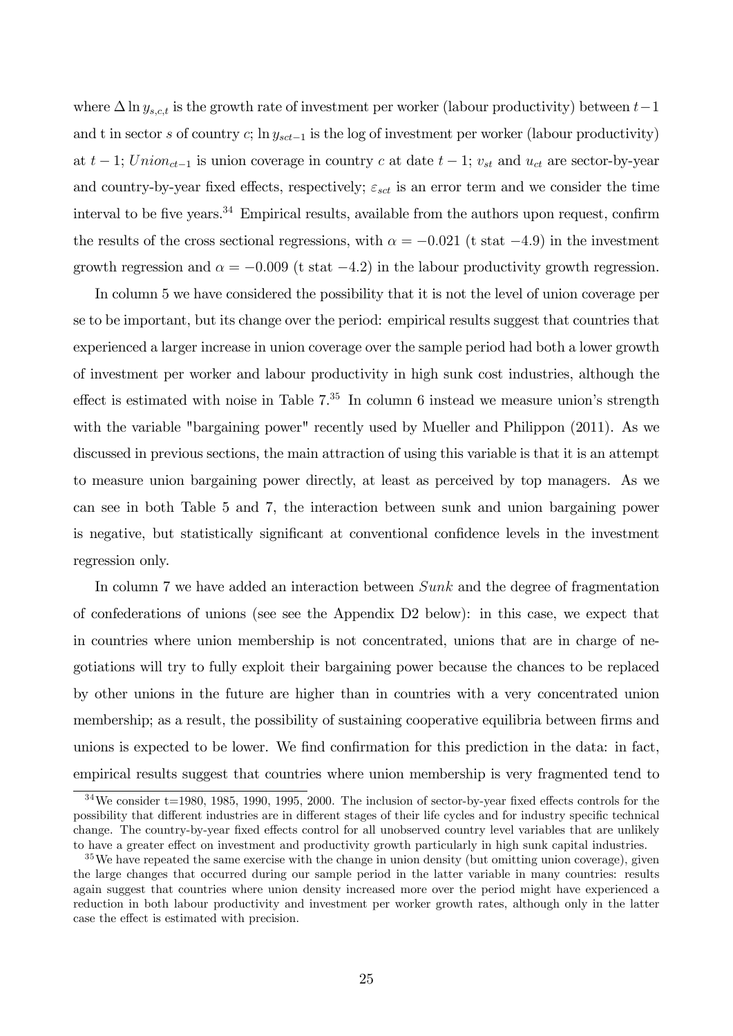where $\Delta \ln y_{s,c,t}$ is the growth rate of investment per worker (labour productivity) between $t-1$ and t in sector $s$ of country $c$; $\ln y_{sct-1}$ is the log of investment per worker (labour productivity) at $t-1$; $Union_{ct-1}$ is union coverage in country $c$ at date $t-1$; $v_{st}$ and $u_{ct}$ are sector-by-year and country-by-year fixed effects, respectively; $\varepsilon_{sct}$ is an error term and we consider the time interval to be five years.[34] Empirical results, available from the authors upon request, confirm the results of the cross sectional regressions, with $\alpha = -0.021$ (t stat $-4.9$) in the investment growth regression and $\alpha = -0.009$ (t stat $-4.2$) in the labour productivity growth regression.

In column 5 we have considered the possibility that it is not the level of union coverage per se to be important, but its change over the period: empirical results suggest that countries that experienced a larger increase in union coverage over the sample period had both a lower growth of investment per worker and labour productivity in high sunk cost industries, although the effect is estimated with noise in Table 7.[35] In column 6 instead we measure union's strength with the variable "bargaining power" recently used by Mueller and Philippon (2011). As we discussed in previous sections, the main attraction of using this variable is that it is an attempt to measure union bargaining power directly, at least as perceived by top managers. As we can see in both Table 5 and 7, the interaction between sunk and union bargaining power is negative, but statistically significant at conventional confidence levels in the investment regression only.

In column 7 we have added an interaction between *Sunk* and the degree of fragmentation of confederations of unions (see see the Appendix D2 below): in this case, we expect that in countries where union membership is not concentrated, unions that are in charge of negotiations will try to fully exploit their bargaining power because the chances to be replaced by other unions in the future are higher than in countries with a very concentrated union membership; as a result, the possibility of sustaining cooperative equilibria between firms and unions is expected to be lower. We find confirmation for this prediction in the data: in fact, empirical results suggest that countries where union membership is very fragmented tend to

[34] We consider t=1980, 1985, 1990, 1995, 2000. The inclusion of sector-by-year fixed effects controls for the possibility that different industries are in different stages of their life cycles and for industry specific technical change. The country-by-year fixed effects control for all unobserved country level variables that are unlikely to have a greater effect on investment and productivity growth particularly in high sunk capital industries.

[35] We have repeated the same exercise with the change in union density (but omitting union coverage), given the large changes that occurred during our sample period in the latter variable in many countries: results again suggest that countries where union density increased more over the period might have experienced a reduction in both labour productivity and investment per worker growth rates, although only in the latter case the effect is estimated with precision.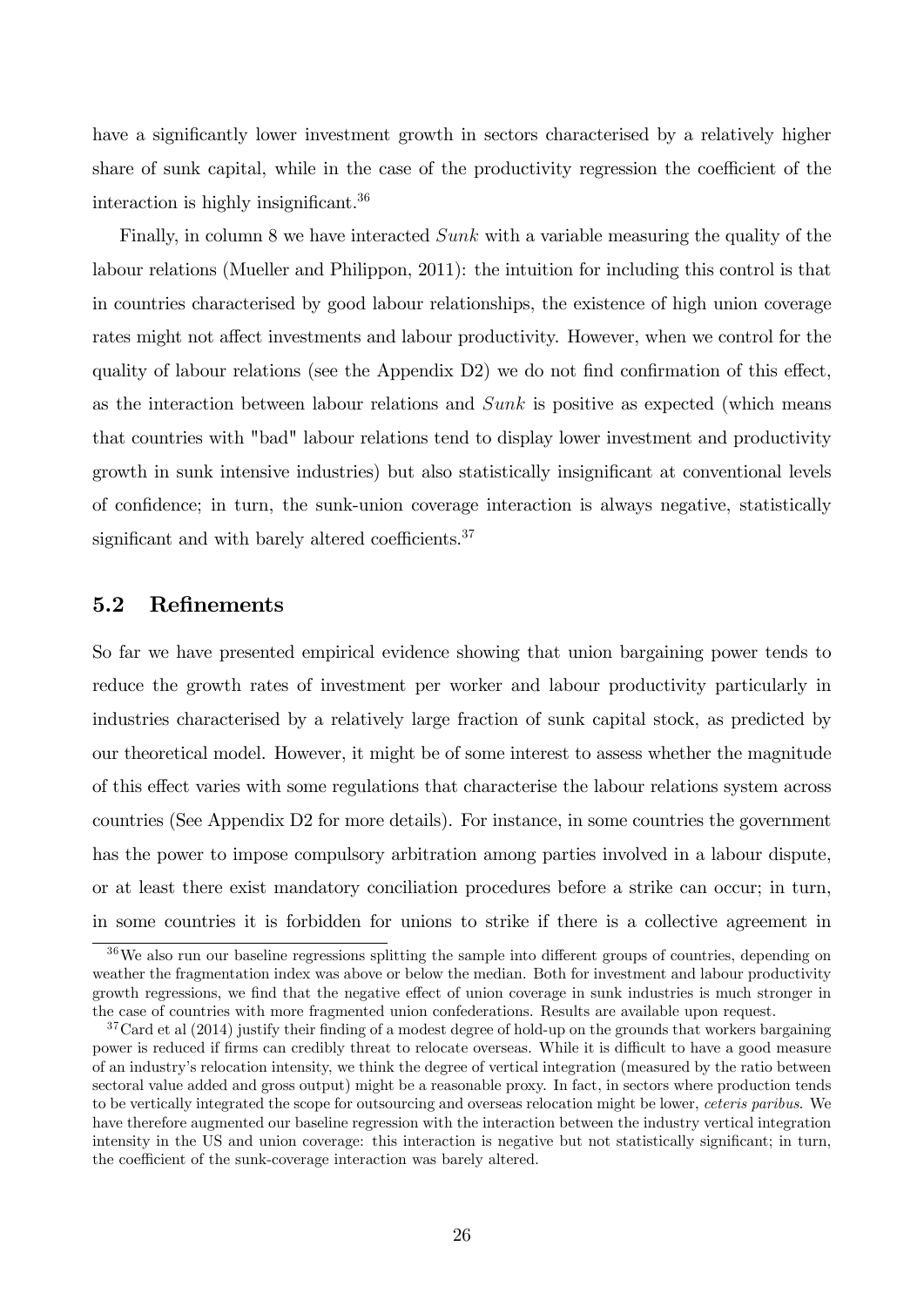have a significantly lower investment growth in sectors characterised by a relatively higher share of sunk capital, while in the case of the productivity regression the coefficient of the interaction is highly insignificant.[36]

Finally, in column 8 we have interacted *Sunk* with a variable measuring the quality of the labour relations (Mueller and Philippon, 2011): the intuition for including this control is that in countries characterised by good labour relationships, the existence of high union coverage rates might not affect investments and labour productivity. However, when we control for the quality of labour relations (see the Appendix D2) we do not find confirmation of this effect, as the interaction between labour relations and *Sunk* is positive as expected (which means that countries with "bad" labour relations tend to display lower investment and productivity growth in sunk intensive industries) but also statistically insignificant at conventional levels of confidence; in turn, the sunk-union coverage interaction is always negative, statistically significant and with barely altered coefficients.[37]

## 5.2 Refinements

So far we have presented empirical evidence showing that union bargaining power tends to reduce the growth rates of investment per worker and labour productivity particularly in industries characterised by a relatively large fraction of sunk capital stock, as predicted by our theoretical model. However, it might be of some interest to assess whether the magnitude of this effect varies with some regulations that characterise the labour relations system across countries (See Appendix D2 for more details). For instance, in some countries the government has the power to impose compulsory arbitration among parties involved in a labour dispute, or at least there exist mandatory conciliation procedures before a strike can occur; in turn, in some countries it is forbidden for unions to strike if there is a collective agreement in

[36] We also run our baseline regressions splitting the sample into different groups of countries, depending on weather the fragmentation index was above or below the median. Both for investment and labour productivity growth regressions, we find that the negative effect of union coverage in sunk industries is much stronger in the case of countries with more fragmented union confederations. Results are available upon request.

[37] Card et al (2014) justify their finding of a modest degree of hold-up on the grounds that workers bargaining power is reduced if firms can credibly threat to relocate overseas. While it is difficult to have a good measure of an industry's relocation intensity, we think the degree of vertical integration (measured by the ratio between sectoral value added and gross output) might be a reasonable proxy. In fact, in sectors where production tends to be vertically integrated the scope for outsourcing and overseas relocation might be lower, *ceteris paribus*. We have therefore augmented our baseline regression with the interaction between the industry vertical integration intensity in the US and union coverage: this interaction is negative but not statistically significant; in turn, the coefficient of the sunk-coverage interaction was barely altered.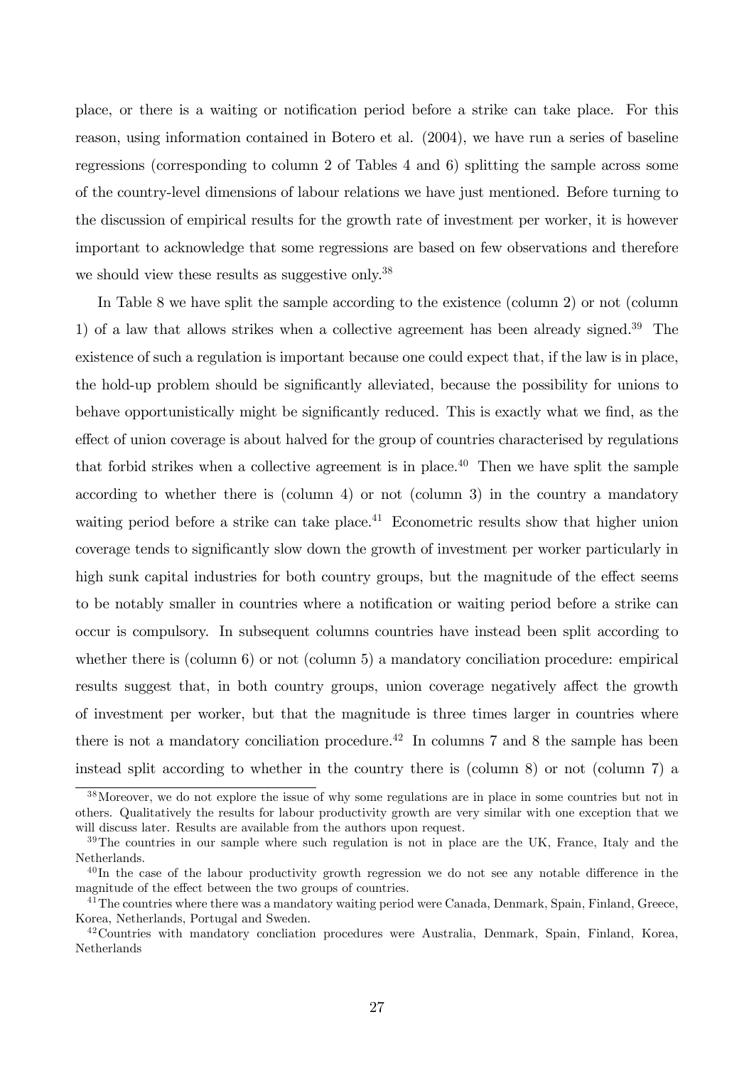place, or there is a waiting or notification period before a strike can take place. For this reason, using information contained in Botero et al. (2004), we have run a series of baseline regressions (corresponding to column 2 of Tables 4 and 6) splitting the sample across some of the country-level dimensions of labour relations we have just mentioned. Before turning to the discussion of empirical results for the growth rate of investment per worker, it is however important to acknowledge that some regressions are based on few observations and therefore we should view these results as suggestive only.[38]

In Table 8 we have split the sample according to the existence (column 2) or not (column 1) of a law that allows strikes when a collective agreement has been already signed.[39] The existence of such a regulation is important because one could expect that, if the law is in place, the hold-up problem should be significantly alleviated, because the possibility for unions to behave opportunistically might be significantly reduced. This is exactly what we find, as the effect of union coverage is about halved for the group of countries characterised by regulations that forbid strikes when a collective agreement is in place.[40] Then we have split the sample according to whether there is (column 4) or not (column 3) in the country a mandatory waiting period before a strike can take place.[41] Econometric results show that higher union coverage tends to significantly slow down the growth of investment per worker particularly in high sunk capital industries for both country groups, but the magnitude of the effect seems to be notably smaller in countries where a notification or waiting period before a strike can occur is compulsory. In subsequent columns countries have instead been split according to whether there is (column 6) or not (column 5) a mandatory conciliation procedure: empirical results suggest that, in both country groups, union coverage negatively affect the growth of investment per worker, but that the magnitude is three times larger in countries where there is not a mandatory conciliation procedure.[42] In columns 7 and 8 the sample has been instead split according to whether in the country there is (column 8) or not (column 7) a

[38] Moreover, we do not explore the issue of why some regulations are in place in some countries but not in others. Qualitatively the results for labour productivity growth are very similar with one exception that we will discuss later. Results are available from the authors upon request.

[39] The countries in our sample where such regulation is not in place are the UK, France, Italy and the Netherlands.

[40] In the case of the labour productivity growth regression we do not see any notable difference in the magnitude of the effect between the two groups of countries.

[41] The countries where there was a mandatory waiting period were Canada, Denmark, Spain, Finland, Greece, Korea, Netherlands, Portugal and Sweden.

[42] Countries with mandatory concliation procedures were Australia, Denmark, Spain, Finland, Korea, Netherlands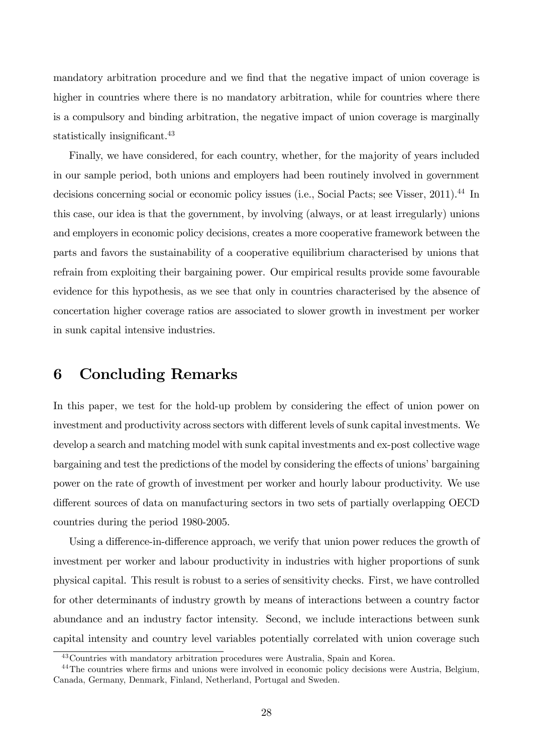mandatory arbitration procedure and we find that the negative impact of union coverage is higher in countries where there is no mandatory arbitration, while for countries where there is a compulsory and binding arbitration, the negative impact of union coverage is marginally statistically insignificant.[43]

Finally, we have considered, for each country, whether, for the majority of years included in our sample period, both unions and employers had been routinely involved in government decisions concerning social or economic policy issues (i.e., Social Pacts; see Visser, 2011).[44] In this case, our idea is that the government, by involving (always, or at least irregularly) unions and employers in economic policy decisions, creates a more cooperative framework between the parts and favors the sustainability of a cooperative equilibrium characterised by unions that refrain from exploiting their bargaining power. Our empirical results provide some favourable evidence for this hypothesis, as we see that only in countries characterised by the absence of concertation higher coverage ratios are associated to slower growth in investment per worker in sunk capital intensive industries.

# 6 Concluding Remarks

In this paper, we test for the hold-up problem by considering the effect of union power on investment and productivity across sectors with different levels of sunk capital investments. We develop a search and matching model with sunk capital investments and ex-post collective wage bargaining and test the predictions of the model by considering the effects of unions' bargaining power on the rate of growth of investment per worker and hourly labour productivity. We use different sources of data on manufacturing sectors in two sets of partially overlapping OECD countries during the period 1980-2005.

Using a difference-in-difference approach, we verify that union power reduces the growth of investment per worker and labour productivity in industries with higher proportions of sunk physical capital. This result is robust to a series of sensitivity checks. First, we have controlled for other determinants of industry growth by means of interactions between a country factor abundance and an industry factor intensity. Second, we include interactions between sunk capital intensity and country level variables potentially correlated with union coverage such

[43] Countries with mandatory arbitration procedures were Australia, Spain and Korea.

[44] The countries where firms and unions were involved in economic policy decisions were Austria, Belgium, Canada, Germany, Denmark, Finland, Netherland, Portugal and Sweden.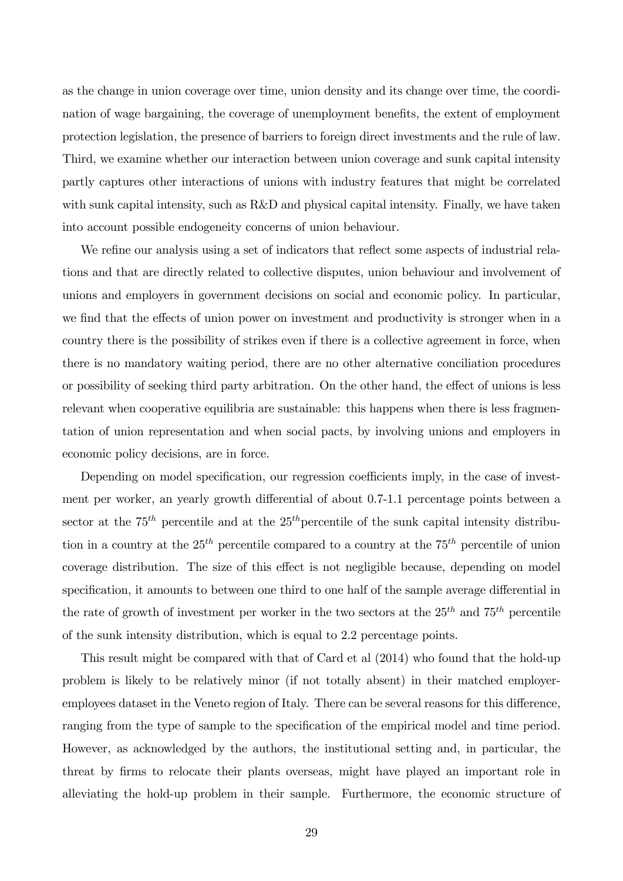as the change in union coverage over time, union density and its change over time, the coordination of wage bargaining, the coverage of unemployment benefits, the extent of employment protection legislation, the presence of barriers to foreign direct investments and the rule of law. Third, we examine whether our interaction between union coverage and sunk capital intensity partly captures other interactions of unions with industry features that might be correlated with sunk capital intensity, such as R&D and physical capital intensity. Finally, we have taken into account possible endogeneity concerns of union behaviour.

We refine our analysis using a set of indicators that reflect some aspects of industrial relations and that are directly related to collective disputes, union behaviour and involvement of unions and employers in government decisions on social and economic policy. In particular, we find that the effects of union power on investment and productivity is stronger when in a country there is the possibility of strikes even if there is a collective agreement in force, when there is no mandatory waiting period, there are no other alternative conciliation procedures or possibility of seeking third party arbitration. On the other hand, the effect of unions is less relevant when cooperative equilibria are sustainable: this happens when there is less fragmentation of union representation and when social pacts, by involving unions and employers in economic policy decisions, are in force.

Depending on model specification, our regression coefficients imply, in the case of investment per worker, an yearly growth differential of about 0.7-1.1 percentage points between a sector at the $75^{th}$ percentile and at the $25^{th}$percentile of the sunk capital intensity distribution in a country at the $25^{th}$ percentile compared to a country at the $75^{th}$ percentile of union coverage distribution. The size of this effect is not negligible because, depending on model specification, it amounts to between one third to one half of the sample average differential in the rate of growth of investment per worker in the two sectors at the $25^{th}$ and $75^{th}$ percentile of the sunk intensity distribution, which is equal to 2.2 percentage points.

This result might be compared with that of Card et al (2014) who found that the hold-up problem is likely to be relatively minor (if not totally absent) in their matched employer-employees dataset in the Veneto region of Italy. There can be several reasons for this difference, ranging from the type of sample to the specification of the empirical model and time period. However, as acknowledged by the authors, the institutional setting and, in particular, the threat by firms to relocate their plants overseas, might have played an important role in alleviating the hold-up problem in their sample. Furthermore, the economic structure of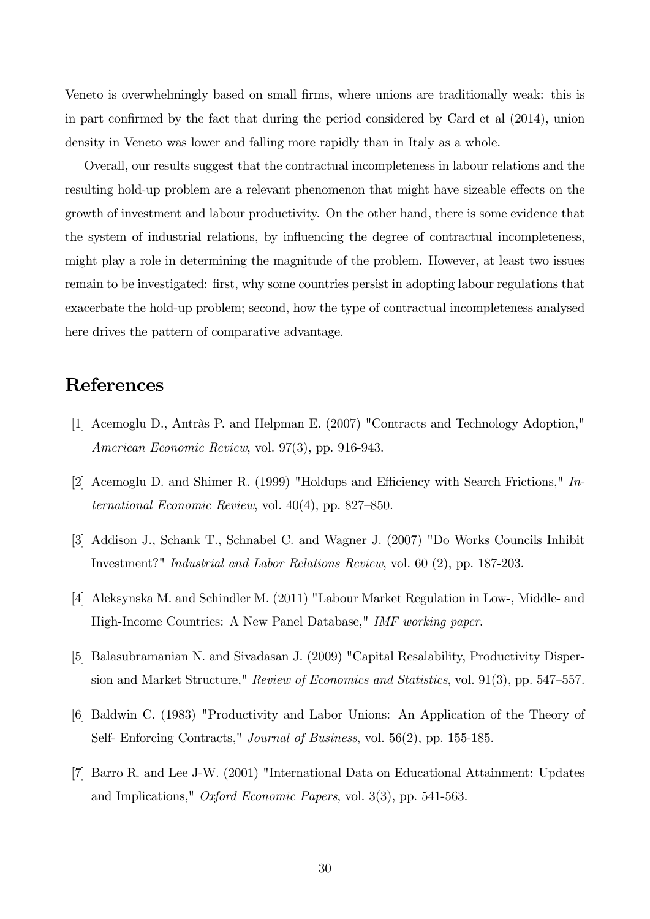Veneto is overwhelmingly based on small firms, where unions are traditionally weak: this is in part confirmed by the fact that during the period considered by Card et al (2014), union density in Veneto was lower and falling more rapidly than in Italy as a whole.

Overall, our results suggest that the contractual incompleteness in labour relations and the resulting hold-up problem are a relevant phenomenon that might have sizeable effects on the growth of investment and labour productivity. On the other hand, there is some evidence that the system of industrial relations, by influencing the degree of contractual incompleteness, might play a role in determining the magnitude of the problem. However, at least two issues remain to be investigated: first, why some countries persist in adopting labour regulations that exacerbate the hold-up problem; second, how the type of contractual incompleteness analysed here drives the pattern of comparative advantage.

# References

[1] Acemoglu D., Antràs P. and Helpman E. (2007) "Contracts and Technology Adoption," *American Economic Review*, vol. 97(3), pp. 916-943.

[2] Acemoglu D. and Shimer R. (1999) "Holdups and Efficiency with Search Frictions," *International Economic Review*, vol. 40(4), pp. 827–850.

[3] Addison J., Schank T., Schnabel C. and Wagner J. (2007) "Do Works Councils Inhibit Investment?" *Industrial and Labor Relations Review*, vol. 60 (2), pp. 187-203.

[4] Aleksynska M. and Schindler M. (2011) "Labour Market Regulation in Low-, Middle- and High-Income Countries: A New Panel Database," *IMF working paper*.

[5] Balasubramanian N. and Sivadasan J. (2009) "Capital Resalability, Productivity Dispersion and Market Structure," *Review of Economics and Statistics*, vol. 91(3), pp. 547–557.

[6] Baldwin C. (1983) "Productivity and Labor Unions: An Application of the Theory of Self- Enforcing Contracts," *Journal of Business*, vol. 56(2), pp. 155-185.

[7] Barro R. and Lee J-W. (2001) "International Data on Educational Attainment: Updates and Implications," *Oxford Economic Papers*, vol. 3(3), pp. 541-563.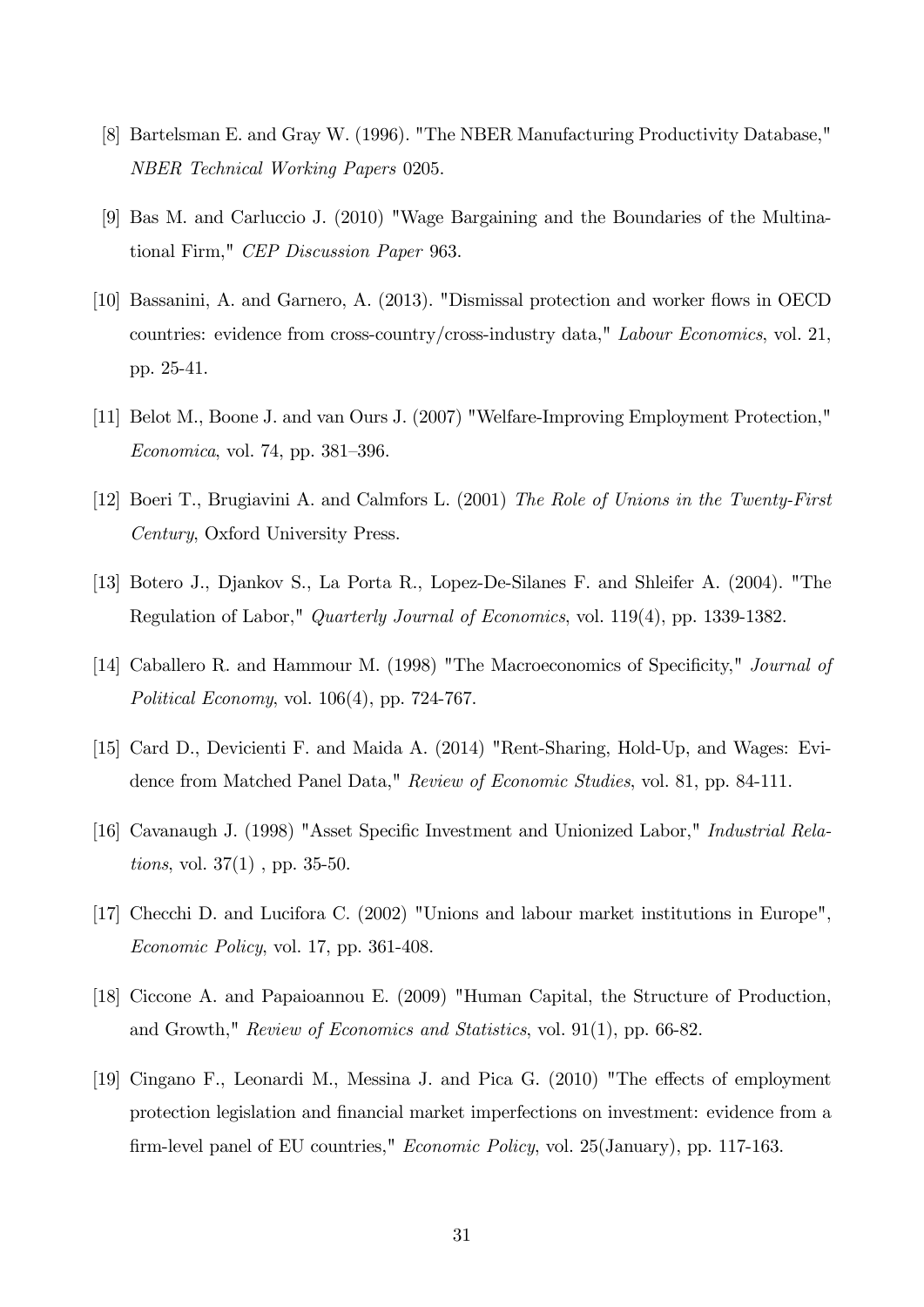[8] Bartelsman E. and Gray W. (1996). "The NBER Manufacturing Productivity Database," *NBER Technical Working Papers* 0205.

[9] Bas M. and Carluccio J. (2010) "Wage Bargaining and the Boundaries of the Multinational Firm," *CEP Discussion Paper* 963.

[10] Bassanini, A. and Garnero, A. (2013). "Dismissal protection and worker flows in OECD countries: evidence from cross-country/cross-industry data," *Labour Economics*, vol. 21, pp. 25-41.

[11] Belot M., Boone J. and van Ours J. (2007) "Welfare-Improving Employment Protection," *Economica*, vol. 74, pp. 381–396.

[12] Boeri T., Brugiavini A. and Calmfors L. (2001) *The Role of Unions in the Twenty-First Century*, Oxford University Press.

[13] Botero J., Djankov S., La Porta R., Lopez-De-Silanes F. and Shleifer A. (2004). "The Regulation of Labor," *Quarterly Journal of Economics*, vol. 119(4), pp. 1339-1382.

[14] Caballero R. and Hammour M. (1998) "The Macroeconomics of Specificity," *Journal of Political Economy*, vol. 106(4), pp. 724-767.

[15] Card D., Devicienti F. and Maida A. (2014) "Rent-Sharing, Hold-Up, and Wages: Evidence from Matched Panel Data," *Review of Economic Studies*, vol. 81, pp. 84-111.

[16] Cavanaugh J. (1998) "Asset Specific Investment and Unionized Labor," *Industrial Relations*, vol. 37(1) , pp. 35-50.

[17] Checchi D. and Lucifora C. (2002) "Unions and labour market institutions in Europe", *Economic Policy*, vol. 17, pp. 361-408.

[18] Ciccone A. and Papaioannou E. (2009) "Human Capital, the Structure of Production, and Growth," *Review of Economics and Statistics*, vol. 91(1), pp. 66-82.

[19] Cingano F., Leonardi M., Messina J. and Pica G. (2010) "The effects of employment protection legislation and financial market imperfections on investment: evidence from a firm-level panel of EU countries," *Economic Policy*, vol. 25(January), pp. 117-163.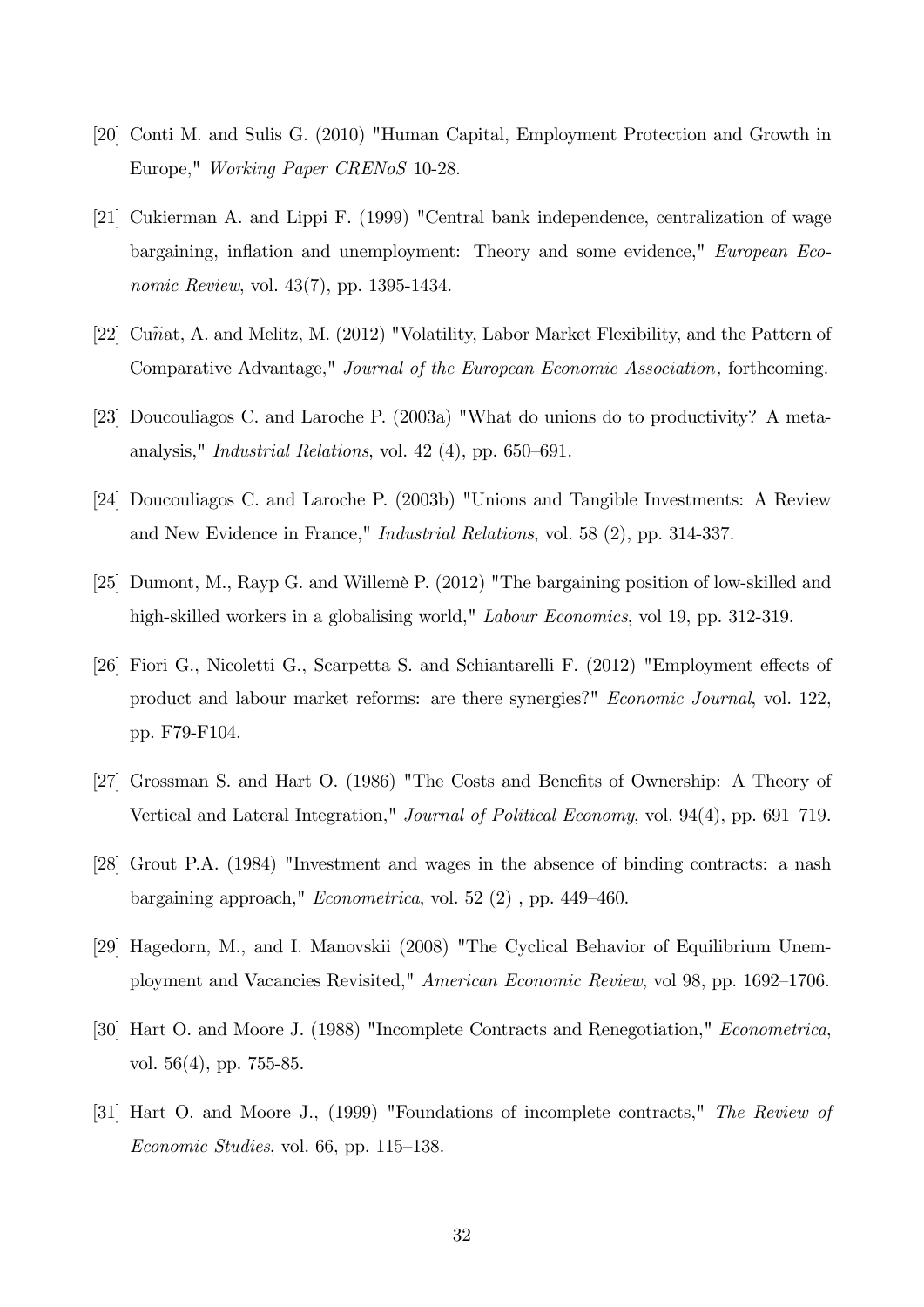[20] Conti M. and Sulis G. (2010) "Human Capital, Employment Protection and Growth in Europe," *Working Paper CRENoS* 10-28.

[21] Cukierman A. and Lippi F. (1999) "Central bank independence, centralization of wage bargaining, inflation and unemployment: Theory and some evidence," *European Economic Review*, vol. 43(7), pp. 1395-1434.

[22] Cuñat, A. and Melitz, M. (2012) "Volatility, Labor Market Flexibility, and the Pattern of Comparative Advantage," *Journal of the European Economic Association,* forthcoming.

[23] Doucouliagos C. and Laroche P. (2003a) "What do unions do to productivity? A meta-analysis," *Industrial Relations*, vol. 42 (4), pp. 650–691.

[24] Doucouliagos C. and Laroche P. (2003b) "Unions and Tangible Investments: A Review and New Evidence in France," *Industrial Relations*, vol. 58 (2), pp. 314-337.

[25] Dumont, M., Rayp G. and Willemè P. (2012) "The bargaining position of low-skilled and high-skilled workers in a globalising world," *Labour Economics*, vol 19, pp. 312-319.

[26] Fiori G., Nicoletti G., Scarpetta S. and Schiantarelli F. (2012) "Employment effects of product and labour market reforms: are there synergies?" *Economic Journal*, vol. 122, pp. F79-F104.

[27] Grossman S. and Hart O. (1986) "The Costs and Benefits of Ownership: A Theory of Vertical and Lateral Integration," *Journal of Political Economy*, vol. 94(4), pp. 691–719.

[28] Grout P.A. (1984) "Investment and wages in the absence of binding contracts: a nash bargaining approach," *Econometrica*, vol. 52 (2) , pp. 449–460.

[29] Hagedorn, M., and I. Manovskii (2008) "The Cyclical Behavior of Equilibrium Unemployment and Vacancies Revisited," *American Economic Review*, vol 98, pp. 1692–1706.

[30] Hart O. and Moore J. (1988) "Incomplete Contracts and Renegotiation," *Econometrica*, vol. 56(4), pp. 755-85.

[31] Hart O. and Moore J., (1999) "Foundations of incomplete contracts," *The Review of Economic Studies*, vol. 66, pp. 115–138.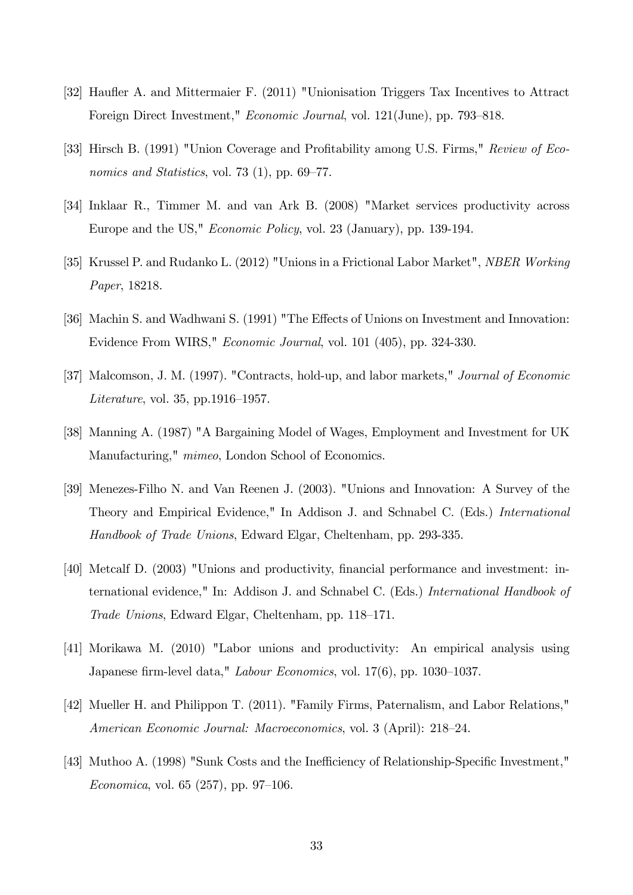[32] Haufler A. and Mittermaier F. (2011) "Unionisation Triggers Tax Incentives to Attract Foreign Direct Investment," *Economic Journal*, vol. 121(June), pp. 793–818.

[33] Hirsch B. (1991) "Union Coverage and Profitability among U.S. Firms," *Review of Economics and Statistics*, vol. 73 (1), pp. 69–77.

[34] Inklaar R., Timmer M. and van Ark B. (2008) "Market services productivity across Europe and the US," *Economic Policy*, vol. 23 (January), pp. 139-194.

[35] Krussel P. and Rudanko L. (2012) "Unions in a Frictional Labor Market", *NBER Working Paper*, 18218.

[36] Machin S. and Wadhwani S. (1991) "The Effects of Unions on Investment and Innovation: Evidence From WIRS," *Economic Journal*, vol. 101 (405), pp. 324-330.

[37] Malcomson, J. M. (1997). "Contracts, hold-up, and labor markets," *Journal of Economic Literature*, vol. 35, pp.1916–1957.

[38] Manning A. (1987) "A Bargaining Model of Wages, Employment and Investment for UK Manufacturing," *mimeo*, London School of Economics.

[39] Menezes-Filho N. and Van Reenen J. (2003). "Unions and Innovation: A Survey of the Theory and Empirical Evidence," In Addison J. and Schnabel C. (Eds.) *International Handbook of Trade Unions*, Edward Elgar, Cheltenham, pp. 293-335.

[40] Metcalf D. (2003) "Unions and productivity, financial performance and investment: international evidence," In: Addison J. and Schnabel C. (Eds.) *International Handbook of Trade Unions*, Edward Elgar, Cheltenham, pp. 118–171.

[41] Morikawa M. (2010) "Labor unions and productivity: An empirical analysis using Japanese firm-level data," *Labour Economics*, vol. 17(6), pp. 1030–1037.

[42] Mueller H. and Philippon T. (2011). "Family Firms, Paternalism, and Labor Relations," *American Economic Journal: Macroeconomics*, vol. 3 (April): 218–24.

[43] Muthoo A. (1998) "Sunk Costs and the Inefficiency of Relationship-Specific Investment," *Economica*, vol. 65 (257), pp. 97–106.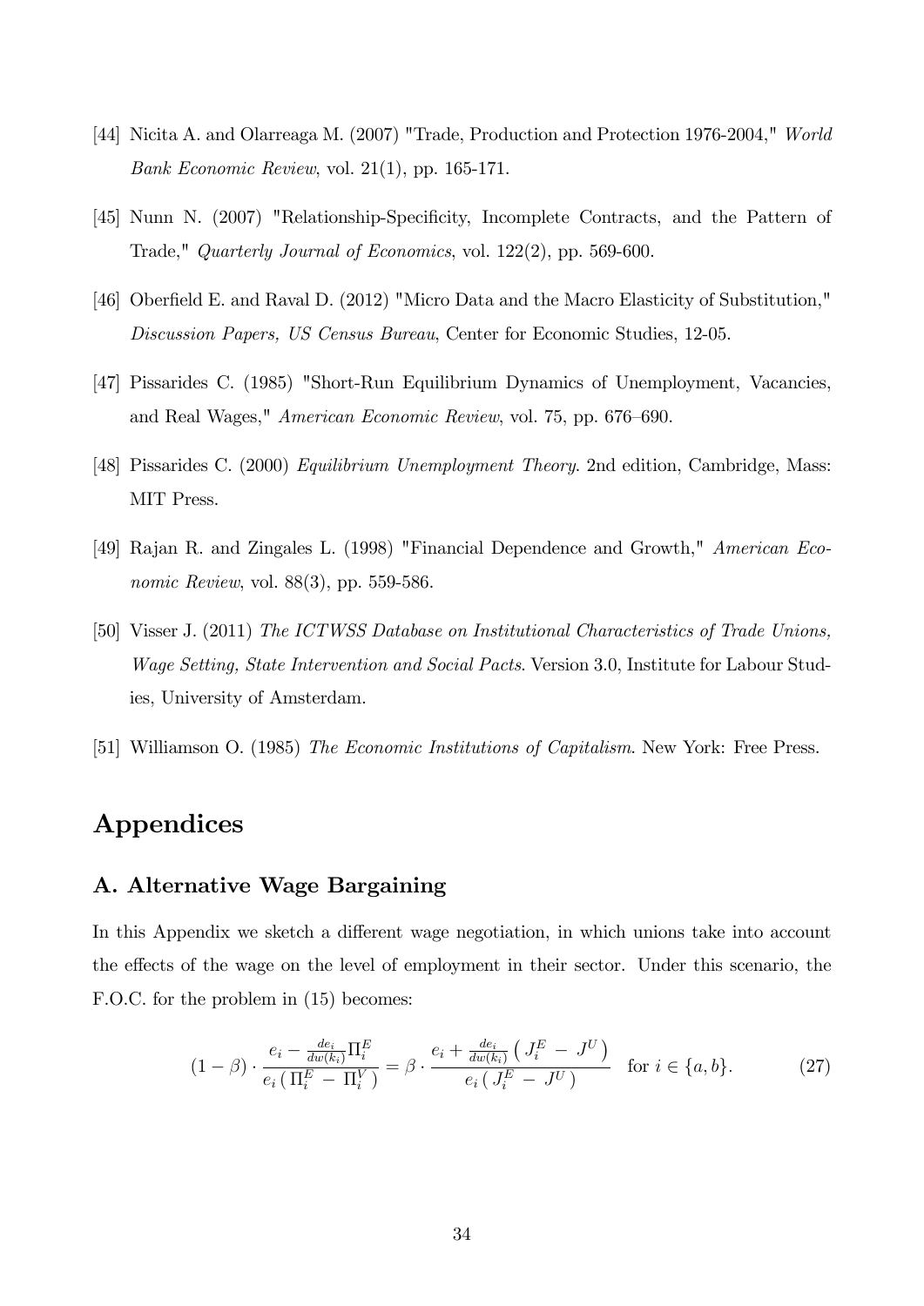[44] Nicita A. and Olarreaga M. (2007) "Trade, Production and Protection 1976-2004," *World Bank Economic Review*, vol. 21(1), pp. 165-171.

[45] Nunn N. (2007) "Relationship-Specificity, Incomplete Contracts, and the Pattern of Trade," *Quarterly Journal of Economics*, vol. 122(2), pp. 569-600.

[46] Oberfield E. and Raval D. (2012) "Micro Data and the Macro Elasticity of Substitution," *Discussion Papers, US Census Bureau*, Center for Economic Studies, 12-05.

[47] Pissarides C. (1985) "Short-Run Equilibrium Dynamics of Unemployment, Vacancies, and Real Wages," *American Economic Review*, vol. 75, pp. 676–690.

[48] Pissarides C. (2000) *Equilibrium Unemployment Theory*. 2nd edition, Cambridge, Mass: MIT Press.

[49] Rajan R. and Zingales L. (1998) "Financial Dependence and Growth," *American Economic Review*, vol. 88(3), pp. 559-586.

[50] Visser J. (2011) *The ICTWSS Database on Institutional Characteristics of Trade Unions, Wage Setting, State Intervention and Social Pacts*. Version 3.0, Institute for Labour Studies, University of Amsterdam.

[51] Williamson O. (1985) *The Economic Institutions of Capitalism*. New York: Free Press.

# Appendices

## A. Alternative Wage Bargaining

In this Appendix we sketch a different wage negotiation, in which unions take into account the effects of the wage on the level of employment in their sector. Under this scenario, the F.O.C. for the problem in (15) becomes:

$$(1-\beta)\cdot\frac{e_i - \frac{de_i}{dw(k_i)}\Pi_i^E}{e_i\left(\Pi_i^E - \Pi_i^V\right)} = \beta\cdot\frac{e_i + \frac{de_i}{dw(k_i)}\left(J_i^E - J^U\right)}{e_i\left(J_i^E - J^U\right)} \quad \text{for } i\in\{a,b\}. \tag{27}$$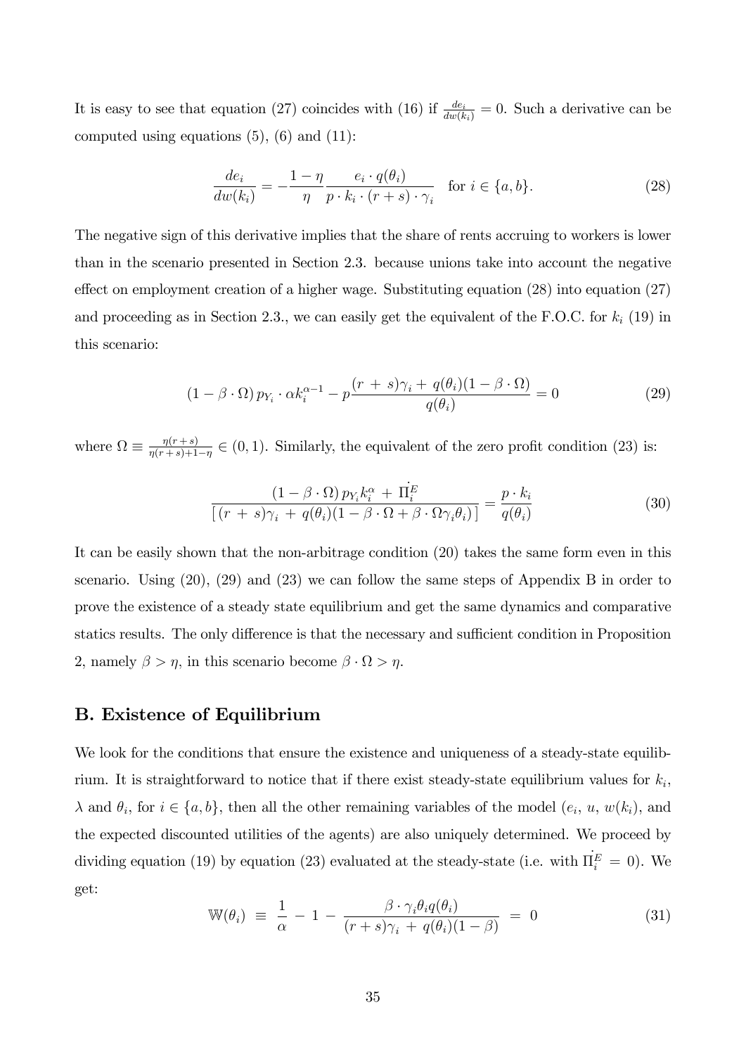It is easy to see that equation (27) coincides with (16) if $\frac{de_i}{dw(k_i)} = 0$. Such a derivative can be computed using equations (5), (6) and (11):

$$\frac{de_i}{dw(k_i)} = -\frac{1-\eta}{\eta} \frac{e_i \cdot q(\theta_i)}{p \cdot k_i \cdot (r+s) \cdot \gamma_i} \quad \text{for } i \in \{a, b\}. \tag{28}$$

The negative sign of this derivative implies that the share of rents accruing to workers is lower than in the scenario presented in Section 2.3. because unions take into account the negative effect on employment creation of a higher wage. Substituting equation (28) into equation (27) and proceeding as in Section 2.3., we can easily get the equivalent of the F.O.C. for $k_i$ (19) in this scenario:

$$(1 - \beta \cdot \Omega)\, p_{Y_i} \cdot \alpha k_i^{\alpha-1} - p \frac{(r\, +\, s)\gamma_i + q(\theta_i)(1 - \beta \cdot \Omega)}{q(\theta_i)} = 0 \tag{29}$$

where $\Omega \equiv \frac{\eta(r+s)}{\eta(r+s)+1-\eta} \in (0, 1)$. Similarly, the equivalent of the zero profit condition (23) is:

$$\frac{(1 - \beta \cdot \Omega)\, p_{Y_i} k_i^{\alpha} \,+\, \dot{\Pi}_i^E}{[\,(r\,+\,s)\gamma_i \,+\, q(\theta_i)(1 - \beta \cdot \Omega + \beta \cdot \Omega \gamma_i \theta_i)\,]} = \frac{p \cdot k_i}{q(\theta_i)} \tag{30}$$

It can be easily shown that the non-arbitrage condition (20) takes the same form even in this scenario. Using (20), (29) and (23) we can follow the same steps of Appendix B in order to prove the existence of a steady state equilibrium and get the same dynamics and comparative statics results. The only difference is that the necessary and sufficient condition in Proposition 2, namely $\beta > \eta$, in this scenario become $\beta \cdot \Omega > \eta$.

## B. Existence of Equilibrium

We look for the conditions that ensure the existence and uniqueness of a steady-state equilibrium. It is straightforward to notice that if there exist steady-state equilibrium values for $k_i$, $\lambda$ and $\theta_i$, for $i \in \{a, b\}$, then all the other remaining variables of the model ($e_i$, $u$, $w(k_i)$, and the expected discounted utilities of the agents) are also uniquely determined. We proceed by dividing equation (19) by equation (23) evaluated at the steady-state (i.e. with $\dot{\Pi}_i^E = 0$). We get:

$$\mathbb{W}(\theta_i) \;\equiv\; \frac{1}{\alpha} \,-\, 1 \,-\, \frac{\beta \cdot \gamma_i \theta_i q(\theta_i)}{(r+s)\gamma_i \,+\, q(\theta_i)(1-\beta)} \;=\; 0 \tag{31}$$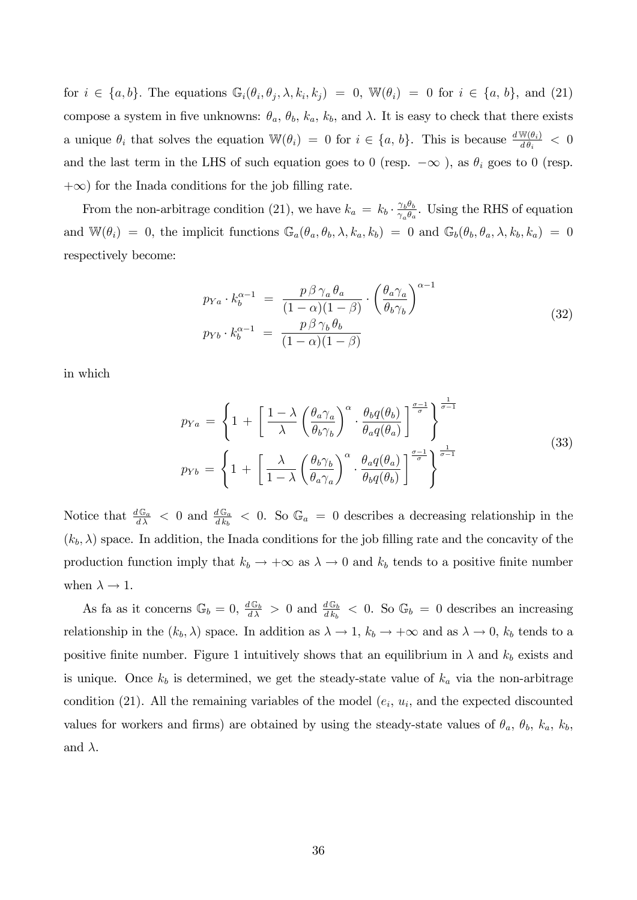for $i \in \{a, b\}$. The equations $\mathbb{G}_i(\theta_i, \theta_j, \lambda, k_i, k_j) = 0$, $\mathbb{W}(\theta_i) = 0$ for $i \in \{a, b\}$, and (21) compose a system in five unknowns: $\theta_a$, $\theta_b$, $k_a$, $k_b$, and $\lambda$. It is easy to check that there exists a unique $\theta_i$ that solves the equation $\mathbb{W}(\theta_i) = 0$ for $i \in \{a, b\}$. This is because $\frac{d\,\mathbb{W}(\theta_i)}{d\,\theta_i} < 0$ and the last term in the LHS of such equation goes to 0 (resp. $-\infty$ ), as $\theta_i$ goes to 0 (resp. $+\infty$) for the Inada conditions for the job filling rate.

From the non-arbitrage condition (21), we have $k_a = k_b \cdot \frac{\gamma_b \theta_b}{\gamma_a \theta_a}$. Using the RHS of equation and $\mathbb{W}(\theta_i) = 0$, the implicit functions $\mathbb{G}_a(\theta_a, \theta_b, \lambda, k_a, k_b) = 0$ and $\mathbb{G}_b(\theta_b, \theta_a, \lambda, k_b, k_a) = 0$ respectively become:

$$
\begin{aligned}
p_{Ya} \cdot k_b^{\alpha-1} &= \frac{p\,\beta\,\gamma_a\,\theta_a}{(1-\alpha)(1-\beta)} \cdot \left(\frac{\theta_a \gamma_a}{\theta_b \gamma_b}\right)^{\alpha-1} \\
p_{Yb} \cdot k_b^{\alpha-1} &= \frac{p\,\beta\,\gamma_b\,\theta_b}{(1-\alpha)(1-\beta)}
\end{aligned}
\tag{32}
$$

in which

$$
\begin{aligned}
p_{Ya} &= \left\{ 1 + \left[ \frac{1-\lambda}{\lambda} \left(\frac{\theta_a \gamma_a}{\theta_b \gamma_b}\right)^{\alpha} \cdot \frac{\theta_b q(\theta_b)}{\theta_a q(\theta_a)} \right]^{\frac{\sigma-1}{\sigma}} \right\}^{\frac{1}{\sigma-1}} \\
p_{Yb} &= \left\{ 1 + \left[ \frac{\lambda}{1-\lambda} \left(\frac{\theta_b \gamma_b}{\theta_a \gamma_a}\right)^{\alpha} \cdot \frac{\theta_a q(\theta_a)}{\theta_b q(\theta_b)} \right]^{\frac{\sigma-1}{\sigma}} \right\}^{\frac{1}{\sigma-1}}
\end{aligned}
\tag{33}
$$

Notice that $\frac{d\,\mathbb{G}_a}{d\,\lambda} < 0$ and $\frac{d\,\mathbb{G}_a}{d\,k_b} < 0$. So $\mathbb{G}_a = 0$ describes a decreasing relationship in the $(k_b, \lambda)$ space. In addition, the Inada conditions for the job filling rate and the concavity of the production function imply that $k_b \to +\infty$ as $\lambda \to 0$ and $k_b$ tends to a positive finite number when $\lambda \to 1$.

As fa as it concerns $\mathbb{G}_b = 0$, $\frac{d\,\mathbb{G}_b}{d\,\lambda} > 0$ and $\frac{d\,\mathbb{G}_b}{d\,k_b} < 0$. So $\mathbb{G}_b = 0$ describes an increasing relationship in the $(k_b, \lambda)$ space. In addition as $\lambda \to 1$, $k_b \to +\infty$ and as $\lambda \to 0$, $k_b$ tends to a positive finite number. Figure 1 intuitively shows that an equilibrium in $\lambda$ and $k_b$ exists and is unique. Once $k_b$ is determined, we get the steady-state value of $k_a$ via the non-arbitrage condition (21). All the remaining variables of the model ($e_i$, $u_i$, and the expected discounted values for workers and firms) are obtained by using the steady-state values of $\theta_a$, $\theta_b$, $k_a$, $k_b$, and $\lambda$.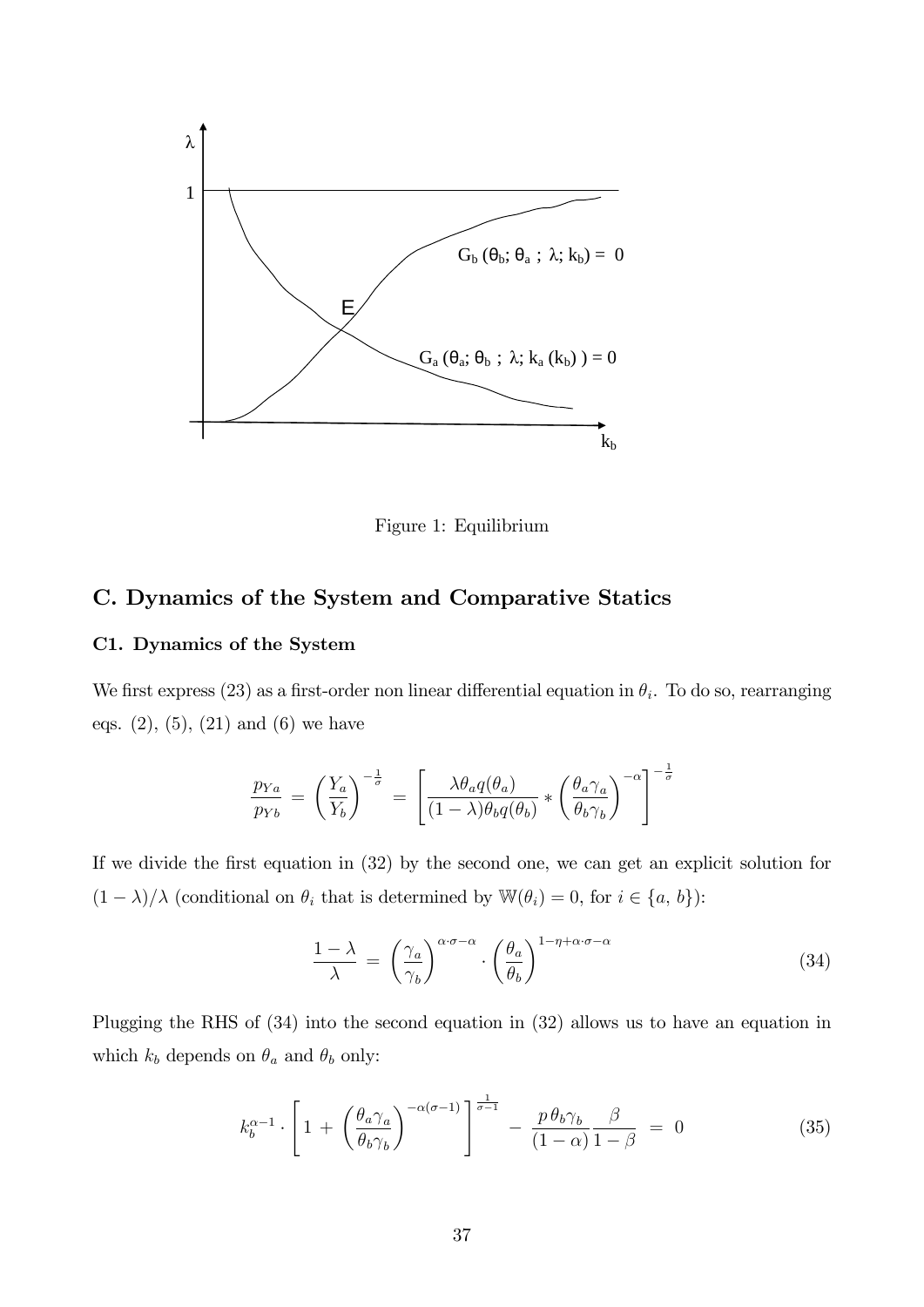Figure 1: Equilibrium

## C. Dynamics of the System and Comparative Statics

### C1. Dynamics of the System

We first express (23) as a first-order non linear differential equation in $\theta_i$. To do so, rearranging eqs. (2), (5), (21) and (6) we have

$$\frac{p_{Ya}}{p_{Yb}} = \left(\frac{Y_a}{Y_b}\right)^{-\frac{1}{\sigma}} = \left[\frac{\lambda \theta_a q(\theta_a)}{(1-\lambda)\theta_b q(\theta_b)} * \left(\frac{\theta_a \gamma_a}{\theta_b \gamma_b}\right)^{-\alpha}\right]^{-\frac{1}{\sigma}}$$

If we divide the first equation in (32) by the second one, we can get an explicit solution for $(1-\lambda)/\lambda$ (conditional on $\theta_i$ that is determined by $\mathbb{W}(\theta_i) = 0$, for $i \in \{a, b\}$):

$$\frac{1-\lambda}{\lambda} = \left(\frac{\gamma_a}{\gamma_b}\right)^{\alpha \cdot \sigma - \alpha} \cdot \left(\frac{\theta_a}{\theta_b}\right)^{1-\eta+\alpha \cdot \sigma - \alpha} \tag{34}$$

Plugging the RHS of (34) into the second equation in (32) allows us to have an equation in which $k_b$ depends on $\theta_a$ and $\theta_b$ only:

$$k_b^{\alpha-1} \cdot \left[1 + \left(\frac{\theta_a \gamma_a}{\theta_b \gamma_b}\right)^{-\alpha(\sigma-1)}\right]^{\frac{1}{\sigma-1}} - \frac{p\,\theta_b \gamma_b}{(1-\alpha)} \frac{\beta}{1-\beta} = 0 \tag{35}$$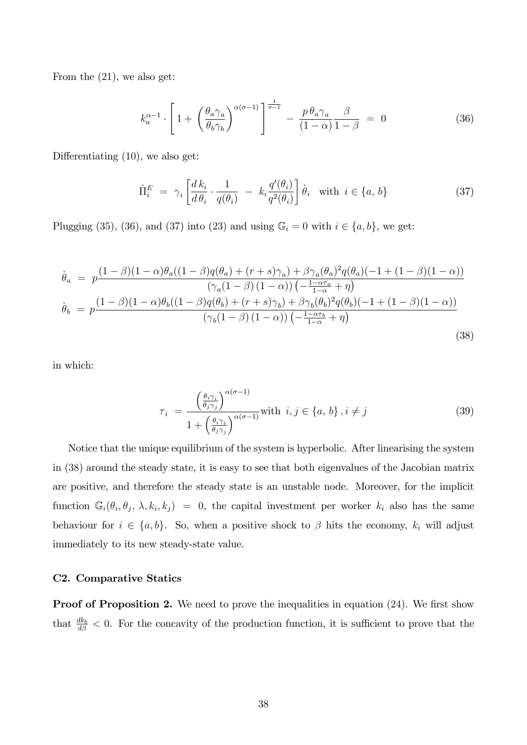From the (21), we also get:

$$k_a^{\alpha-1} \cdot \left[1 + \left(\frac{\theta_a \gamma_a}{\theta_b \gamma_b}\right)^{\alpha(\sigma-1)}\right]^{\frac{1}{\sigma-1}} - \frac{p\,\theta_a \gamma_a}{(1-\alpha)} \frac{\beta}{1-\beta} = 0 \tag{36}$$

Differentiating (10), we also get:

$$\dot{\Pi}_i^E = \gamma_i \left[\frac{d\,k_i}{d\,\theta_i} \cdot \frac{1}{q(\theta_i)} - k_i \frac{q'(\theta_i)}{q^2(\theta_i)}\right] \dot{\theta}_i \quad \text{with } i \in \{a,\, b\} \tag{37}$$

Plugging (35), (36), and (37) into (23) and using $\mathbb{G}_i = 0$ with $i \in \{a, b\}$, we get:

$$\begin{aligned}
\dot{\theta}_a &= p\frac{(1-\beta)(1-\alpha)\theta_a((1-\beta)q(\theta_a) + (r+s)\gamma_a) + \beta\gamma_a(\theta_a)^2 q(\theta_a)(-1+(1-\beta)(1-\alpha))}{\left(\gamma_a(1-\beta)\,(1-\alpha)\right)\left(-\frac{1-\alpha\tau_a}{1-\alpha} + \eta\right)} \\
\dot{\theta}_b &= p\frac{(1-\beta)(1-\alpha)\theta_b((1-\beta)q(\theta_b) + (r+s)\gamma_b) + \beta\gamma_b(\theta_b)^2 q(\theta_b)(-1+(1-\beta)(1-\alpha))}{\left(\gamma_b(1-\beta)\,(1-\alpha)\right)\left(-\frac{1-\alpha\tau_b}{1-\alpha} + \eta\right)}
\end{aligned} \tag{38}$$

in which:

$$\tau_i = \frac{\left(\frac{\theta_i \gamma_i}{\theta_j \gamma_j}\right)^{\alpha(\sigma-1)}}{1 + \left(\frac{\theta_i \gamma_i}{\theta_j \gamma_j}\right)^{\alpha(\sigma-1)}} \text{with } i, j \in \{a,\, b\}\,, i \neq j \tag{39}$$

Notice that the unique equilibrium of the system is hyperbolic. After linearising the system in (38) around the steady state, it is easy to see that both eigenvalues of the Jacobian matrix are positive, and therefore the steady state is an unstable node. Moreover, for the implicit function $\mathbb{G}_i(\theta_i, \theta_j, \lambda, k_i, k_j) = 0$, the capital investment per worker $k_i$ also has the same behaviour for $i \in \{a, b\}$. So, when a positive shock to $\beta$ hits the economy, $k_i$ will adjust immediately to its new steady-state value.

### C2. Comparative Statics

**Proof of Proposition 2.** We need to prove the inequalities in equation (24). We first show that $\frac{dk_b}{d\beta} < 0$. For the concavity of the production function, it is sufficient to prove that the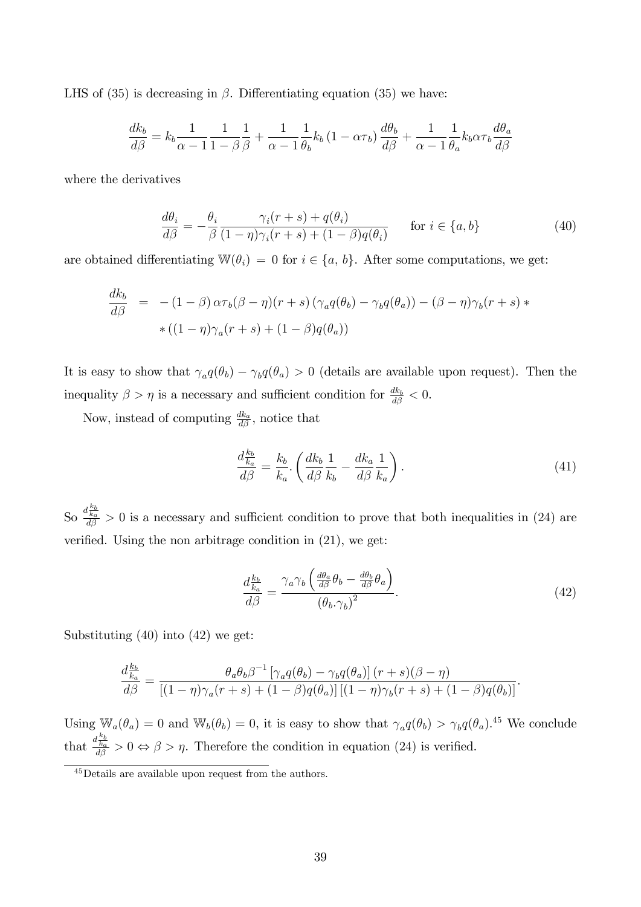LHS of (35) is decreasing in $\beta$. Differentiating equation (35) we have:

$$\frac{dk_b}{d\beta} = k_b \frac{1}{\alpha - 1} \frac{1}{1-\beta} \frac{1}{\beta} + \frac{1}{\alpha - 1} \frac{1}{\theta_b} k_b (1 - \alpha \tau_b) \frac{d\theta_b}{d\beta} + \frac{1}{\alpha - 1} \frac{1}{\theta_a} k_b \alpha \tau_b \frac{d\theta_a}{d\beta}$$

where the derivatives

$$\frac{d\theta_i}{d\beta} = -\frac{\theta_i}{\beta} \frac{\gamma_i (r+s) + q(\theta_i)}{(1-\eta)\gamma_i (r+s) + (1-\beta) q(\theta_i)} \qquad \text{for } i \in \{a, b\} \tag{40}$$

are obtained differentiating $\mathbb{W}(\theta_i) = 0$ for $i \in \{a, b\}$. After some computations, we get:

$$\begin{aligned} \frac{dk_b}{d\beta} &= -(1-\beta)\,\alpha \tau_b (\beta - \eta)(r+s)\left(\gamma_a q(\theta_b) - \gamma_b q(\theta_a)\right) - (\beta - \eta)\gamma_b (r+s) * \\ &\quad * \left((1-\eta)\gamma_a (r+s) + (1-\beta) q(\theta_a)\right) \end{aligned}$$

It is easy to show that $\gamma_a q(\theta_b) - \gamma_b q(\theta_a) > 0$ (details are available upon request). Then the inequality $\beta > \eta$ is a necessary and sufficient condition for $\frac{dk_b}{d\beta} < 0$.

Now, instead of computing $\frac{dk_a}{d\beta}$, notice that

$$\frac{d\frac{k_b}{k_a}}{d\beta} = \frac{k_b}{k_a} . \left( \frac{dk_b}{d\beta} \frac{1}{k_b} - \frac{dk_a}{d\beta} \frac{1}{k_a} \right). \tag{41}$$

So $\frac{d\frac{k_b}{k_a}}{d\beta} > 0$ is a necessary and sufficient condition to prove that both inequalities in (24) are verified. Using the non arbitrage condition in (21), we get:

$$\frac{d\frac{k_b}{k_a}}{d\beta} = \frac{\gamma_a \gamma_b \left( \frac{d\theta_a}{d\beta} \theta_b - \frac{d\theta_b}{d\beta} \theta_a \right)}{\left(\theta_b . \gamma_b\right)^2}. \tag{42}$$

Substituting (40) into (42) we get:

$$\frac{d\frac{k_b}{k_a}}{d\beta} = \frac{\theta_a \theta_b \beta^{-1} \left[\gamma_a q(\theta_b) - \gamma_b q(\theta_a)\right](r+s)(\beta - \eta)}{\left[(1-\eta)\gamma_a (r+s) + (1-\beta) q(\theta_a)\right]\left[(1-\eta)\gamma_b (r+s) + (1-\beta) q(\theta_b)\right]}.$$

Using $\mathbb{W}_a(\theta_a) = 0$ and $\mathbb{W}_b(\theta_b) = 0$, it is easy to show that $\gamma_a q(\theta_b) > \gamma_b q(\theta_a)$.[45] We conclude that $\frac{d\frac{k_b}{k_a}}{d\beta} > 0 \Leftrightarrow \beta > \eta$. Therefore the condition in equation (24) is verified.

[45] Details are available upon request from the authors.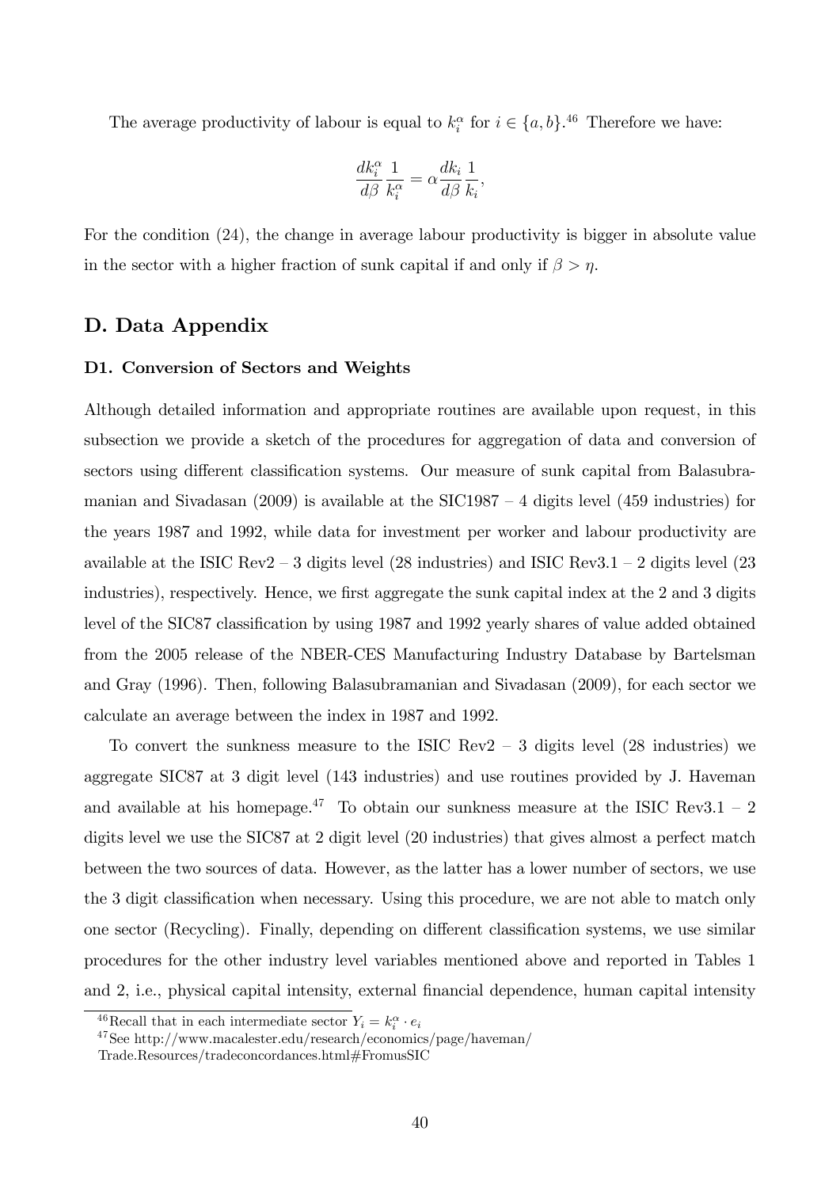The average productivity of labour is equal to $k_i^\alpha$ for $i \in \{a, b\}$.[46] Therefore we have:

$$\frac{dk_i^\alpha}{d\beta}\frac{1}{k_i^\alpha} = \alpha \frac{dk_i}{d\beta}\frac{1}{k_i},$$

For the condition (24), the change in average labour productivity is bigger in absolute value in the sector with a higher fraction of sunk capital if and only if $\beta > \eta$.

## D. Data Appendix

### D1. Conversion of Sectors and Weights

Although detailed information and appropriate routines are available upon request, in this subsection we provide a sketch of the procedures for aggregation of data and conversion of sectors using different classification systems. Our measure of sunk capital from Balasubramanian and Sivadasan (2009) is available at the SIC1987 – 4 digits level (459 industries) for the years 1987 and 1992, while data for investment per worker and labour productivity are available at the ISIC Rev2 – 3 digits level (28 industries) and ISIC Rev3.1 – 2 digits level (23 industries), respectively. Hence, we first aggregate the sunk capital index at the 2 and 3 digits level of the SIC87 classification by using 1987 and 1992 yearly shares of value added obtained from the 2005 release of the NBER-CES Manufacturing Industry Database by Bartelsman and Gray (1996). Then, following Balasubramanian and Sivadasan (2009), for each sector we calculate an average between the index in 1987 and 1992.

To convert the sunkness measure to the ISIC Rev2 – 3 digits level (28 industries) we aggregate SIC87 at 3 digit level (143 industries) and use routines provided by J. Haveman and available at his homepage.[47] To obtain our sunkness measure at the ISIC Rev3.1 – 2 digits level we use the SIC87 at 2 digit level (20 industries) that gives almost a perfect match between the two sources of data. However, as the latter has a lower number of sectors, we use the 3 digit classification when necessary. Using this procedure, we are not able to match only one sector (Recycling). Finally, depending on different classification systems, we use similar procedures for the other industry level variables mentioned above and reported in Tables 1 and 2, i.e., physical capital intensity, external financial dependence, human capital intensity

[46] Recall that in each intermediate sector $Y_i = k_i^\alpha \cdot e_i$

[47] See http://www.macalester.edu/research/economics/page/haveman/Trade.Resources/tradeconcordances.html#FromusSIC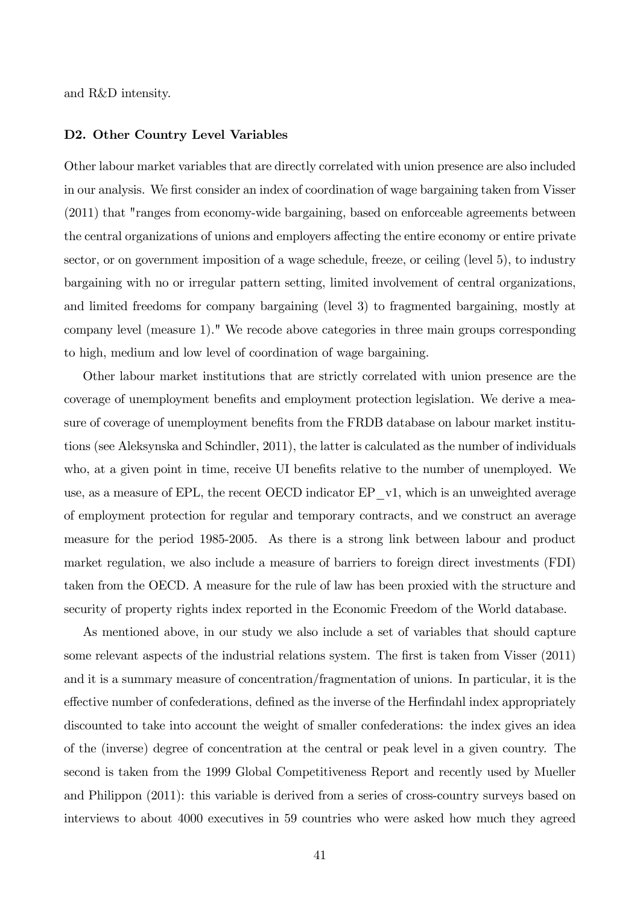and R&D intensity.

### D2. Other Country Level Variables

Other labour market variables that are directly correlated with union presence are also included in our analysis. We first consider an index of coordination of wage bargaining taken from Visser (2011) that "ranges from economy-wide bargaining, based on enforceable agreements between the central organizations of unions and employers affecting the entire economy or entire private sector, or on government imposition of a wage schedule, freeze, or ceiling (level 5), to industry bargaining with no or irregular pattern setting, limited involvement of central organizations, and limited freedoms for company bargaining (level 3) to fragmented bargaining, mostly at company level (measure 1)." We recode above categories in three main groups corresponding to high, medium and low level of coordination of wage bargaining.

Other labour market institutions that are strictly correlated with union presence are the coverage of unemployment benefits and employment protection legislation. We derive a measure of coverage of unemployment benefits from the FRDB database on labour market institutions (see Aleksynska and Schindler, 2011), the latter is calculated as the number of individuals who, at a given point in time, receive UI benefits relative to the number of unemployed. We use, as a measure of EPL, the recent OECD indicator EP_v1, which is an unweighted average of employment protection for regular and temporary contracts, and we construct an average measure for the period 1985-2005. As there is a strong link between labour and product market regulation, we also include a measure of barriers to foreign direct investments (FDI) taken from the OECD. A measure for the rule of law has been proxied with the structure and security of property rights index reported in the Economic Freedom of the World database.

As mentioned above, in our study we also include a set of variables that should capture some relevant aspects of the industrial relations system. The first is taken from Visser (2011) and it is a summary measure of concentration/fragmentation of unions. In particular, it is the effective number of confederations, defined as the inverse of the Herfindahl index appropriately discounted to take into account the weight of smaller confederations: the index gives an idea of the (inverse) degree of concentration at the central or peak level in a given country. The second is taken from the 1999 Global Competitiveness Report and recently used by Mueller and Philippon (2011): this variable is derived from a series of cross-country surveys based on interviews to about 4000 executives in 59 countries who were asked how much they agreed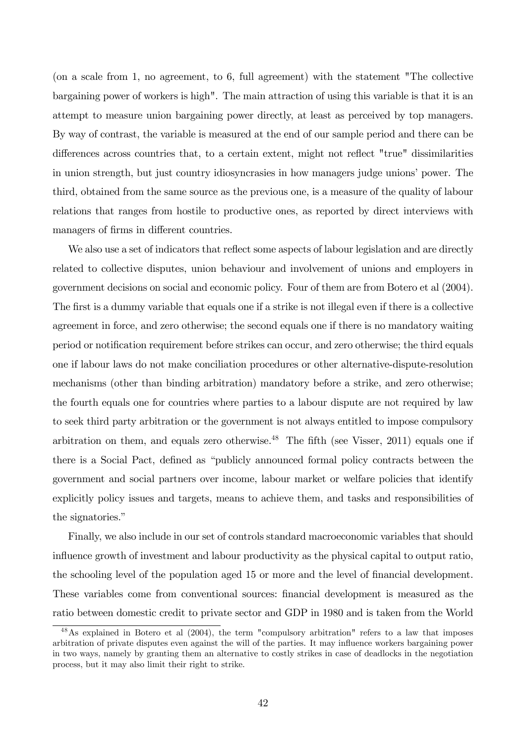(on a scale from 1, no agreement, to 6, full agreement) with the statement "The collective bargaining power of workers is high". The main attraction of using this variable is that it is an attempt to measure union bargaining power directly, at least as perceived by top managers. By way of contrast, the variable is measured at the end of our sample period and there can be differences across countries that, to a certain extent, might not reflect "true" dissimilarities in union strength, but just country idiosyncrasies in how managers judge unions' power. The third, obtained from the same source as the previous one, is a measure of the quality of labour relations that ranges from hostile to productive ones, as reported by direct interviews with managers of firms in different countries.

We also use a set of indicators that reflect some aspects of labour legislation and are directly related to collective disputes, union behaviour and involvement of unions and employers in government decisions on social and economic policy. Four of them are from Botero et al (2004). The first is a dummy variable that equals one if a strike is not illegal even if there is a collective agreement in force, and zero otherwise; the second equals one if there is no mandatory waiting period or notification requirement before strikes can occur, and zero otherwise; the third equals one if labour laws do not make conciliation procedures or other alternative-dispute-resolution mechanisms (other than binding arbitration) mandatory before a strike, and zero otherwise; the fourth equals one for countries where parties to a labour dispute are not required by law to seek third party arbitration or the government is not always entitled to impose compulsory arbitration on them, and equals zero otherwise.[48] The fifth (see Visser, 2011) equals one if there is a Social Pact, defined as "publicly announced formal policy contracts between the government and social partners over income, labour market or welfare policies that identify explicitly policy issues and targets, means to achieve them, and tasks and responsibilities of the signatories."

Finally, we also include in our set of controls standard macroeconomic variables that should influence growth of investment and labour productivity as the physical capital to output ratio, the schooling level of the population aged 15 or more and the level of financial development. These variables come from conventional sources: financial development is measured as the ratio between domestic credit to private sector and GDP in 1980 and is taken from the World

[48] As explained in Botero et al (2004), the term "compulsory arbitration" refers to a law that imposes arbitration of private disputes even against the will of the parties. It may influence workers bargaining power in two ways, namely by granting them an alternative to costly strikes in case of deadlocks in the negotiation process, but it may also limit their right to strike.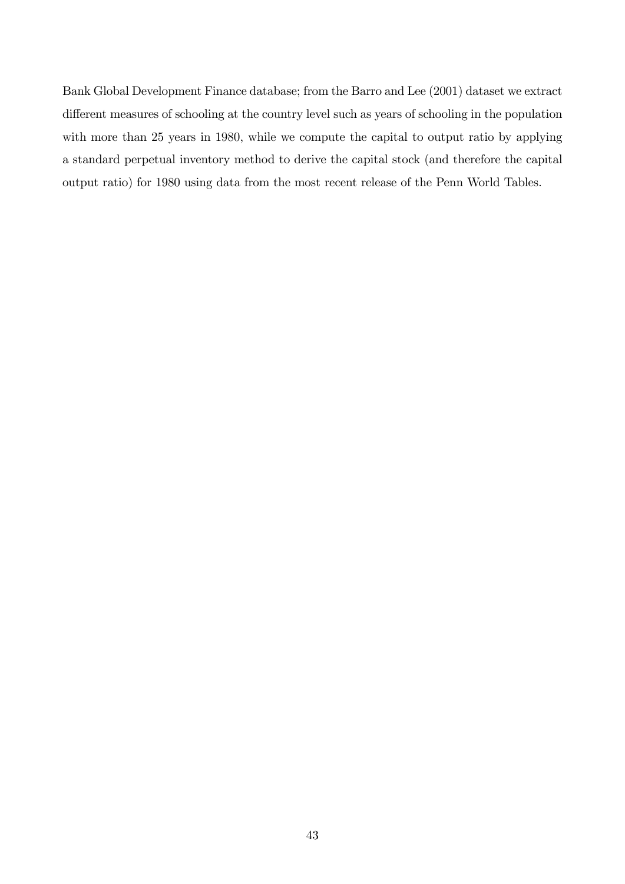Bank Global Development Finance database; from the Barro and Lee (2001) dataset we extract different measures of schooling at the country level such as years of schooling in the population with more than 25 years in 1980, while we compute the capital to output ratio by applying a standard perpetual inventory method to derive the capital stock (and therefore the capital output ratio) for 1980 using data from the most recent release of the Penn World Tables.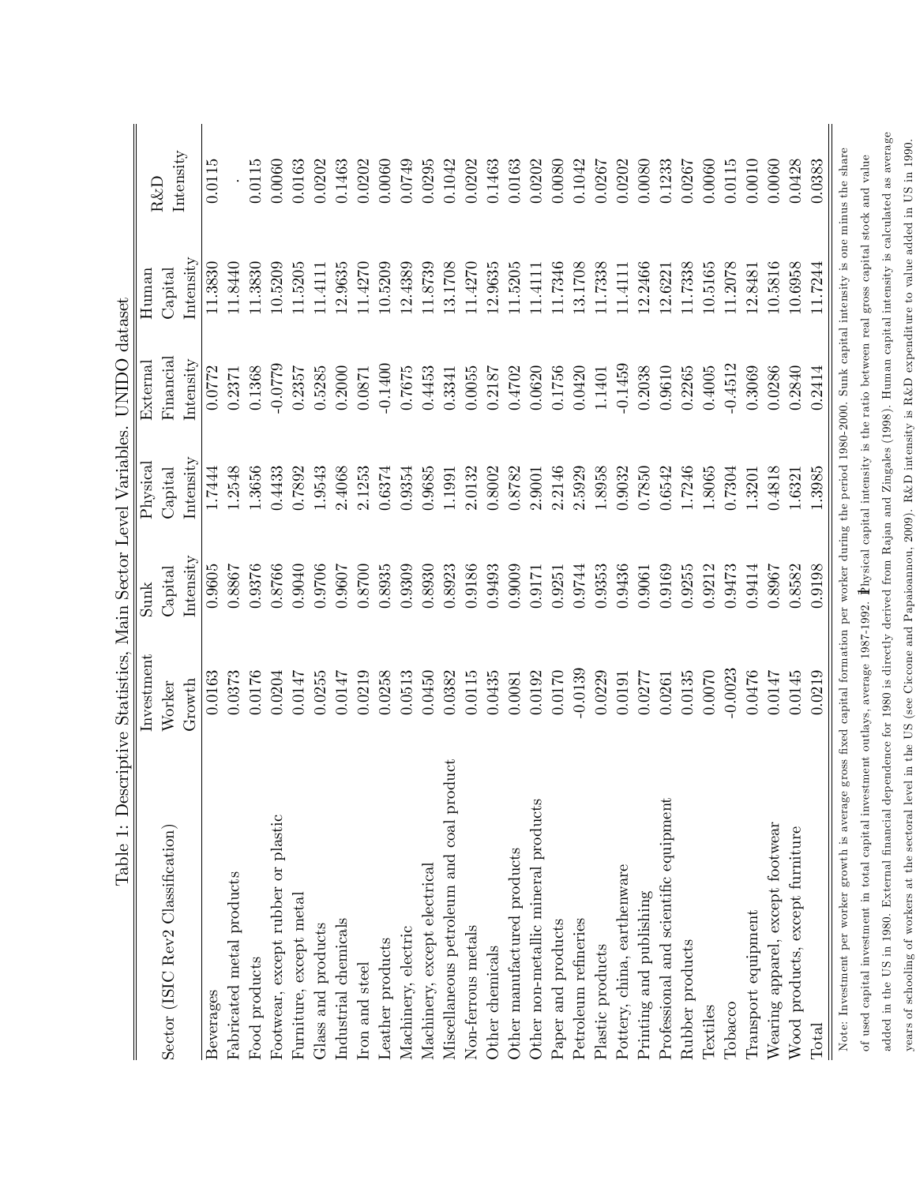Table 1: Descriptive Statistics, Main Sector Level Variables. UNIDO dataset

| Sector (ISIC Rev2 Classification) | Investment Worker Growth | Sunk Capital Intensity | Physical Capital Intensity | External Financial Intensity | Human Capital Intensity | R&D Intensity |
|---|---|---|---|---|---|---|
| Beverages | 0.0163 | 0.9605 | 1.7444 | 0.0772 | 11.3830 | 0.0115 |
| Fabricated metal products | 0.0373 | 0.8867 | 1.2548 | 0.2371 | 11.8440 | . |
| Food products | 0.0176 | 0.9376 | 1.3656 | 0.1368 | 11.3830 | 0.0115 |
| Footwear, except rubber or plastic | 0.0204 | 0.8766 | 0.4433 | -0.0779 | 10.5209 | 0.0060 |
| Furniture, except metal | 0.0147 | 0.9040 | 0.7892 | 0.2357 | 11.5205 | 0.0163 |
| Glass and products | 0.0255 | 0.9706 | 1.9543 | 0.5285 | 11.4111 | 0.0202 |
| Industrial chemicals | 0.0147 | 0.9607 | 2.4068 | 0.2000 | 12.9635 | 0.1463 |
| Iron and steel | 0.0219 | 0.8700 | 2.1253 | 0.0871 | 11.4270 | 0.0202 |
| Leather products | 0.0258 | 0.8935 | 0.6374 | -0.1400 | 10.5209 | 0.0060 |
| Machinery, electric | 0.0513 | 0.9309 | 0.9354 | 0.7675 | 12.4389 | 0.0749 |
| Machinery, except electrical | 0.0450 | 0.8930 | 0.9685 | 0.4453 | 11.8739 | 0.0295 |
| Miscellaneous petroleum and coal product | 0.0382 | 0.8923 | 1.1991 | 0.3341 | 13.1708 | 0.1042 |
| Non-ferrous metals | 0.0115 | 0.9186 | 2.0132 | 0.0055 | 11.4270 | 0.0202 |
| Other chemicals | 0.0435 | 0.9493 | 0.8002 | 0.2187 | 12.9635 | 0.1463 |
| Other manufactured products | 0.0081 | 0.9009 | 0.8782 | 0.4702 | 11.5205 | 0.0163 |
| Other non-metallic mineral products | 0.0192 | 0.9171 | 2.9001 | 0.0620 | 11.4111 | 0.0202 |
| Paper and products | 0.0170 | 0.9251 | 2.2146 | 0.1756 | 11.7346 | 0.0080 |
| Petroleum refineries | -0.0139 | 0.9744 | 2.5929 | 0.0420 | 13.1708 | 0.1042 |
| Plastic products | 0.0229 | 0.9353 | 1.8958 | 1.1401 | 11.7338 | 0.0267 |
| Pottery, china, earthenware | 0.0191 | 0.9436 | 0.9032 | -0.1459 | 11.4111 | 0.0202 |
| Printing and publishing | 0.0277 | 0.9061 | 0.7850 | 0.2038 | 12.2466 | 0.0080 |
| Professional and scientific equipment | 0.0261 | 0.9169 | 0.6542 | 0.9610 | 12.6221 | 0.1233 |
| Rubber products | 0.0135 | 0.9255 | 1.7246 | 0.2265 | 11.7338 | 0.0267 |
| Textiles | 0.0070 | 0.9212 | 1.8065 | 0.4005 | 10.5165 | 0.0060 |
| Tobacco | -0.0023 | 0.9473 | 0.7304 | -0.4512 | 11.2078 | 0.0115 |
| Transport equipment | 0.0476 | 0.9414 | 1.3201 | 0.3069 | 12.8481 | 0.0010 |
| Wearing apparel, except footwear | 0.0147 | 0.8967 | 0.4818 | 0.0286 | 10.5816 | 0.0060 |
| Wood products, except furniture | 0.0145 | 0.8582 | 1.6321 | 0.2840 | 10.6958 | 0.0428 |
| Total | 0.0219 | 0.9198 | 1.3985 | 0.2414 | 11.7244 | 0.0383 |

Note: Investment per worker growth is average gross fixed capital formation per worker during the period 1980-2000. Sunk capital intensity is one minus the share of used capital investment in total capital investment outlays, average 1987-1992. Physical capital intensity is the ratio between real gross capital stock and value added in the US in 1980. External financial dependence for 1980 is directly derived from Rajan and Zingales (1998). Human capital intensity is calculated as average years of schooling of workers at the sectoral level in the US (see Ciccone and Papaioannou, 2009). R&D intensity is R&D expenditure to value added in US in 1990.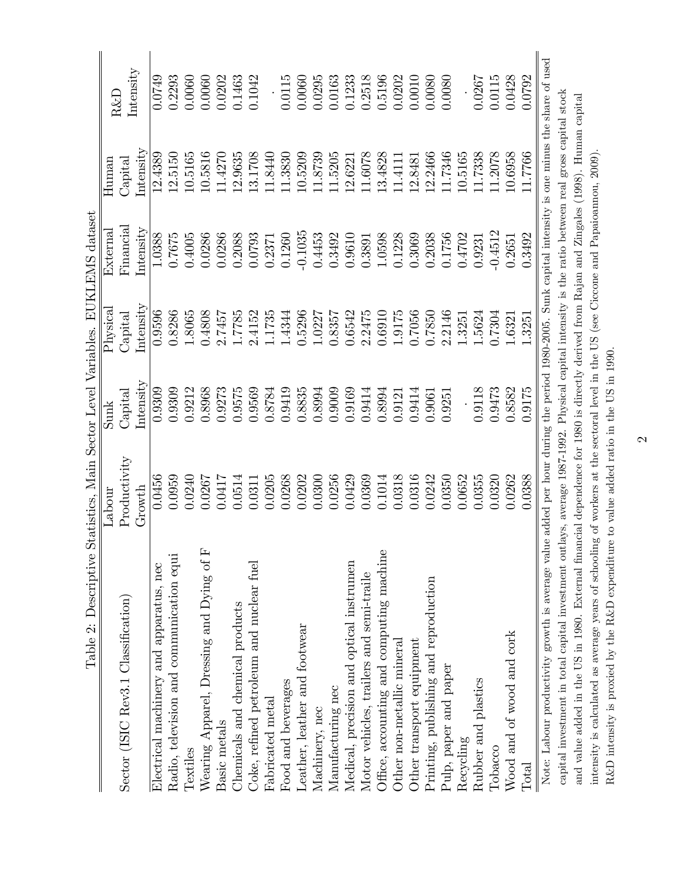Table 2: Descriptive Statistics, Main Sector Level Variables. EUKLEMS dataset

| Sector (ISIC Rev3.1 Classification) | Labour Productivity Growth | Sunk Capital Intensity | Physical Capital Intensity | External Financial Intensity | Human Capital Intensity | R&D Intensity |
|---|---|---|---|---|---|---|
| Electrical machinery and apparatus, nec | 0.0456 | 0.9309 | 0.9596 | 1.0388 | 12.4389 | 0.0749 |
| Radio, television and communication equi | 0.0959 | 0.9309 | 0.8286 | 0.7675 | 12.5150 | 0.2293 |
| Textiles | 0.0240 | 0.9212 | 1.8065 | 0.4005 | 10.5165 | 0.0060 |
| Wearing Apparel, Dressing and Dying of F | 0.0267 | 0.8968 | 0.4808 | 0.0286 | 10.5816 | 0.0060 |
| Basic metals | 0.0417 | 0.9273 | 2.7457 | 0.0286 | 11.4270 | 0.0202 |
| Chemicals and chemical products | 0.0514 | 0.9575 | 1.7785 | 0.2088 | 12.9635 | 0.1463 |
| Coke, refined petroleum and nuclear fuel | 0.0311 | 0.9569 | 2.4152 | 0.0793 | 13.1708 | 0.1042 |
| Fabricated metal | 0.0205 | 0.8784 | 1.1735 | 0.2371 | 11.8440 | . |
| Food and beverages | 0.0268 | 0.9419 | 1.4344 | 0.1260 | 11.3830 | 0.0115 |
| Leather, leather and footwear | 0.0202 | 0.8835 | 0.5296 | -0.1035 | 10.5209 | 0.0060 |
| Machinery, nec | 0.0300 | 0.8994 | 1.0227 | 0.4453 | 11.8739 | 0.0295 |
| Manufacturing nec | 0.0256 | 0.9009 | 0.8357 | 0.3492 | 11.5205 | 0.0163 |
| Medical, precision and optical instrumen | 0.0429 | 0.9169 | 0.6542 | 0.9610 | 12.6221 | 0.1233 |
| Motor vehicles, trailers and semi-traile | 0.0369 | 0.9414 | 2.2475 | 0.3891 | 11.6078 | 0.2518 |
| Office, accounting and computing machine | 0.1014 | 0.8994 | 0.6910 | 1.0598 | 13.4828 | 0.5196 |
| Other non-metallic mineral | 0.0318 | 0.9121 | 1.9175 | 0.1228 | 11.4111 | 0.0202 |
| Other transport equipment | 0.0316 | 0.9414 | 0.7056 | 0.3069 | 12.8481 | 0.0010 |
| Printing, publishing and reproduction | 0.0242 | 0.9061 | 0.7850 | 0.2038 | 12.2466 | 0.0080 |
| Pulp, paper and paper | 0.0350 | 0.9251 | 2.2146 | 0.1756 | 11.7346 | 0.0080 |
| Recycling | 0.0652 | . | 1.3251 | 0.4702 | 10.5165 | . |
| Rubber and plastics | 0.0355 | 0.9118 | 1.5624 | 0.9231 | 11.7338 | 0.0267 |
| Tobacco | 0.0320 | 0.9473 | 0.7304 | -0.4512 | 11.2078 | 0.0115 |
| Wood and of wood and cork | 0.0262 | 0.8582 | 1.6321 | 0.2651 | 10.6958 | 0.0428 |
| Total | 0.0388 | 0.9175 | 1.3251 | 0.3492 | 11.7766 | 0.0792 |

Note: Labour productivity growth is average value added per hour during the period 1980-2005. Sunk capital intensity is one minus the share of used capital investment in total capital investment outlays, average 1987-1992. Physical capital intensity is the ratio between real gross capital stock and value added in the US in 1980. External financial dependence for 1980 is directly derived from Rajan and Zingales (1998). Human capital intensity is calculated as average years of schooling of workers at the sectoral level in the US (see Ciccone and Papaioannou, 2009). R&D intensity is proxied by the R&D expenditure to value added ratio in the US in 1990.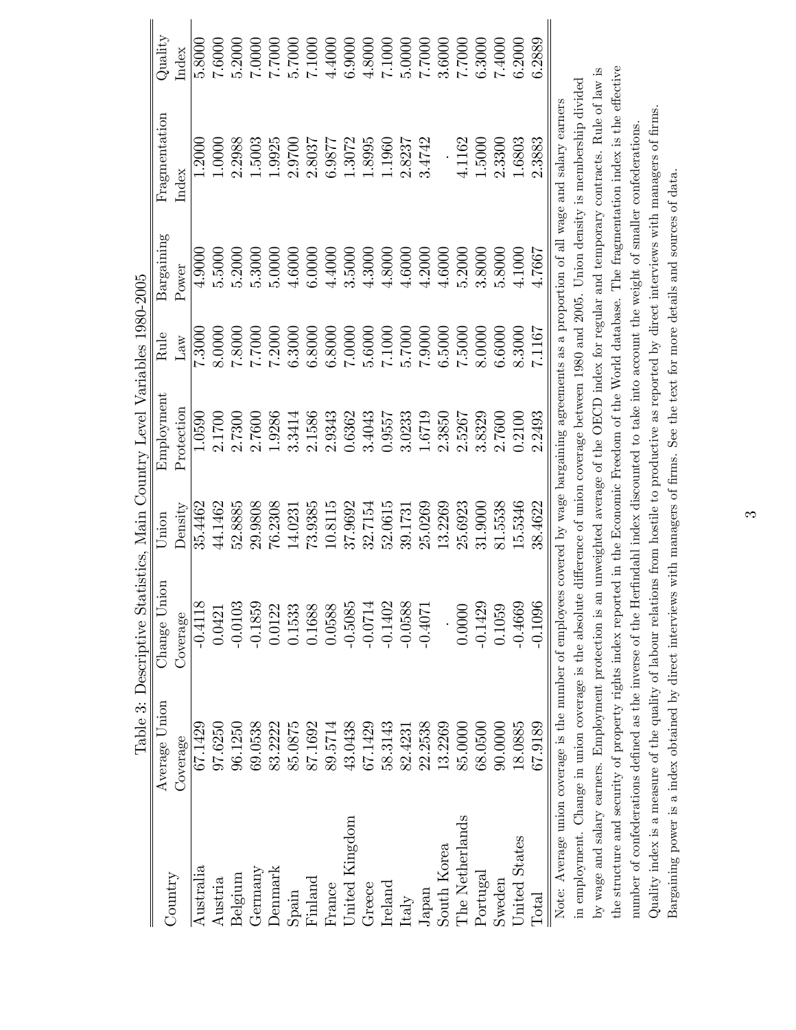Table 3: Descriptive Statistics, Main Country Level Variables 1980-2005

| Country | Average Union Coverage | Change Union Coverage | Union Density | Employment Protection | Rule Law | Bargaining Power | Fragmentation Index | Quality Index |
|---|---|---|---|---|---|---|---|---|
| Australia | 67.1429 | -0.4118 | 35.4462 | 1.0590 | 7.3000 | 4.9000 | 1.2000 | 5.8000 |
| Austria | 97.6250 | 0.0421 | 44.1462 | 2.1700 | 8.0000 | 5.5000 | 1.0000 | 7.6000 |
| Belgium | 96.1250 | -0.0103 | 52.8885 | 2.7300 | 7.8000 | 5.2000 | 2.2988 | 5.2000 |
| Germany | 69.0538 | -0.1859 | 29.9808 | 2.7600 | 7.7000 | 5.3000 | 1.5003 | 7.0000 |
| Denmark | 83.2222 | 0.0122 | 76.2308 | 1.9286 | 7.2000 | 5.0000 | 1.9925 | 7.7000 |
| Spain | 85.0875 | 0.1533 | 14.0231 | 3.3414 | 6.3000 | 4.6000 | 2.9700 | 5.7000 |
| Finland | 87.1692 | 0.1688 | 73.9385 | 2.1586 | 6.8000 | 6.0000 | 2.8037 | 7.1000 |
| France | 89.5714 | 0.0588 | 10.8115 | 2.9343 | 6.8000 | 4.4000 | 6.9877 | 4.4000 |
| United Kingdom | 43.0438 | -0.5085 | 37.9692 | 0.6362 | 7.0000 | 3.5000 | 1.3072 | 6.9000 |
| Greece | 67.1429 | -0.0714 | 32.7154 | 3.4043 | 5.6000 | 4.3000 | 1.8995 | 4.8000 |
| Ireland | 58.3143 | -0.1402 | 52.0615 | 0.9557 | 7.1000 | 4.8000 | 1.1960 | 7.1000 |
| Italy | 82.4231 | -0.0588 | 39.1731 | 3.0233 | 5.7000 | 4.6000 | 2.8237 | 5.0000 |
| Japan | 22.2538 | -0.4071 | 25.0269 | 1.6719 | 7.9000 | 4.2000 | 3.4742 | 7.7000 |
| South Korea | 13.2269 | . | 13.2269 | 2.3850 | 6.5000 | 4.6000 | . | 3.6000 |
| The Netherlands | 85.0000 | 0.0000 | 25.6923 | 2.5267 | 7.5000 | 5.2000 | 4.1162 | 7.7000 |
| Portugal | 68.0500 | -0.1429 | 31.9000 | 3.8329 | 8.0000 | 3.8000 | 1.5000 | 6.3000 |
| Sweden | 90.0000 | 0.1059 | 81.5538 | 2.7600 | 6.6000 | 5.8000 | 2.3300 | 7.4000 |
| United States | 18.0885 | -0.4669 | 15.5346 | 0.2100 | 8.3000 | 4.1000 | 1.6803 | 6.2000 |
| Total | 67.9189 | -0.1096 | 38.4622 | 2.2493 | 7.1167 | 4.7667 | 2.3883 | 6.2889 |

Note: Average union coverage is the number of employees covered by wage bargaining agreements as a proportion of all wage and salary earners in employment. Change in union coverage is the absolute difference of union coverage between 1980 and 2005. Union density is membership divided by wage and salary earners. Employment protection is an unweighted average of the OECD index for regular and temporary contracts. Rule of law is the structure and security of property rights index reported in the Economic Freedom of the World database. The fragmentation index is the effective number of confederations defined as the inverse of the Herfindahl index discounted to take into account the weight of smaller confederations. Quality index is a measure of the quality of labour relations from hostile to productive as reported by direct interviews with managers of firms. Bargaining power is a index obtained by direct interviews with managers of firms. See the text for more details and sources of data.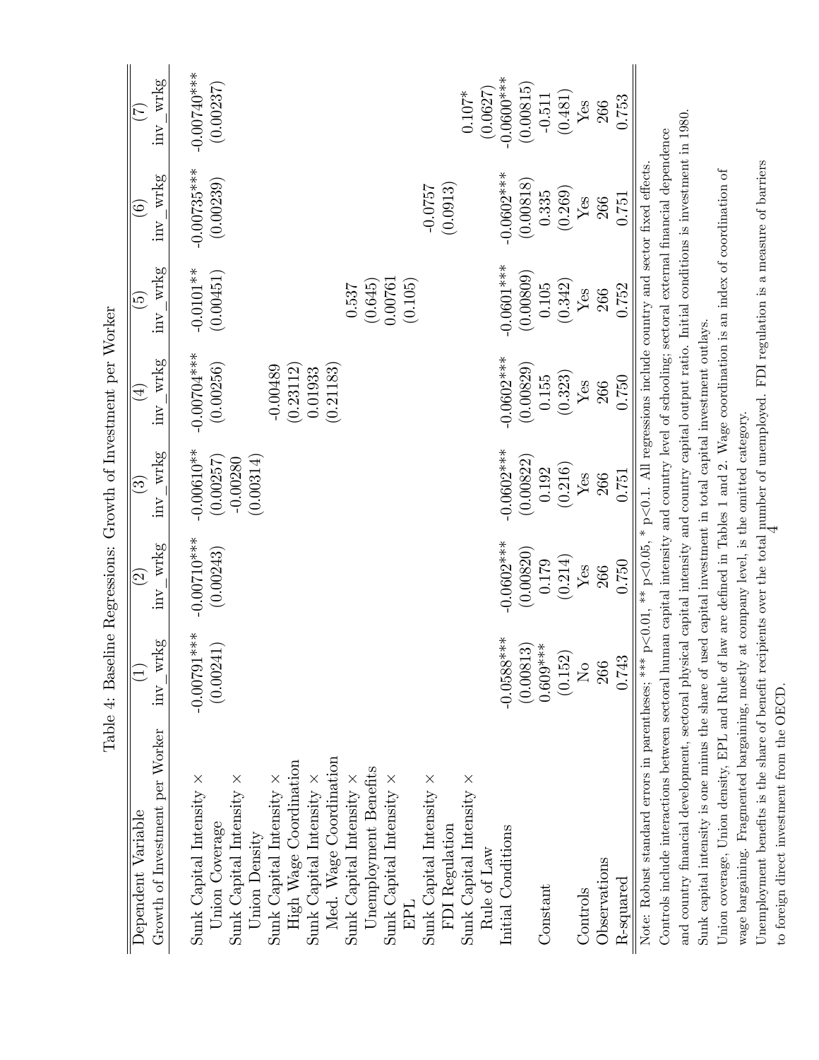Table 4: Baseline Regressions: Growth of Investment per Worker

| Dependent Variable | (1) | (2) | (3) | (4) | (5) | (6) | (7) |
|---|---|---|---|---|---|---|---|
| Growth of Investment per Worker | inv_wrkg | inv_wrkg | inv_wrkg | inv_wrkg | inv_wrkg | inv_wrkg | inv_wrkg |
| Sunk Capital Intensity × Union Coverage | -0.00791*** | -0.00710*** | -0.00610** | -0.00704*** | -0.0101** | -0.00735*** | -0.00740*** |
| | (0.00241) | (0.00243) | (0.00257) | (0.00256) | (0.00451) | (0.00239) | (0.00237) |
| Sunk Capital Intensity × Union Density | | | -0.00280 | | | | |
| | | | (0.00314) | | | | |
| Sunk Capital Intensity × High Wage Coordination | | | | -0.00489 | | | |
| | | | | (0.23112) | | | |
| Sunk Capital Intensity × Med. Wage Coordination | | | | 0.01933 | | | |
| | | | | (0.21183) | | | |
| Sunk Capital Intensity × Unemployment Benefits | | | | | 0.537 | | |
| | | | | | (0.645) | | |
| Sunk Capital Intensity × EPL | | | | | 0.00761 | | |
| | | | | | (0.105) | | |
| Sunk Capital Intensity × FDI Regulation | | | | | | -0.0757 | |
| | | | | | | (0.0913) | |
| Sunk Capital Intensity × Rule of Law | | | | | | | 0.107* |
| | | | | | | | (0.0627) |
| Initial Conditions | -0.0588*** | -0.0602*** | -0.0602*** | -0.0602*** | -0.0601*** | -0.0602*** | -0.0600*** |
| | (0.00813) | (0.00820) | (0.00822) | (0.00829) | (0.00809) | (0.00818) | (0.00815) |
| Constant | 0.609*** | 0.179 | 0.192 | 0.155 | 0.105 | 0.335 | -0.511 |
| | (0.152) | (0.214) | (0.216) | (0.323) | (0.342) | (0.269) | (0.481) |
| Controls | No | Yes | Yes | Yes | Yes | Yes | Yes |
| Observations | 266 | 266 | 266 | 266 | 266 | 266 | 266 |
| R-squared | 0.743 | 0.750 | 0.751 | 0.750 | 0.752 | 0.751 | 0.753 |

Note: Robust standard errors in parentheses; *** p<0.01, ** p<0.05, * p<0.1. All regressions include country and sector fixed effects.
Controls include interactions between sectoral human capital intensity and country level of schooling; sectoral external financial dependence and country financial development, sectoral physical capital intensity and country capital output ratio. Initial conditions is investment in 1980.
Sunk capital intensity is one minus the share of used capital investment in total capital investment outlays.
Union coverage, Union density, EPL and Rule of law are defined in Tables 1 and 2. Wage coordination is an index of coordination of wage bargaining. Fragmented bargaining, mostly at company level, is the omitted category.
Unemployment benefits is the share of benefit recipients over the total number of unemployed. FDI regulation is a measure of barriers to foreign direct investment from the OECD.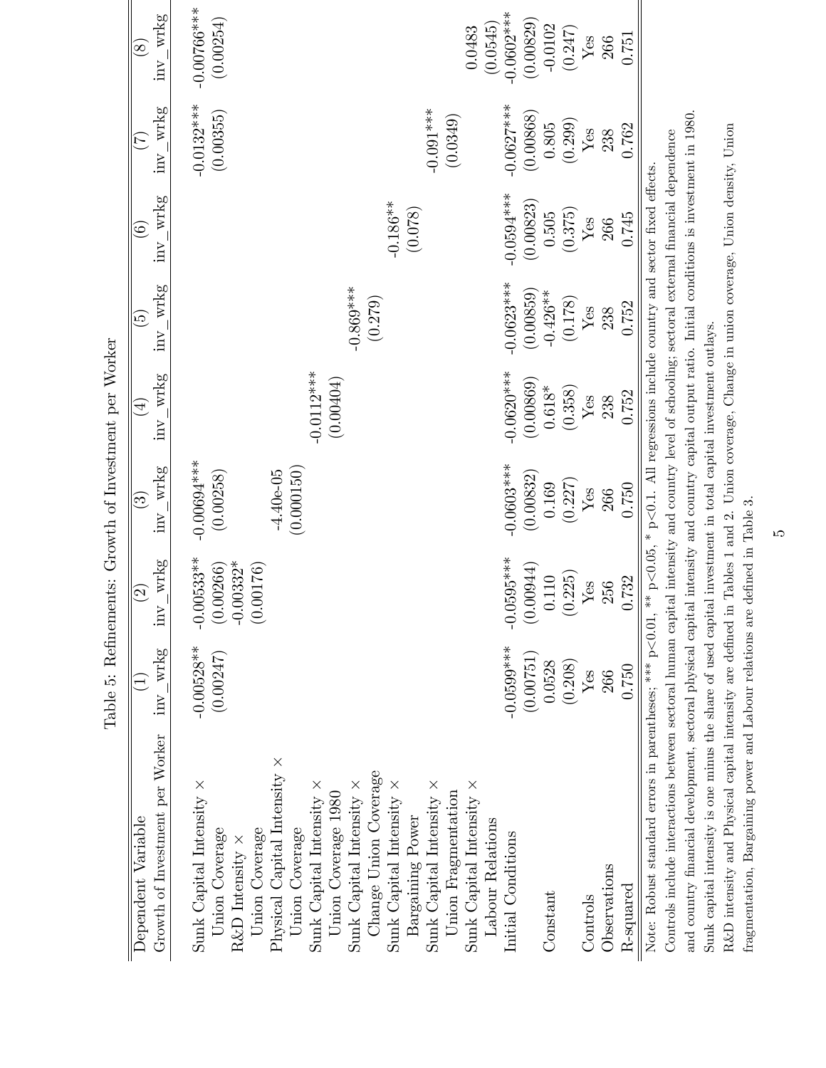Table 5: Refinements: Growth of Investment per Worker

| Dependent Variable | (1) | (2) | (3) | (4) | (5) | (6) | (7) | (8) |
|---|---|---|---|---|---|---|---|---|
| Growth of Investment per Worker | inv_wrkg | inv_wrkg | inv_wrkg | inv_wrkg | inv_wrkg | inv_wrkg | inv_wrkg | inv_wrkg |
| Sunk Capital Intensity × Union Coverage | -0.00528** | -0.00533** | -0.00694*** | | | | | -0.00766*** |
| | (0.00247) | (0.00266) | (0.00258) | | | | | (0.00254) |
| R&D Intensity × Union Coverage | | -0.00332* | | | | | | |
| | | (0.00176) | | | | | | |
| Physical Capital Intensity × Union Coverage | | | -4.40e-05 | | | | | |
| | | | (0.000150) | | | | | |
| Sunk Capital Intensity × Union Coverage 1980 | | | | -0.0112*** | | | -0.0132*** | |
| | | | | (0.00404) | | | (0.00355) | |
| Sunk Capital Intensity × Change Union Coverage | | | | | -0.869*** | | | |
| | | | | | (0.279) | | | |
| Sunk Capital Intensity × Bargaining Power | | | | | | -0.186** | | |
| | | | | | | (0.078) | | |
| Sunk Capital Intensity × Union Fragmentation | | | | | | | -0.091*** | |
| | | | | | | | (0.0349) | |
| Sunk Capital Intensity × Labour Relations | | | | | | | | 0.0483 |
| | | | | | | | | (0.0545) |
| Initial Conditions | -0.0599*** | -0.0595*** | -0.0603*** | -0.0620*** | -0.0623*** | -0.0594*** | -0.0627*** | -0.0602*** |
| | (0.00751) | (0.00944) | (0.00832) | (0.00869) | (0.00859) | (0.00823) | (0.00868) | (0.00829) |
| Constant | 0.0528 | 0.110 | 0.169 | 0.618* | -0.426** | 0.505 | 0.805 | -0.0102 |
| | (0.208) | (0.225) | (0.227) | (0.358) | (0.178) | (0.375) | (0.299) | (0.247) |
| Controls | Yes | Yes | Yes | Yes | Yes | Yes | Yes | Yes |
| Observations | 266 | 256 | 266 | 238 | 238 | 266 | 238 | 266 |
| R-squared | 0.750 | 0.732 | 0.750 | 0.752 | 0.752 | 0.745 | 0.762 | 0.751 |

Note: Robust standard errors in parentheses; *** p<0.01, ** p<0.05, * p<0.1. All regressions include country and sector fixed effects.
Controls include interactions between sectoral human capital intensity and country level of schooling; sectoral external financial dependence and country financial development, sectoral physical capital intensity and country capital output ratio. Initial conditions is investment in 1980.
Sunk capital intensity is one minus the share of used capital investment in total capital investment outlays.
R&D intensity and Physical capital intensity are defined in Tables 1 and 2. Union coverage, Change in union coverage, Union density, Union fragmentation, Bargaining power and Labour relations are defined in Table 3.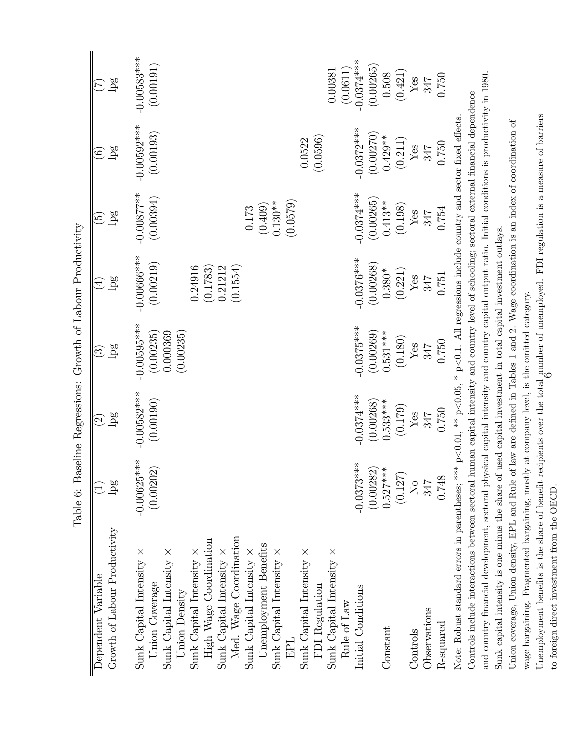Table 6: Baseline Regressions: Growth of Labour Productivity

| Dependent Variable | (1) | (2) | (3) | (4) | (5) | (6) | (7) |
|---|---|---|---|---|---|---|---|
| Growth of Labour Productivity | lpg | lpg | lpg | lpg | lpg | lpg | lpg |
| Sunk Capital Intensity × Union Coverage | -0.00625*** | -0.00582*** | -0.00595*** | -0.00666*** | -0.00877** | -0.00592*** | -0.00583*** |
| | (0.00202) | (0.00190) | (0.00235) | (0.00219) | (0.00394) | (0.00193) | (0.00191) |
| Sunk Capital Intensity × Union Density | | | 0.000369 | | | | |
| | | | (0.00235) | | | | |
| Sunk Capital Intensity × High Wage Coordination | | | | 0.24916 | | | |
| | | | | (0.1783) | | | |
| Sunk Capital Intensity × Med. Wage Coordination | | | | 0.21212 | | | |
| | | | | (0.1554) | | | |
| Sunk Capital Intensity × Unemployment Benefits | | | | | 0.173 | | |
| | | | | | (0.409) | | |
| Sunk Capital Intensity × EPL | | | | | 0.130** | | |
| | | | | | (0.0579) | | |
| Sunk Capital Intensity × FDI Regulation | | | | | | 0.0522 | |
| | | | | | | (0.0596) | |
| Sunk Capital Intensity × Rule of Law | | | | | | | 0.00381 |
| | | | | | | | (0.0611) |
| Initial Conditions | -0.0373*** | -0.0374*** | -0.0375*** | -0.0376*** | -0.0374*** | -0.0372*** | -0.0374*** |
| | (0.00282) | (0.00268) | (0.00269) | (0.00268) | (0.00265) | (0.00270) | (0.00265) |
| Constant | 0.527*** | 0.533*** | 0.531*** | 0.380* | 0.413** | 0.429** | 0.508 |
| | (0.127) | (0.179) | (0.180) | (0.221) | (0.198) | (0.211) | (0.421) |
| Controls | No | Yes | Yes | Yes | Yes | Yes | Yes |
| Observations | 347 | 347 | 347 | 347 | 347 | 347 | 347 |
| R-squared | 0.748 | 0.750 | 0.750 | 0.751 | 0.754 | 0.750 | 0.750 |

Note: Robust standard errors in parentheses; *** p<0.01, ** p<0.05, * p<0.1. All regressions include country and sector fixed effects. Controls include interactions between sectoral human capital intensity and country level of schooling; sectoral external financial dependence and country financial development, sectoral physical capital intensity and country capital output ratio. Initial conditions is productivity in 1980. Sunk capital intensity is one minus the share of used capital investment in total capital investment outlays. Union coverage, Union density, EPL and Rule of law are defined in Tables 1 and 2. Wage coordination is an index of coordination of wage bargaining. Fragmented bargaining, mostly at company level, is the omitted category. Unemployment benefits is the share of benefit recipients over the total number of unemployed. FDI regulation is a measure of barriers to foreign direct investment from the OECD.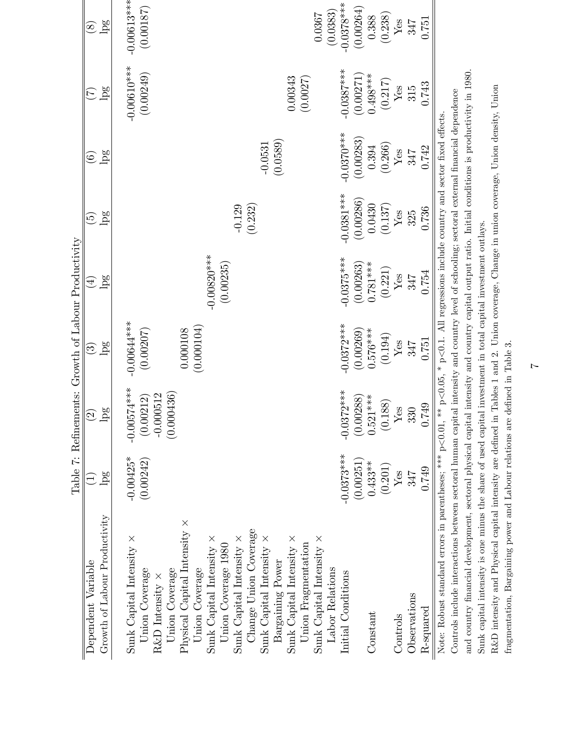Table 7: Refinements: Growth of Labour Productivity

| Dependent Variable | (1) | (2) | (3) | (4) | (5) | (6) | (7) | (8) |
|---|---|---|---|---|---|---|---|---|
| Growth of Labour Productivity | lpg | lpg | lpg | lpg | lpg | lpg | lpg | lpg |
| Sunk Capital Intensity × | -0.00425* | -0.00574*** | -0.00644*** | | | | -0.00610*** | -0.00613*** |
| Union Coverage | (0.00242) | (0.00212) | (0.00207) | | | | (0.00249) | (0.00187) |
| R&D Intensity × | | -0.000512 | | | | | | |
| Union Coverage | | (0.000436) | | | | | | |
| Physical Capital Intensity × | | | 0.000108 | | | | | |
| Union Coverage | | | (0.000104) | | | | | |
| Sunk Capital Intensity × | | | | -0.00820*** | | | | |
| Union Coverage 1980 | | | | (0.00235) | | | | |
| Sunk Capital Intensity × | | | | | -0.129 | | | |
| Change Union Coverage | | | | | (0.232) | | | |
| Sunk Capital Intensity × | | | | | | -0.0531 | | |
| Bargaining Power | | | | | | (0.0589) | | |
| Sunk Capital Intensity × | | | | | | | 0.00343 | |
| Union Fragmentation | | | | | | | (0.0027) | |
| Sunk Capital Intensity × | | | | | | | | 0.0367 |
| Labor Relations | | | | | | | | (0.0383) |
| Initial Conditions | -0.0373*** | -0.0372*** | -0.0372*** | -0.0375*** | -0.0381*** | -0.0370*** | -0.0387*** | -0.0378*** |
| | (0.00251) | (0.00288) | (0.00269) | (0.00263) | (0.00286) | (0.00283) | (0.00271) | (0.00264) |
| Constant | 0.433** | 0.521*** | 0.576*** | 0.781*** | 0.0430 | 0.394 | 0.498*** | 0.388 |
| | (0.201) | (0.188) | (0.194) | (0.221) | (0.137) | (0.266) | (0.217) | (0.238) |
| Controls | Yes | Yes | Yes | Yes | Yes | Yes | Yes | Yes |
| Observations | 347 | 330 | 347 | 347 | 325 | 347 | 315 | 347 |
| R-squared | 0.749 | 0.749 | 0.751 | 0.754 | 0.736 | 0.742 | 0.743 | 0.751 |

Note: Robust standard errors in parentheses; *** p<0.01, ** p<0.05, * p<0.1. All regressions include country and sector fixed effects.
Controls include interactions between sectoral human capital intensity and country level of schooling; sectoral external financial dependence and country financial development, sectoral physical capital intensity and country capital output ratio. Initial conditions is productivity in 1980.
Sunk capital intensity is one minus the share of used capital investment in total capital investment outlays.
R&D intensity and Physical capital intensity are defined in Tables 1 and 2. Union coverage, Change in union coverage, Union density, Union fragmentation, Bargaining power and Labour relations are defined in Table 3.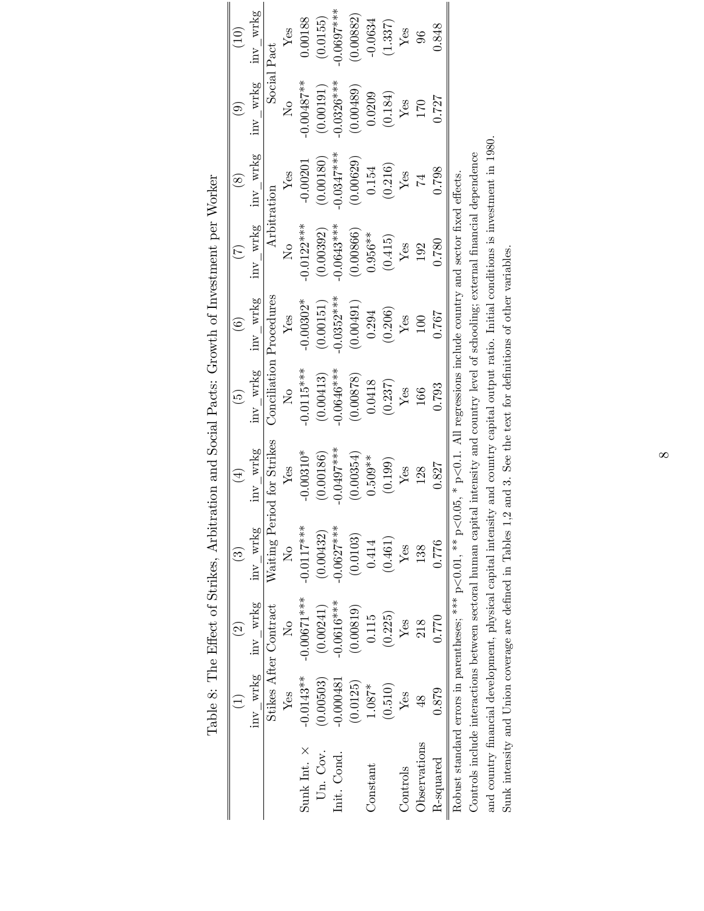Table 8: The Effect of Strikes, Arbitration and Social Pacts: Growth of Investment per Worker

| | (1) | (2) | (3) | (4) | (5) | (6) | (7) | (8) | (9) | (10) |
|---|---|---|---|---|---|---|---|---|---|---|
| | inv_wrkg | inv_wrkg | inv_wrkg | inv_wrkg | inv_wrkg | inv_wrkg | inv_wrkg | inv_wrkg | inv_wrkg | inv_wrkg |
| | Stikes After Contract | | Waiting Period for Strikes | | Conciliation Procedures | | Arbitration | | Social Pact | |
| | Yes | No | No | Yes | No | Yes | No | Yes | No | Yes |
| Sunk Int. × Un. Cov. | -0.0143** | -0.00671*** | -0.0117*** | -0.00310* | -0.0115*** | -0.00302* | -0.0122*** | -0.00201 | -0.00487** | 0.00188 |
| | (0.00503) | (0.00241) | (0.00432) | (0.00186) | (0.00413) | (0.00151) | (0.00392) | (0.00180) | (0.00191) | (0.0155) |
| Init. Cond. | -0.000481 | -0.0616*** | -0.0627*** | -0.0497*** | -0.0646*** | -0.0352*** | -0.0643*** | -0.0347*** | -0.0326*** | -0.0697*** |
| | (0.0125) | (0.00819) | (0.0103) | (0.00354) | (0.00878) | (0.00491) | (0.00866) | (0.00629) | (0.00489) | (0.00882) |
| Constant | 1.087* | 0.115 | 0.414 | 0.509** | 0.0418 | 0.294 | 0.956** | 0.154 | 0.0209 | -0.0634 |
| | (0.510) | (0.225) | (0.461) | (0.199) | (0.237) | (0.206) | (0.415) | (0.216) | (0.184) | (1.337) |
| Controls | Yes | Yes | Yes | Yes | Yes | Yes | Yes | Yes | Yes | Yes |
| Observations | 48 | 218 | 138 | 128 | 166 | 100 | 192 | 74 | 170 | 96 |
| R-squared | 0.879 | 0.770 | 0.776 | 0.827 | 0.793 | 0.767 | 0.780 | 0.798 | 0.727 | 0.848 |

Robust standard errors in parentheses; *** p<0.01, ** p<0.05, * p<0.1. All regressions include country and sector fixed effects. Controls include interactions between sectoral human capital intensity and country level of schooling; external financial dependence and country financial development, physical capital intensity and country capital output ratio. Initial conditions is investment in 1980. Sunk intensity and Union coverage are defined in Tables 1,2 and 3. See the text for definitions of other variables.